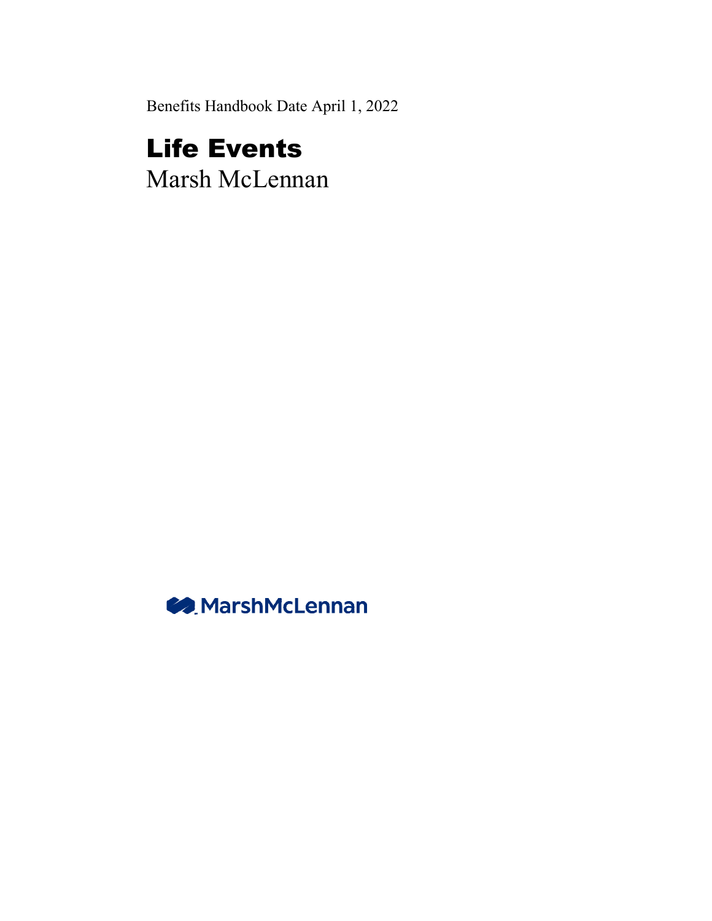Benefits Handbook Date April 1, 2022

# Life Events

Marsh McLennan

MarshMcLennan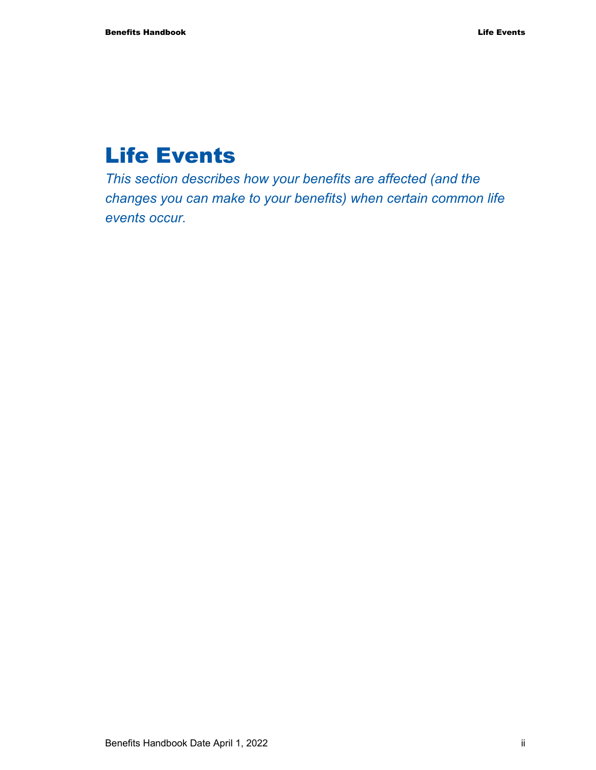# Life Events

*This section describes how your benefits are affected (and the changes you can make to your benefits) when certain common life events occur.*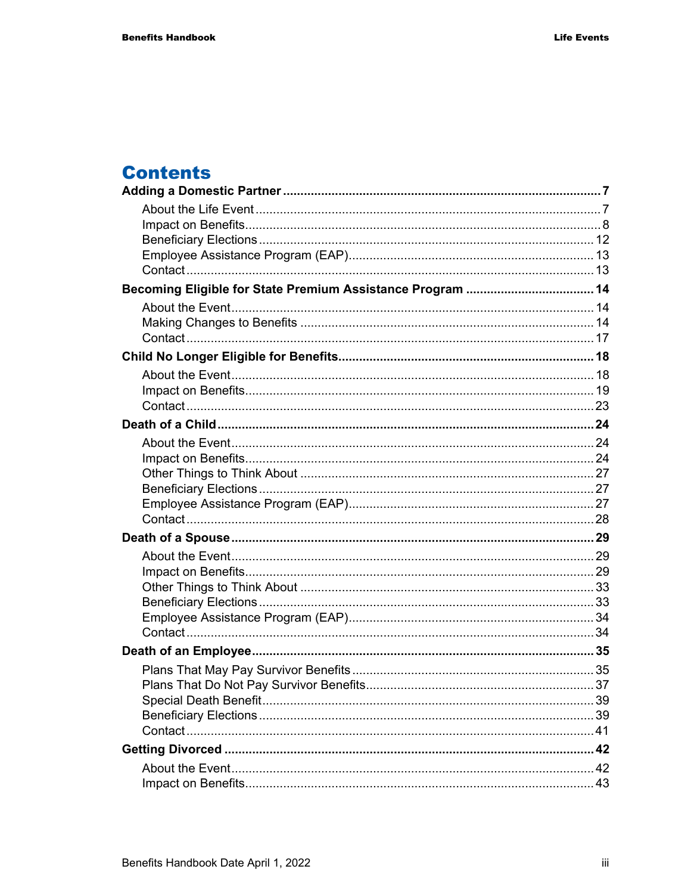# Contents

**Adding a Domestic Partner** .......... **7**

- About the Life Event .......... 7
- Impact on Benefits .......... 8
- Beneficiary Elections .......... 12
- Employee Assistance Program (EAP) .......... 13
- Contact .......... 13

**Becoming Eligible for State Premium Assistance Program** .......... **14**

- About the Event .......... 14
- Making Changes to Benefits .......... 14
- Contact .......... 17

**Child No Longer Eligible for Benefits** .......... **18**

- About the Event .......... 18
- Impact on Benefits .......... 19
- Contact .......... 23

**Death of a Child** .......... **24**

- About the Event .......... 24
- Impact on Benefits .......... 24
- Other Things to Think About .......... 27
- Beneficiary Elections .......... 27
- Employee Assistance Program (EAP) .......... 27
- Contact .......... 28

**Death of a Spouse** .......... **29**

- About the Event .......... 29
- Impact on Benefits .......... 29
- Other Things to Think About .......... 33
- Beneficiary Elections .......... 33
- Employee Assistance Program (EAP) .......... 34
- Contact .......... 34

**Death of an Employee** .......... **35**

- Plans That May Pay Survivor Benefits .......... 35
- Plans That Do Not Pay Survivor Benefits .......... 37
- Special Death Benefit .......... 39
- Beneficiary Elections .......... 39
- Contact .......... 41

**Getting Divorced** .......... **42**

- About the Event .......... 42
- Impact on Benefits .......... 43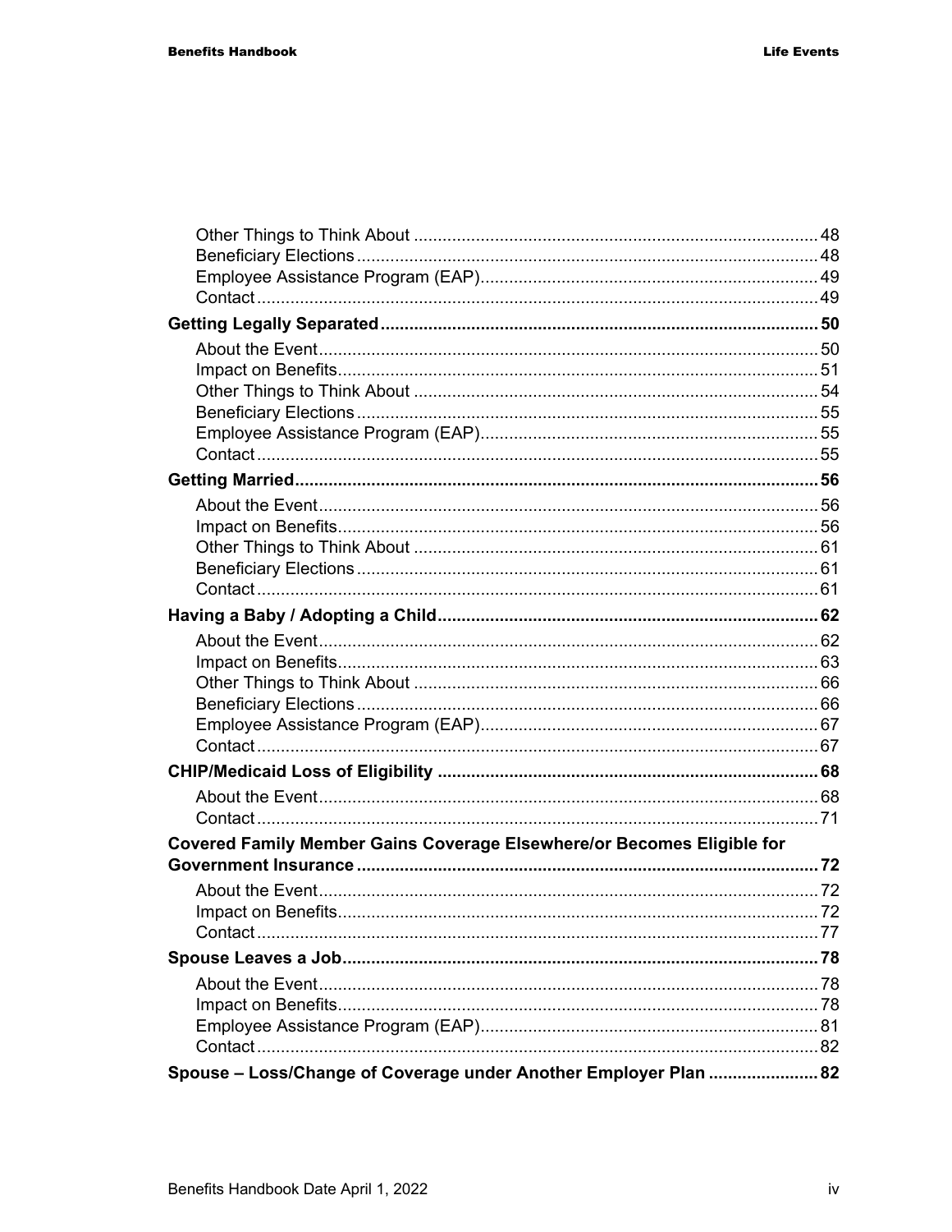Other Things to Think About ..... 48
Beneficiary Elections ..... 48
Employee Assistance Program (EAP) ..... 49
Contact ..... 49

**Getting Legally Separated ..... 50**

About the Event ..... 50
Impact on Benefits ..... 51
Other Things to Think About ..... 54
Beneficiary Elections ..... 55
Employee Assistance Program (EAP) ..... 55
Contact ..... 55

**Getting Married ..... 56**

About the Event ..... 56
Impact on Benefits ..... 56
Other Things to Think About ..... 61
Beneficiary Elections ..... 61
Contact ..... 61

**Having a Baby / Adopting a Child ..... 62**

About the Event ..... 62
Impact on Benefits ..... 63
Other Things to Think About ..... 66
Beneficiary Elections ..... 66
Employee Assistance Program (EAP) ..... 67
Contact ..... 67

**CHIP/Medicaid Loss of Eligibility ..... 68**

About the Event ..... 68
Contact ..... 71

**Covered Family Member Gains Coverage Elsewhere/or Becomes Eligible for Government Insurance ..... 72**

About the Event ..... 72
Impact on Benefits ..... 72
Contact ..... 77

**Spouse Leaves a Job ..... 78**

About the Event ..... 78
Impact on Benefits ..... 78
Employee Assistance Program (EAP) ..... 81
Contact ..... 82

**Spouse – Loss/Change of Coverage under Another Employer Plan ..... 82**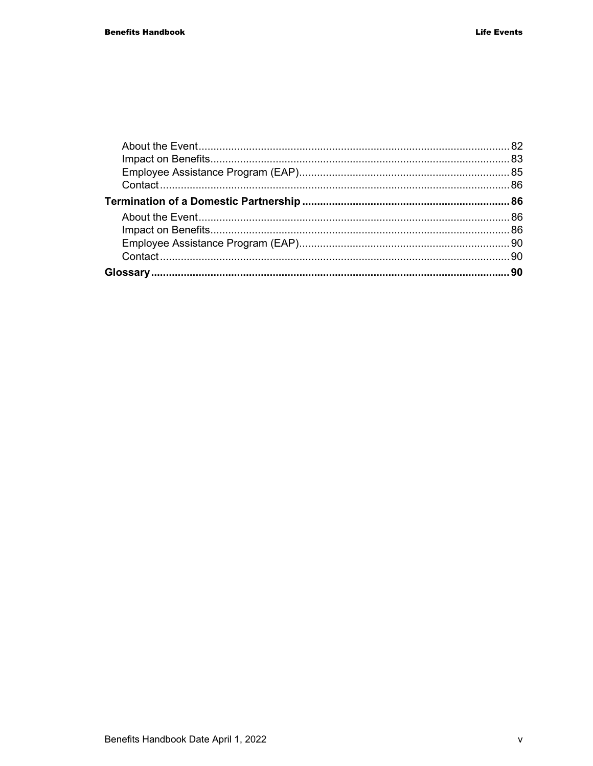- About the Event ... 82
- Impact on Benefits ... 83
- Employee Assistance Program (EAP) ... 85
- Contact ... 86

**Termination of a Domestic Partnership ... 86**

- About the Event ... 86
- Impact on Benefits ... 86
- Employee Assistance Program (EAP) ... 90
- Contact ... 90

**Glossary ... 90**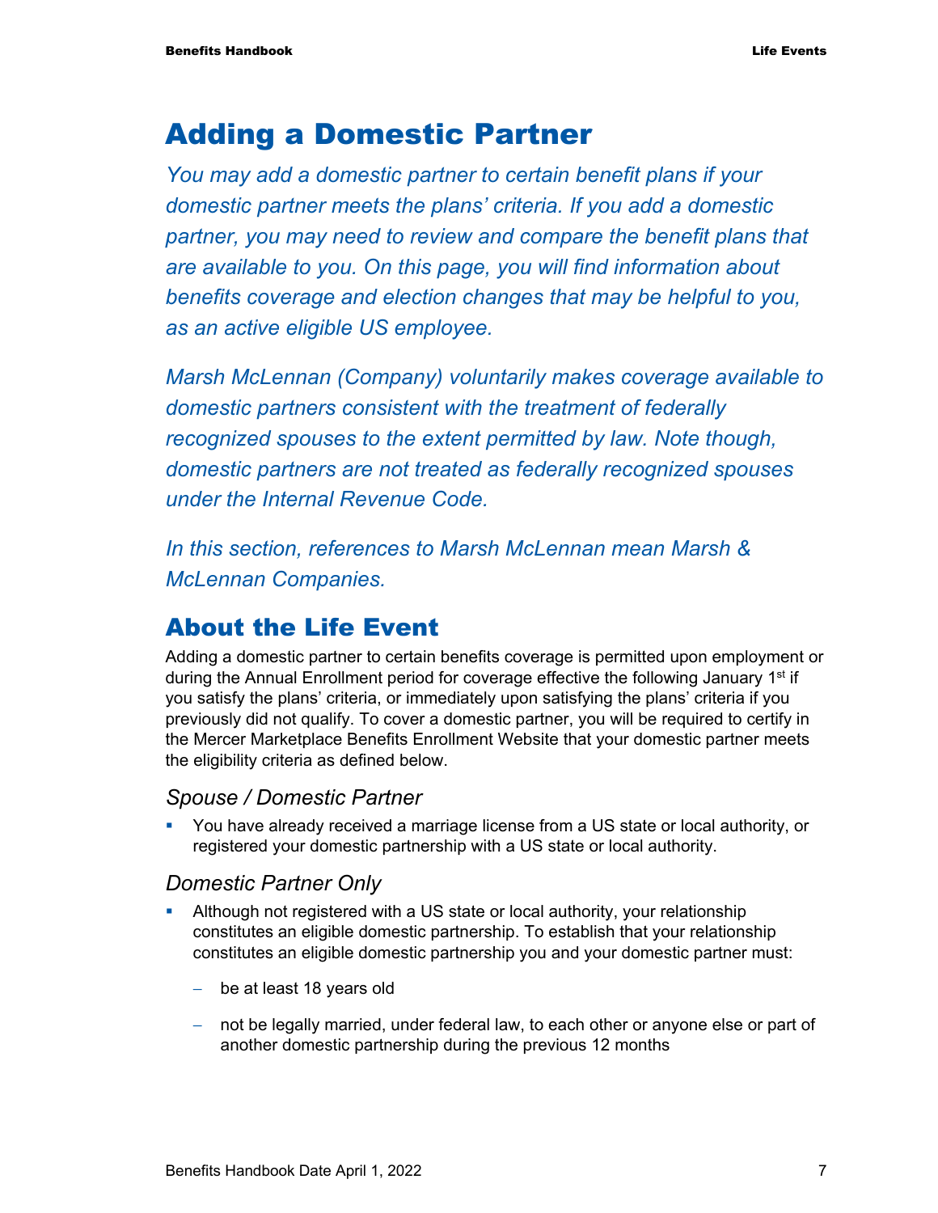# Adding a Domestic Partner

*You may add a domestic partner to certain benefit plans if your domestic partner meets the plans' criteria. If you add a domestic partner, you may need to review and compare the benefit plans that are available to you. On this page, you will find information about benefits coverage and election changes that may be helpful to you, as an active eligible US employee.*

*Marsh McLennan (Company) voluntarily makes coverage available to domestic partners consistent with the treatment of federally recognized spouses to the extent permitted by law. Note though, domestic partners are not treated as federally recognized spouses under the Internal Revenue Code.*

*In this section, references to Marsh McLennan mean Marsh & McLennan Companies.*

## About the Life Event

Adding a domestic partner to certain benefits coverage is permitted upon employment or during the Annual Enrollment period for coverage effective the following January 1st if you satisfy the plans' criteria, or immediately upon satisfying the plans' criteria if you previously did not qualify. To cover a domestic partner, you will be required to certify in the Mercer Marketplace Benefits Enrollment Website that your domestic partner meets the eligibility criteria as defined below.

### *Spouse / Domestic Partner*

- You have already received a marriage license from a US state or local authority, or registered your domestic partnership with a US state or local authority.

### *Domestic Partner Only*

- Although not registered with a US state or local authority, your relationship constitutes an eligible domestic partnership. To establish that your relationship constitutes an eligible domestic partnership you and your domestic partner must:
  - be at least 18 years old
  - not be legally married, under federal law, to each other or anyone else or part of another domestic partnership during the previous 12 months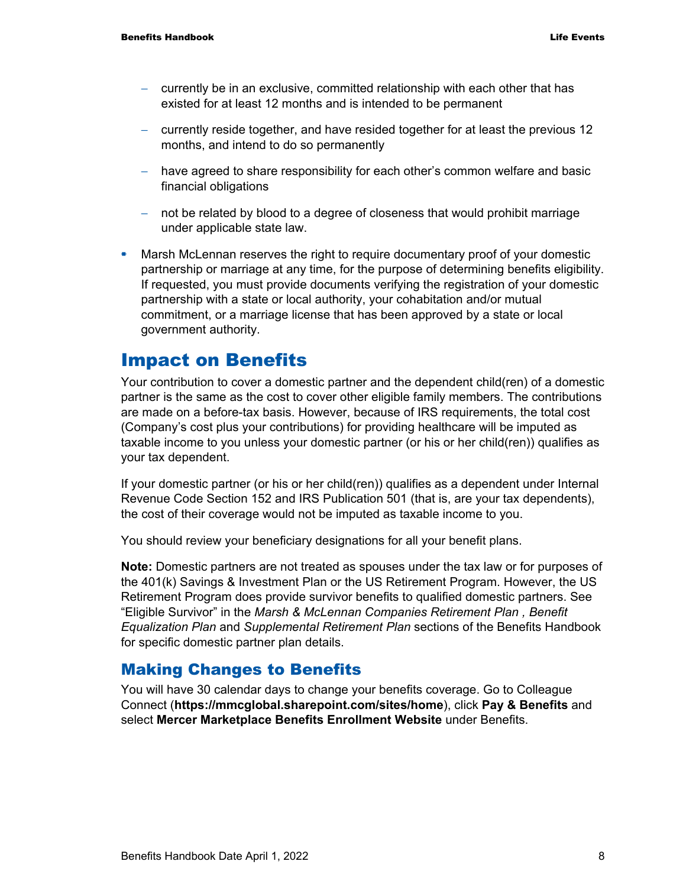- currently be in an exclusive, committed relationship with each other that has existed for at least 12 months and is intended to be permanent
  - currently reside together, and have resided together for at least the previous 12 months, and intend to do so permanently
  - have agreed to share responsibility for each other's common welfare and basic financial obligations
  - not be related by blood to a degree of closeness that would prohibit marriage under applicable state law.
- Marsh McLennan reserves the right to require documentary proof of your domestic partnership or marriage at any time, for the purpose of determining benefits eligibility. If requested, you must provide documents verifying the registration of your domestic partnership with a state or local authority, your cohabitation and/or mutual commitment, or a marriage license that has been approved by a state or local government authority.

# Impact on Benefits

Your contribution to cover a domestic partner and the dependent child(ren) of a domestic partner is the same as the cost to cover other eligible family members. The contributions are made on a before-tax basis. However, because of IRS requirements, the total cost (Company's cost plus your contributions) for providing healthcare will be imputed as taxable income to you unless your domestic partner (or his or her child(ren)) qualifies as your tax dependent.

If your domestic partner (or his or her child(ren)) qualifies as a dependent under Internal Revenue Code Section 152 and IRS Publication 501 (that is, are your tax dependents), the cost of their coverage would not be imputed as taxable income to you.

You should review your beneficiary designations for all your benefit plans.

**Note:** Domestic partners are not treated as spouses under the tax law or for purposes of the 401(k) Savings & Investment Plan or the US Retirement Program. However, the US Retirement Program does provide survivor benefits to qualified domestic partners. See "Eligible Survivor" in the *Marsh & McLennan Companies Retirement Plan , Benefit Equalization Plan* and *Supplemental Retirement Plan* sections of the Benefits Handbook for specific domestic partner plan details.

## Making Changes to Benefits

You will have 30 calendar days to change your benefits coverage. Go to Colleague Connect (**https://mmcglobal.sharepoint.com/sites/home**), click **Pay & Benefits** and select **Mercer Marketplace Benefits Enrollment Website** under Benefits.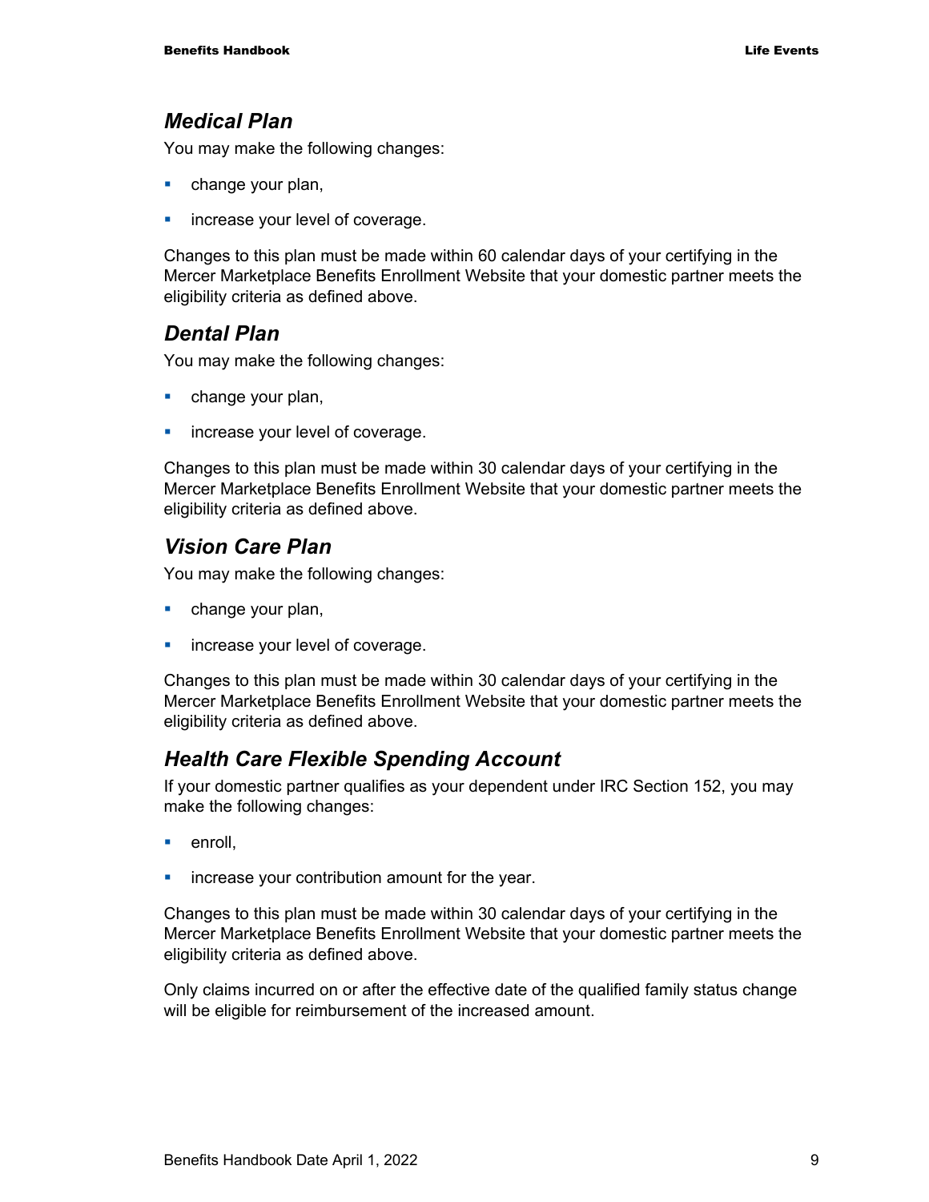### *Medical Plan*

You may make the following changes:

- change your plan,
- increase your level of coverage.

Changes to this plan must be made within 60 calendar days of your certifying in the Mercer Marketplace Benefits Enrollment Website that your domestic partner meets the eligibility criteria as defined above.

### *Dental Plan*

You may make the following changes:

- change your plan,
- increase your level of coverage.

Changes to this plan must be made within 30 calendar days of your certifying in the Mercer Marketplace Benefits Enrollment Website that your domestic partner meets the eligibility criteria as defined above.

### *Vision Care Plan*

You may make the following changes:

- change your plan,
- increase your level of coverage.

Changes to this plan must be made within 30 calendar days of your certifying in the Mercer Marketplace Benefits Enrollment Website that your domestic partner meets the eligibility criteria as defined above.

### *Health Care Flexible Spending Account*

If your domestic partner qualifies as your dependent under IRC Section 152, you may make the following changes:

- enroll,
- increase your contribution amount for the year.

Changes to this plan must be made within 30 calendar days of your certifying in the Mercer Marketplace Benefits Enrollment Website that your domestic partner meets the eligibility criteria as defined above.

Only claims incurred on or after the effective date of the qualified family status change will be eligible for reimbursement of the increased amount.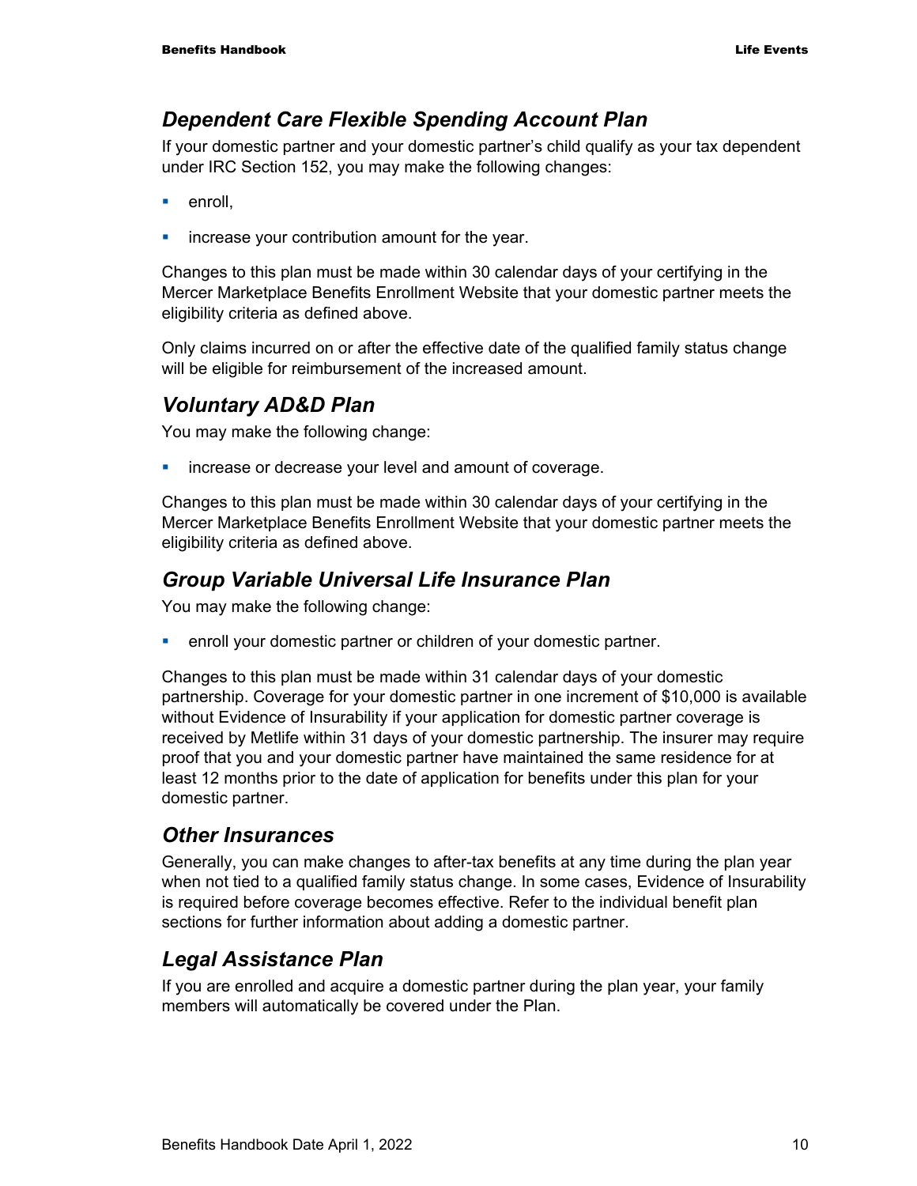## Dependent Care Flexible Spending Account Plan

If your domestic partner and your domestic partner's child qualify as your tax dependent under IRC Section 152, you may make the following changes:

- enroll,
- increase your contribution amount for the year.

Changes to this plan must be made within 30 calendar days of your certifying in the Mercer Marketplace Benefits Enrollment Website that your domestic partner meets the eligibility criteria as defined above.

Only claims incurred on or after the effective date of the qualified family status change will be eligible for reimbursement of the increased amount.

## Voluntary AD&D Plan

You may make the following change:

- increase or decrease your level and amount of coverage.

Changes to this plan must be made within 30 calendar days of your certifying in the Mercer Marketplace Benefits Enrollment Website that your domestic partner meets the eligibility criteria as defined above.

## Group Variable Universal Life Insurance Plan

You may make the following change:

- enroll your domestic partner or children of your domestic partner.

Changes to this plan must be made within 31 calendar days of your domestic partnership. Coverage for your domestic partner in one increment of $10,000 is available without Evidence of Insurability if your application for domestic partner coverage is received by Metlife within 31 days of your domestic partnership. The insurer may require proof that you and your domestic partner have maintained the same residence for at least 12 months prior to the date of application for benefits under this plan for your domestic partner.

## Other Insurances

Generally, you can make changes to after-tax benefits at any time during the plan year when not tied to a qualified family status change. In some cases, Evidence of Insurability is required before coverage becomes effective. Refer to the individual benefit plan sections for further information about adding a domestic partner.

## Legal Assistance Plan

If you are enrolled and acquire a domestic partner during the plan year, your family members will automatically be covered under the Plan.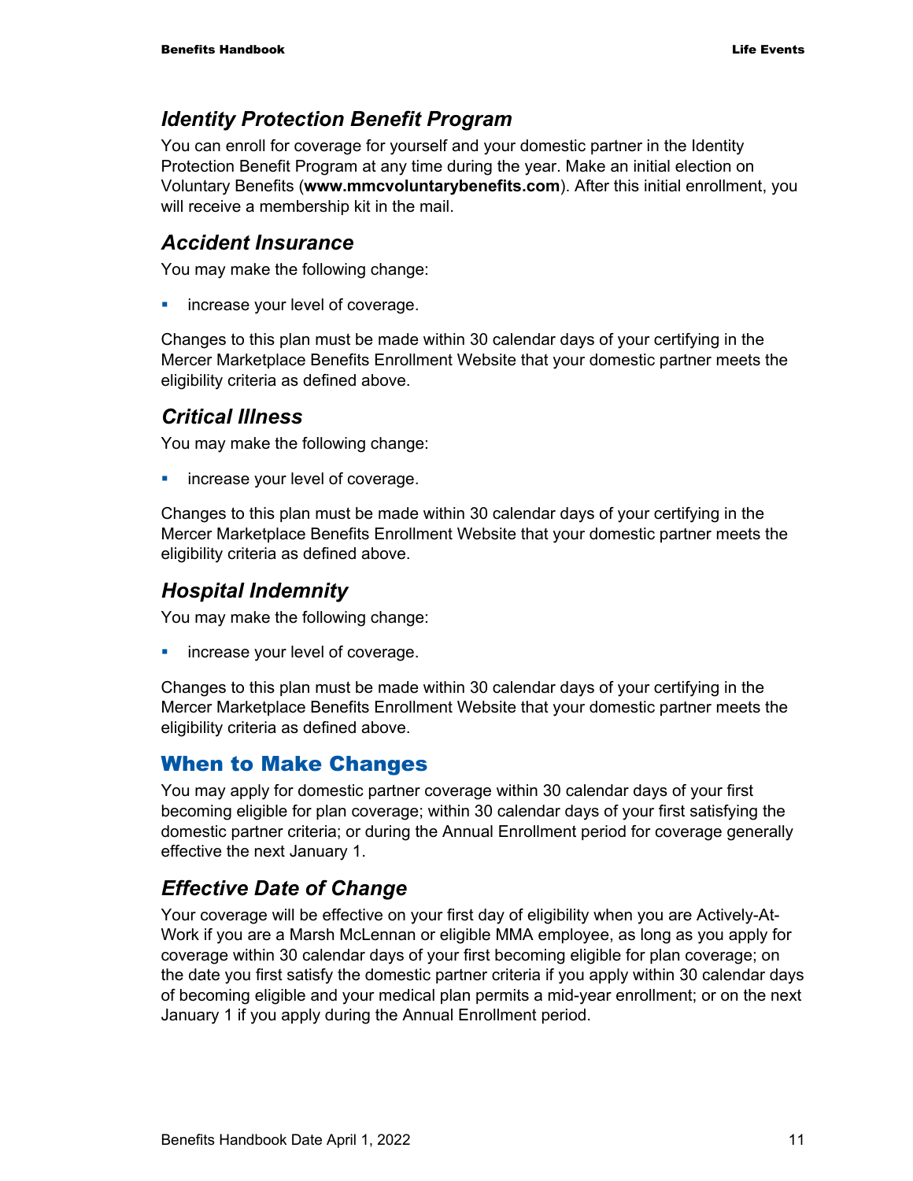### *Identity Protection Benefit Program*

You can enroll for coverage for yourself and your domestic partner in the Identity Protection Benefit Program at any time during the year. Make an initial election on Voluntary Benefits (**www.mmcvoluntarybenefits.com**). After this initial enrollment, you will receive a membership kit in the mail.

### *Accident Insurance*

You may make the following change:

- increase your level of coverage.

Changes to this plan must be made within 30 calendar days of your certifying in the Mercer Marketplace Benefits Enrollment Website that your domestic partner meets the eligibility criteria as defined above.

### *Critical Illness*

You may make the following change:

- increase your level of coverage.

Changes to this plan must be made within 30 calendar days of your certifying in the Mercer Marketplace Benefits Enrollment Website that your domestic partner meets the eligibility criteria as defined above.

### *Hospital Indemnity*

You may make the following change:

- increase your level of coverage.

Changes to this plan must be made within 30 calendar days of your certifying in the Mercer Marketplace Benefits Enrollment Website that your domestic partner meets the eligibility criteria as defined above.

## When to Make Changes

You may apply for domestic partner coverage within 30 calendar days of your first becoming eligible for plan coverage; within 30 calendar days of your first satisfying the domestic partner criteria; or during the Annual Enrollment period for coverage generally effective the next January 1.

### *Effective Date of Change*

Your coverage will be effective on your first day of eligibility when you are Actively-At-Work if you are a Marsh McLennan or eligible MMA employee, as long as you apply for coverage within 30 calendar days of your first becoming eligible for plan coverage; on the date you first satisfy the domestic partner criteria if you apply within 30 calendar days of becoming eligible and your medical plan permits a mid-year enrollment; or on the next January 1 if you apply during the Annual Enrollment period.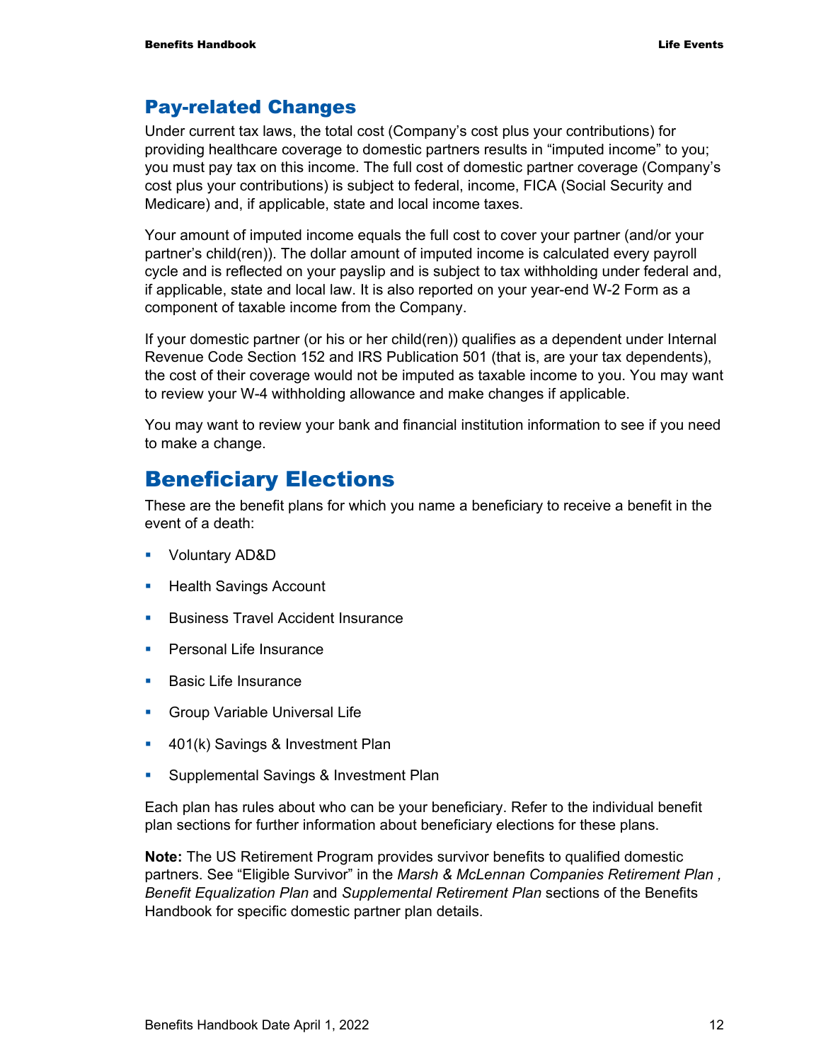## Pay-related Changes

Under current tax laws, the total cost (Company's cost plus your contributions) for providing healthcare coverage to domestic partners results in "imputed income" to you; you must pay tax on this income. The full cost of domestic partner coverage (Company's cost plus your contributions) is subject to federal, income, FICA (Social Security and Medicare) and, if applicable, state and local income taxes.

Your amount of imputed income equals the full cost to cover your partner (and/or your partner's child(ren)). The dollar amount of imputed income is calculated every payroll cycle and is reflected on your payslip and is subject to tax withholding under federal and, if applicable, state and local law. It is also reported on your year-end W-2 Form as a component of taxable income from the Company.

If your domestic partner (or his or her child(ren)) qualifies as a dependent under Internal Revenue Code Section 152 and IRS Publication 501 (that is, are your tax dependents), the cost of their coverage would not be imputed as taxable income to you. You may want to review your W-4 withholding allowance and make changes if applicable.

You may want to review your bank and financial institution information to see if you need to make a change.

# Beneficiary Elections

These are the benefit plans for which you name a beneficiary to receive a benefit in the event of a death:

- Voluntary AD&D
- Health Savings Account
- Business Travel Accident Insurance
- Personal Life Insurance
- Basic Life Insurance
- Group Variable Universal Life
- 401(k) Savings & Investment Plan
- Supplemental Savings & Investment Plan

Each plan has rules about who can be your beneficiary. Refer to the individual benefit plan sections for further information about beneficiary elections for these plans.

**Note:** The US Retirement Program provides survivor benefits to qualified domestic partners. See "Eligible Survivor" in the *Marsh & McLennan Companies Retirement Plan , Benefit Equalization Plan* and *Supplemental Retirement Plan* sections of the Benefits Handbook for specific domestic partner plan details.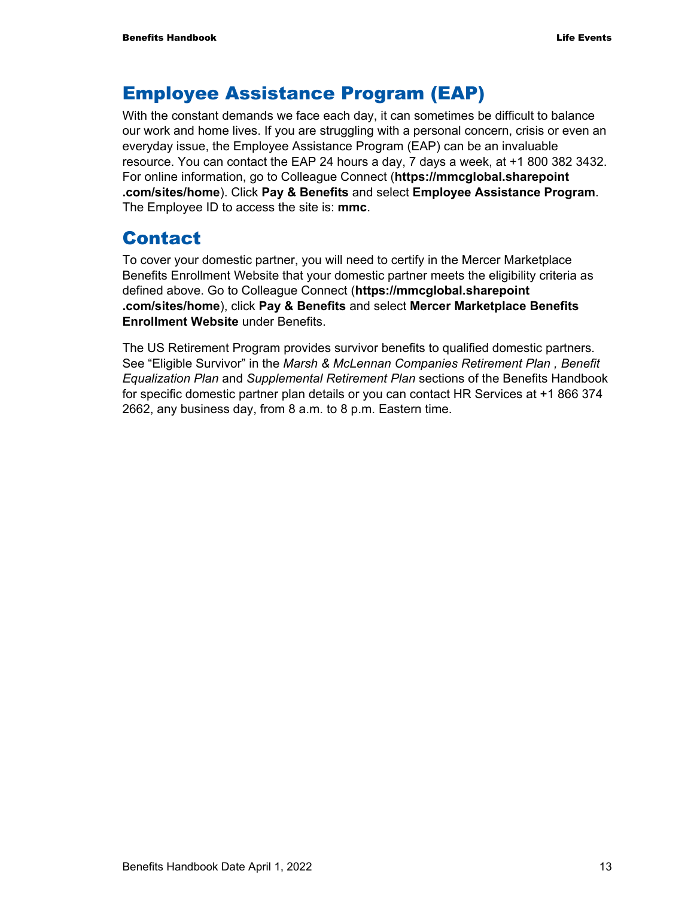## Employee Assistance Program (EAP)

With the constant demands we face each day, it can sometimes be difficult to balance our work and home lives. If you are struggling with a personal concern, crisis or even an everyday issue, the Employee Assistance Program (EAP) can be an invaluable resource. You can contact the EAP 24 hours a day, 7 days a week, at +1 800 382 3432. For online information, go to Colleague Connect (**https://mmcglobal.sharepoint.com/sites/home**). Click **Pay & Benefits** and select **Employee Assistance Program**. The Employee ID to access the site is: **mmc**.

## Contact

To cover your domestic partner, you will need to certify in the Mercer Marketplace Benefits Enrollment Website that your domestic partner meets the eligibility criteria as defined above. Go to Colleague Connect (**https://mmcglobal.sharepoint.com/sites/home**), click **Pay & Benefits** and select **Mercer Marketplace Benefits Enrollment Website** under Benefits.

The US Retirement Program provides survivor benefits to qualified domestic partners. See "Eligible Survivor" in the *Marsh & McLennan Companies Retirement Plan , Benefit Equalization Plan* and *Supplemental Retirement Plan* sections of the Benefits Handbook for specific domestic partner plan details or you can contact HR Services at +1 866 374 2662, any business day, from 8 a.m. to 8 p.m. Eastern time.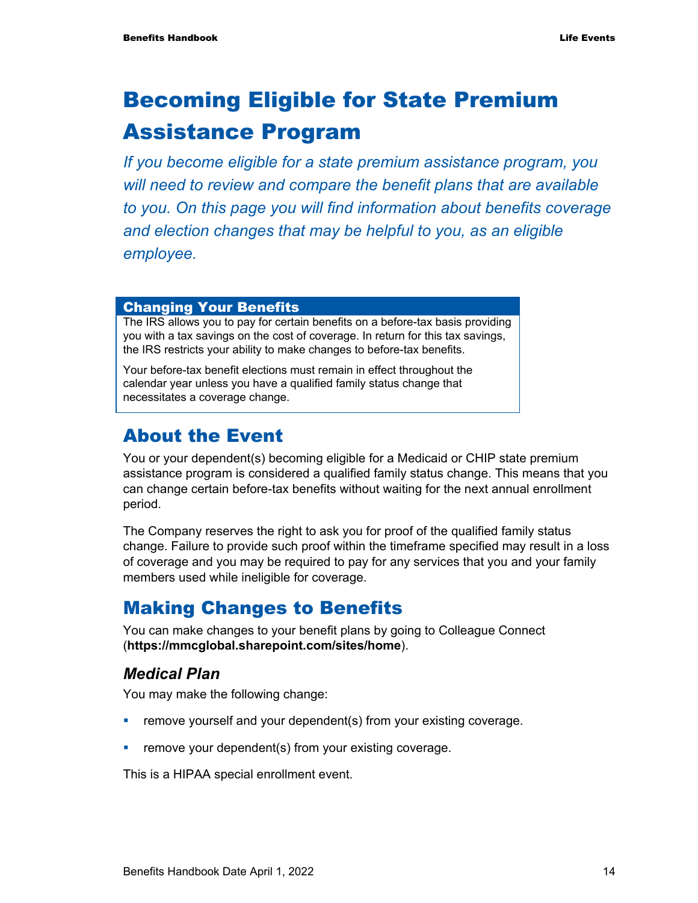# Becoming Eligible for State Premium Assistance Program

*If you become eligible for a state premium assistance program, you will need to review and compare the benefit plans that are available to you. On this page you will find information about benefits coverage and election changes that may be helpful to you, as an eligible employee.*

### Changing Your Benefits

The IRS allows you to pay for certain benefits on a before-tax basis providing you with a tax savings on the cost of coverage. In return for this tax savings, the IRS restricts your ability to make changes to before-tax benefits.

Your before-tax benefit elections must remain in effect throughout the calendar year unless you have a qualified family status change that necessitates a coverage change.

## About the Event

You or your dependent(s) becoming eligible for a Medicaid or CHIP state premium assistance program is considered a qualified family status change. This means that you can change certain before-tax benefits without waiting for the next annual enrollment period.

The Company reserves the right to ask you for proof of the qualified family status change. Failure to provide such proof within the timeframe specified may result in a loss of coverage and you may be required to pay for any services that you and your family members used while ineligible for coverage.

## Making Changes to Benefits

You can make changes to your benefit plans by going to Colleague Connect (**https://mmcglobal.sharepoint.com/sites/home**).

### *Medical Plan*

You may make the following change:

- remove yourself and your dependent(s) from your existing coverage.
- remove your dependent(s) from your existing coverage.

This is a HIPAA special enrollment event.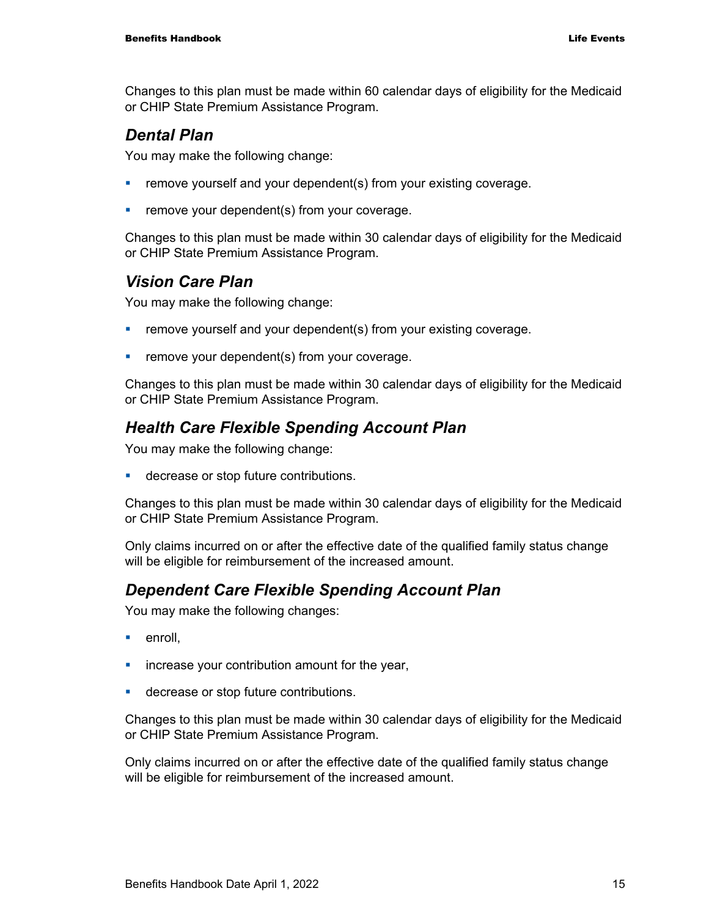Changes to this plan must be made within 60 calendar days of eligibility for the Medicaid or CHIP State Premium Assistance Program.

### *Dental Plan*

You may make the following change:

- remove yourself and your dependent(s) from your existing coverage.
- remove your dependent(s) from your coverage.

Changes to this plan must be made within 30 calendar days of eligibility for the Medicaid or CHIP State Premium Assistance Program.

### *Vision Care Plan*

You may make the following change:

- remove yourself and your dependent(s) from your existing coverage.
- remove your dependent(s) from your coverage.

Changes to this plan must be made within 30 calendar days of eligibility for the Medicaid or CHIP State Premium Assistance Program.

### *Health Care Flexible Spending Account Plan*

You may make the following change:

- decrease or stop future contributions.

Changes to this plan must be made within 30 calendar days of eligibility for the Medicaid or CHIP State Premium Assistance Program.

Only claims incurred on or after the effective date of the qualified family status change will be eligible for reimbursement of the increased amount.

### *Dependent Care Flexible Spending Account Plan*

You may make the following changes:

- enroll,
- increase your contribution amount for the year,
- decrease or stop future contributions.

Changes to this plan must be made within 30 calendar days of eligibility for the Medicaid or CHIP State Premium Assistance Program.

Only claims incurred on or after the effective date of the qualified family status change will be eligible for reimbursement of the increased amount.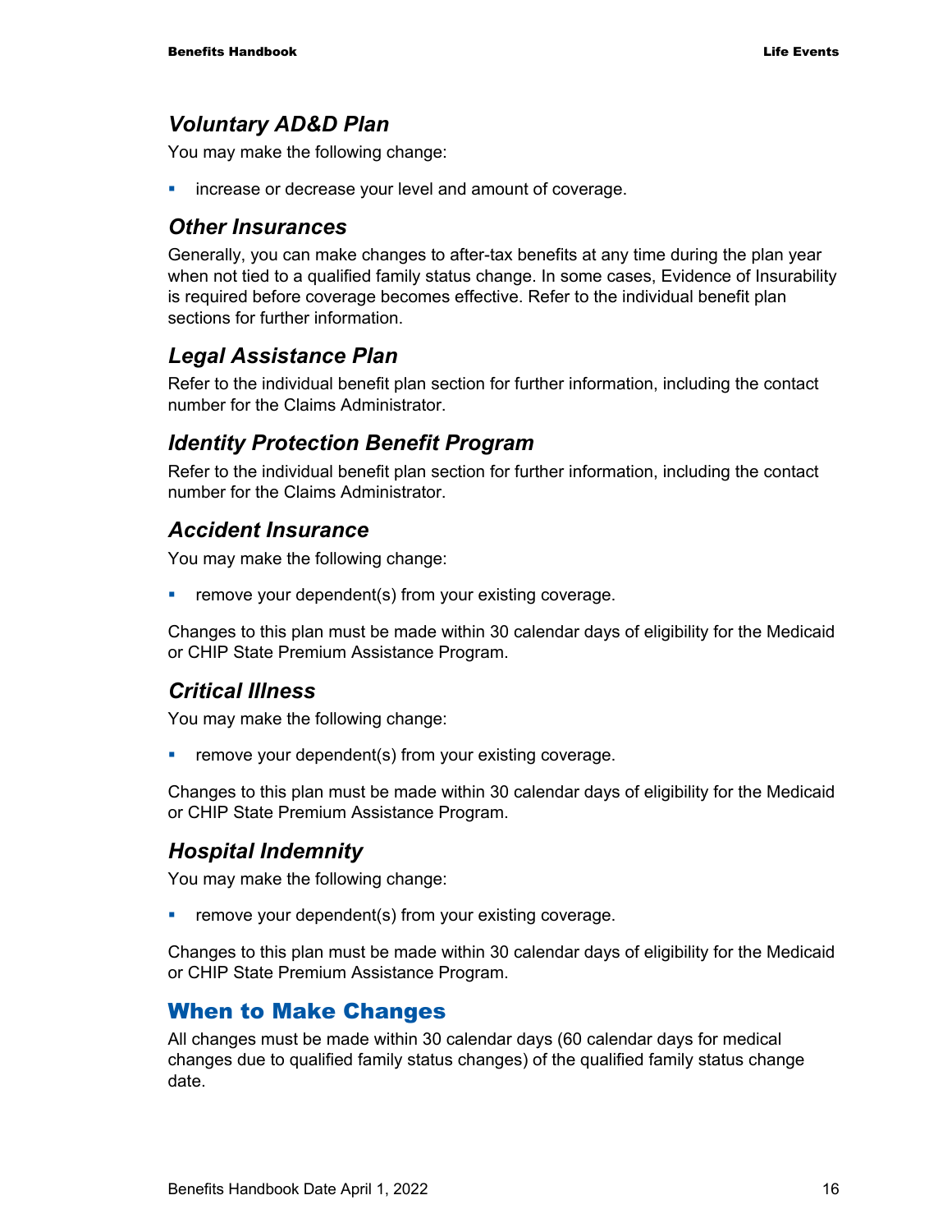### *Voluntary AD&D Plan*

You may make the following change:

- increase or decrease your level and amount of coverage.

### *Other Insurances*

Generally, you can make changes to after-tax benefits at any time during the plan year when not tied to a qualified family status change. In some cases, Evidence of Insurability is required before coverage becomes effective. Refer to the individual benefit plan sections for further information.

### *Legal Assistance Plan*

Refer to the individual benefit plan section for further information, including the contact number for the Claims Administrator.

### *Identity Protection Benefit Program*

Refer to the individual benefit plan section for further information, including the contact number for the Claims Administrator.

### *Accident Insurance*

You may make the following change:

- remove your dependent(s) from your existing coverage.

Changes to this plan must be made within 30 calendar days of eligibility for the Medicaid or CHIP State Premium Assistance Program.

### *Critical Illness*

You may make the following change:

- remove your dependent(s) from your existing coverage.

Changes to this plan must be made within 30 calendar days of eligibility for the Medicaid or CHIP State Premium Assistance Program.

### *Hospital Indemnity*

You may make the following change:

- remove your dependent(s) from your existing coverage.

Changes to this plan must be made within 30 calendar days of eligibility for the Medicaid or CHIP State Premium Assistance Program.

## When to Make Changes

All changes must be made within 30 calendar days (60 calendar days for medical changes due to qualified family status changes) of the qualified family status change date.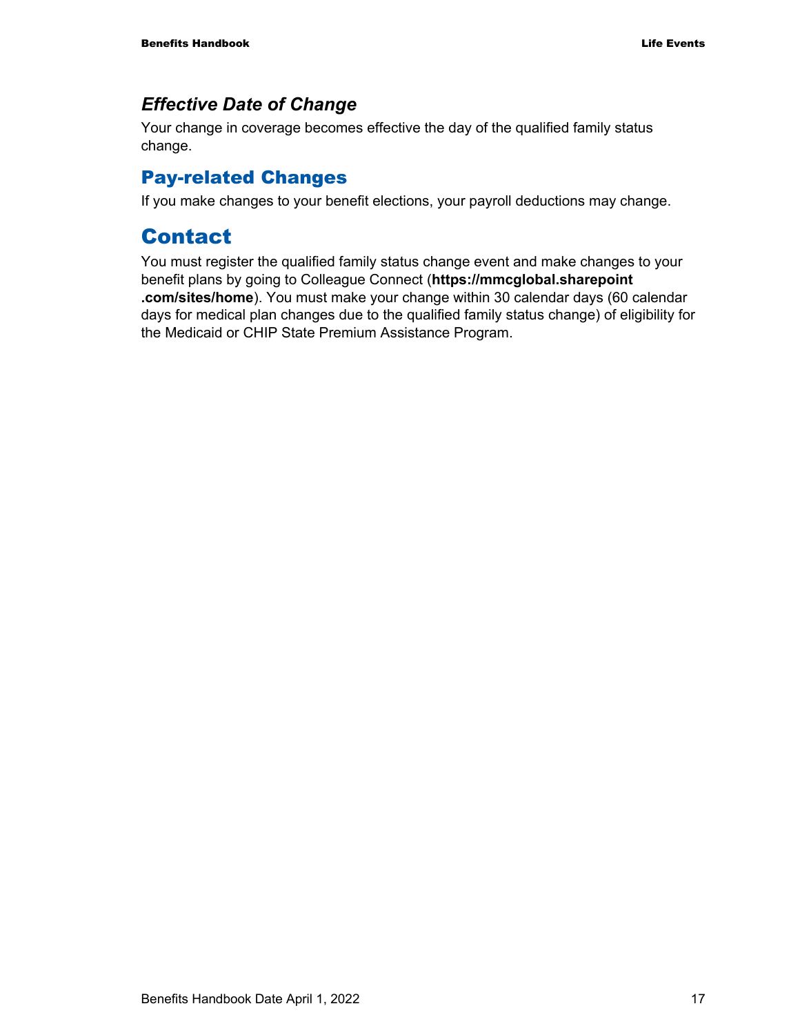### *Effective Date of Change*

Your change in coverage becomes effective the day of the qualified family status change.

## Pay-related Changes

If you make changes to your benefit elections, your payroll deductions may change.

# Contact

You must register the qualified family status change event and make changes to your benefit plans by going to Colleague Connect (**https://mmcglobal.sharepoint.com/sites/home**). You must make your change within 30 calendar days (60 calendar days for medical plan changes due to the qualified family status change) of eligibility for the Medicaid or CHIP State Premium Assistance Program.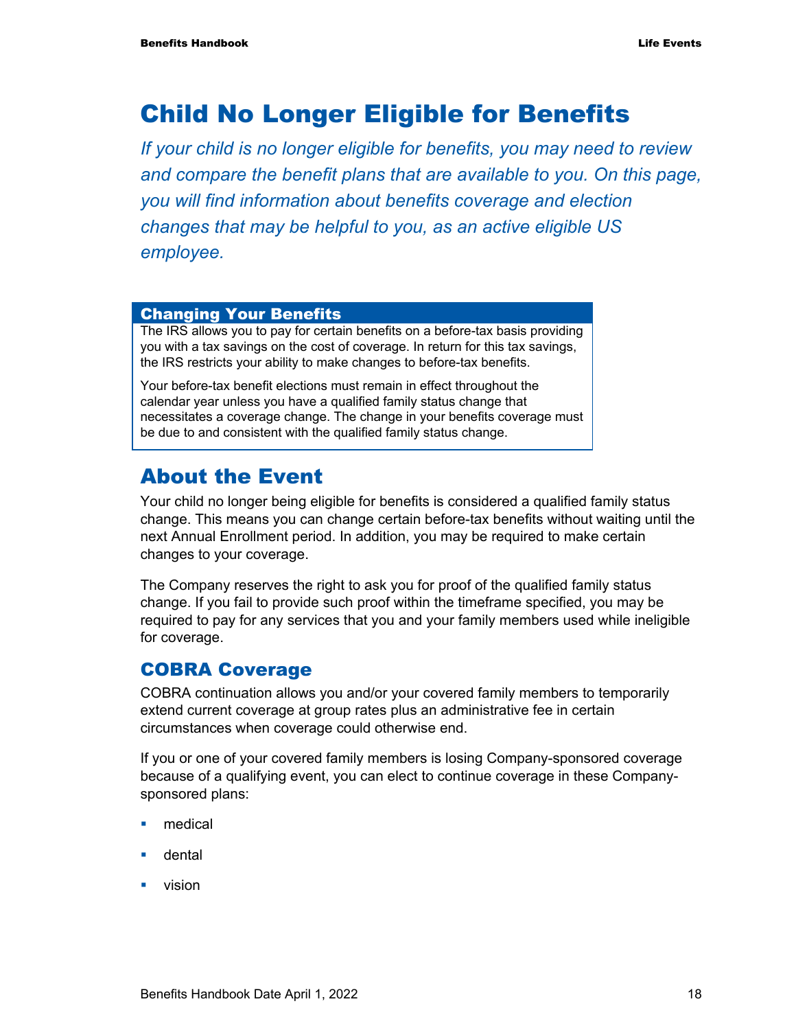# Child No Longer Eligible for Benefits

*If your child is no longer eligible for benefits, you may need to review and compare the benefit plans that are available to you. On this page, you will find information about benefits coverage and election changes that may be helpful to you, as an active eligible US employee.*

### Changing Your Benefits

The IRS allows you to pay for certain benefits on a before-tax basis providing you with a tax savings on the cost of coverage. In return for this tax savings, the IRS restricts your ability to make changes to before-tax benefits.

Your before-tax benefit elections must remain in effect throughout the calendar year unless you have a qualified family status change that necessitates a coverage change. The change in your benefits coverage must be due to and consistent with the qualified family status change.

## About the Event

Your child no longer being eligible for benefits is considered a qualified family status change. This means you can change certain before-tax benefits without waiting until the next Annual Enrollment period. In addition, you may be required to make certain changes to your coverage.

The Company reserves the right to ask you for proof of the qualified family status change. If you fail to provide such proof within the timeframe specified, you may be required to pay for any services that you and your family members used while ineligible for coverage.

### COBRA Coverage

COBRA continuation allows you and/or your covered family members to temporarily extend current coverage at group rates plus an administrative fee in certain circumstances when coverage could otherwise end.

If you or one of your covered family members is losing Company-sponsored coverage because of a qualifying event, you can elect to continue coverage in these Company-sponsored plans:

- medical
- dental
- vision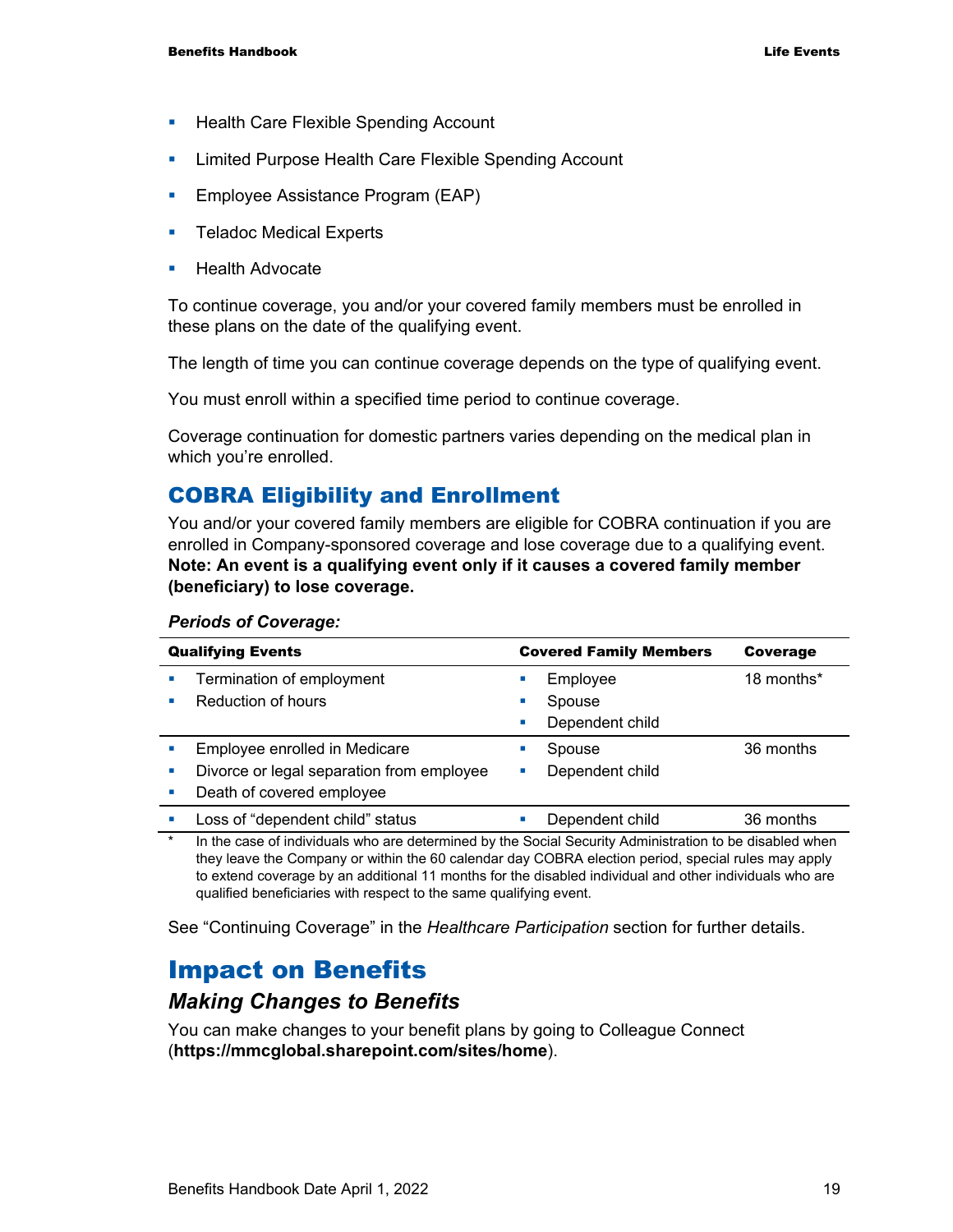- Health Care Flexible Spending Account
- Limited Purpose Health Care Flexible Spending Account
- Employee Assistance Program (EAP)
- Teladoc Medical Experts
- Health Advocate

To continue coverage, you and/or your covered family members must be enrolled in these plans on the date of the qualifying event.

The length of time you can continue coverage depends on the type of qualifying event.

You must enroll within a specified time period to continue coverage.

Coverage continuation for domestic partners varies depending on the medical plan in which you're enrolled.

## COBRA Eligibility and Enrollment

You and/or your covered family members are eligible for COBRA continuation if you are enrolled in Company-sponsored coverage and lose coverage due to a qualifying event. **Note: An event is a qualifying event only if it causes a covered family member (beneficiary) to lose coverage.**

***Periods of Coverage:***

| Qualifying Events | Covered Family Members | Coverage |
|---|---|---|
| ▪ Termination of employment<br>▪ Reduction of hours | ▪ Employee<br>▪ Spouse<br>▪ Dependent child | 18 months* |
| ▪ Employee enrolled in Medicare<br>▪ Divorce or legal separation from employee<br>▪ Death of covered employee | ▪ Spouse<br>▪ Dependent child | 36 months |
| ▪ Loss of "dependent child" status | ▪ Dependent child | 36 months |

\* In the case of individuals who are determined by the Social Security Administration to be disabled when they leave the Company or within the 60 calendar day COBRA election period, special rules may apply to extend coverage by an additional 11 months for the disabled individual and other individuals who are qualified beneficiaries with respect to the same qualifying event.

See "Continuing Coverage" in the *Healthcare Participation* section for further details.

# Impact on Benefits

### *Making Changes to Benefits*

You can make changes to your benefit plans by going to Colleague Connect (**https://mmcglobal.sharepoint.com/sites/home**).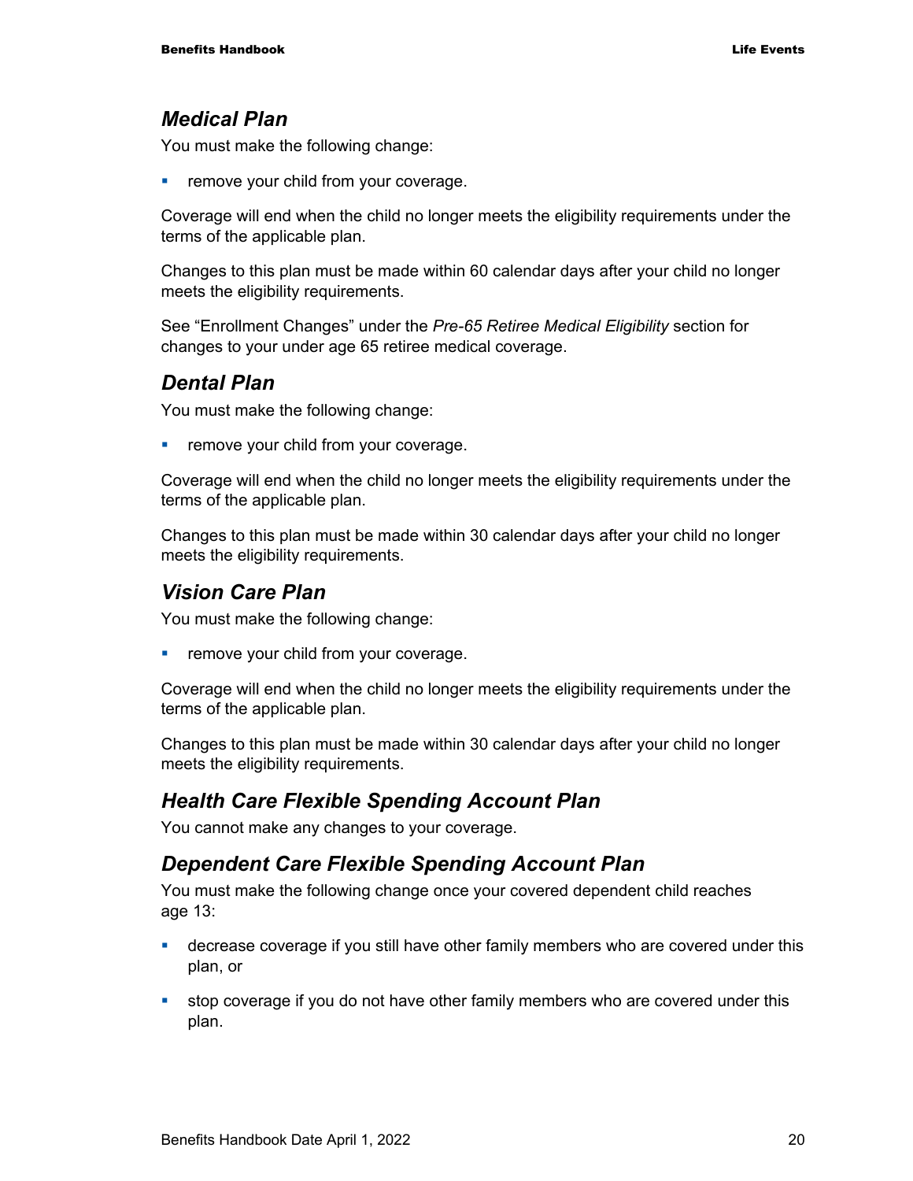### *Medical Plan*

You must make the following change:

- remove your child from your coverage.

Coverage will end when the child no longer meets the eligibility requirements under the terms of the applicable plan.

Changes to this plan must be made within 60 calendar days after your child no longer meets the eligibility requirements.

See "Enrollment Changes" under the *Pre-65 Retiree Medical Eligibility* section for changes to your under age 65 retiree medical coverage.

### *Dental Plan*

You must make the following change:

- remove your child from your coverage.

Coverage will end when the child no longer meets the eligibility requirements under the terms of the applicable plan.

Changes to this plan must be made within 30 calendar days after your child no longer meets the eligibility requirements.

### *Vision Care Plan*

You must make the following change:

- remove your child from your coverage.

Coverage will end when the child no longer meets the eligibility requirements under the terms of the applicable plan.

Changes to this plan must be made within 30 calendar days after your child no longer meets the eligibility requirements.

### *Health Care Flexible Spending Account Plan*

You cannot make any changes to your coverage.

### *Dependent Care Flexible Spending Account Plan*

You must make the following change once your covered dependent child reaches age 13:

- decrease coverage if you still have other family members who are covered under this plan, or
- stop coverage if you do not have other family members who are covered under this plan.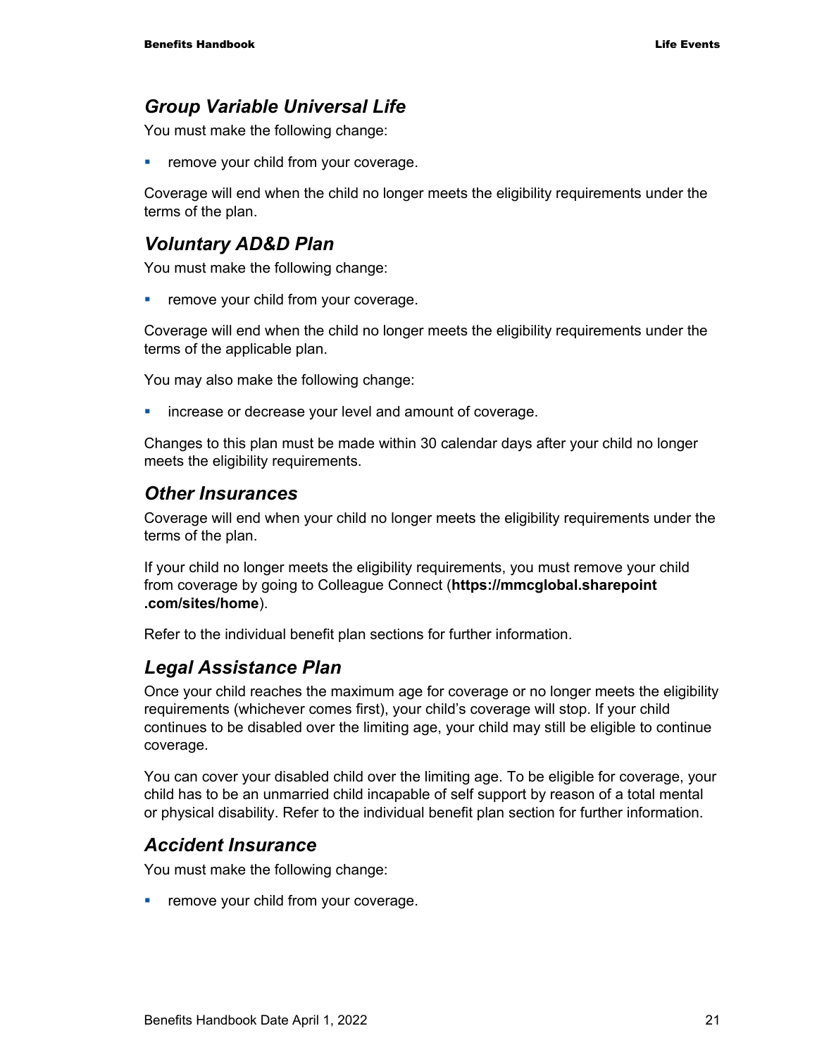### *Group Variable Universal Life*

You must make the following change:

- remove your child from your coverage.

Coverage will end when the child no longer meets the eligibility requirements under the terms of the plan.

### *Voluntary AD&D Plan*

You must make the following change:

- remove your child from your coverage.

Coverage will end when the child no longer meets the eligibility requirements under the terms of the applicable plan.

You may also make the following change:

- increase or decrease your level and amount of coverage.

Changes to this plan must be made within 30 calendar days after your child no longer meets the eligibility requirements.

### *Other Insurances*

Coverage will end when your child no longer meets the eligibility requirements under the terms of the plan.

If your child no longer meets the eligibility requirements, you must remove your child from coverage by going to Colleague Connect (**https://mmcglobal.sharepoint.com/sites/home**).

Refer to the individual benefit plan sections for further information.

### *Legal Assistance Plan*

Once your child reaches the maximum age for coverage or no longer meets the eligibility requirements (whichever comes first), your child's coverage will stop. If your child continues to be disabled over the limiting age, your child may still be eligible to continue coverage.

You can cover your disabled child over the limiting age. To be eligible for coverage, your child has to be an unmarried child incapable of self support by reason of a total mental or physical disability. Refer to the individual benefit plan section for further information.

### *Accident Insurance*

You must make the following change:

- remove your child from your coverage.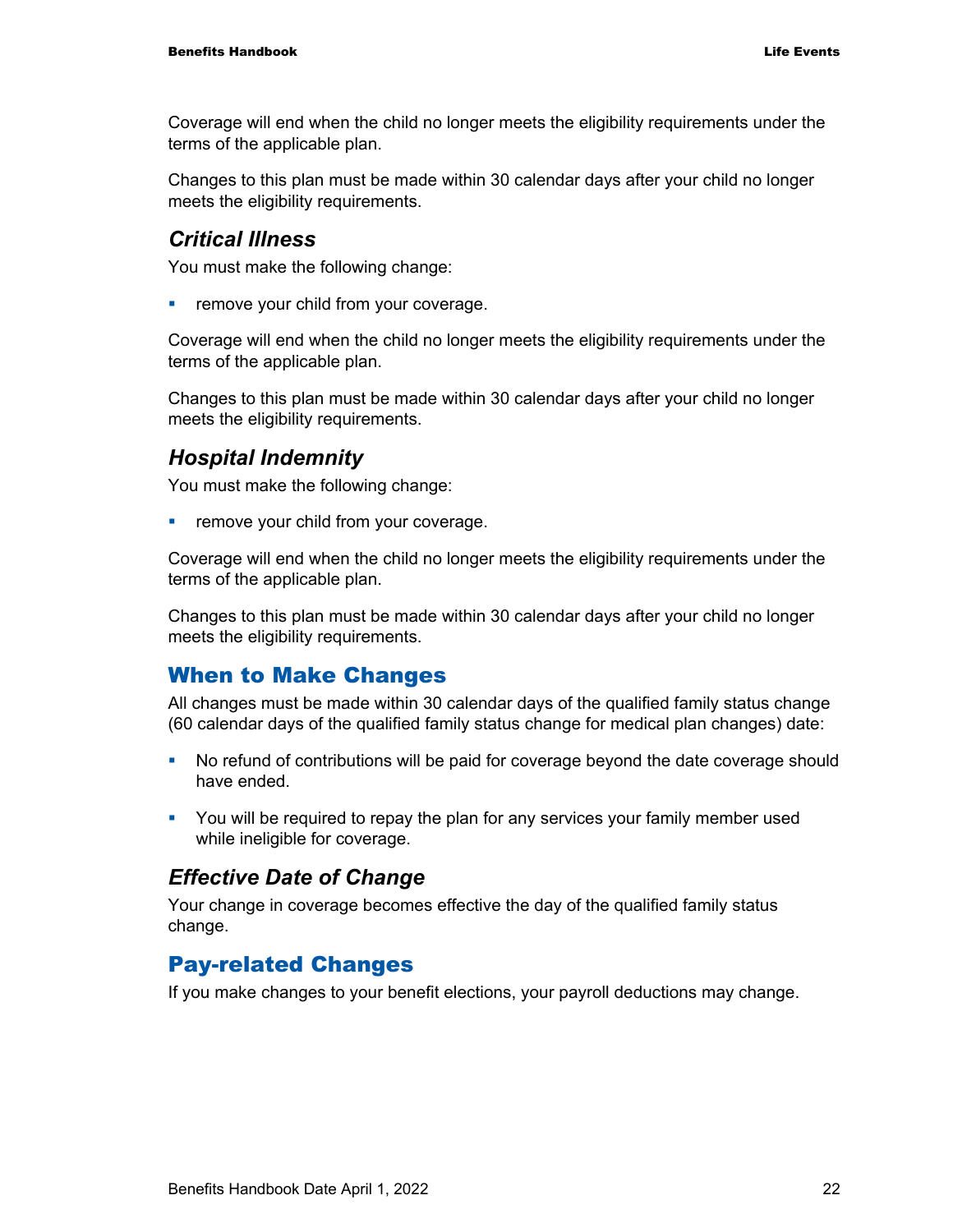Coverage will end when the child no longer meets the eligibility requirements under the terms of the applicable plan.

Changes to this plan must be made within 30 calendar days after your child no longer meets the eligibility requirements.

### *Critical Illness*

You must make the following change:

- remove your child from your coverage.

Coverage will end when the child no longer meets the eligibility requirements under the terms of the applicable plan.

Changes to this plan must be made within 30 calendar days after your child no longer meets the eligibility requirements.

### *Hospital Indemnity*

You must make the following change:

- remove your child from your coverage.

Coverage will end when the child no longer meets the eligibility requirements under the terms of the applicable plan.

Changes to this plan must be made within 30 calendar days after your child no longer meets the eligibility requirements.

## When to Make Changes

All changes must be made within 30 calendar days of the qualified family status change (60 calendar days of the qualified family status change for medical plan changes) date:

- No refund of contributions will be paid for coverage beyond the date coverage should have ended.
- You will be required to repay the plan for any services your family member used while ineligible for coverage.

### *Effective Date of Change*

Your change in coverage becomes effective the day of the qualified family status change.

## Pay-related Changes

If you make changes to your benefit elections, your payroll deductions may change.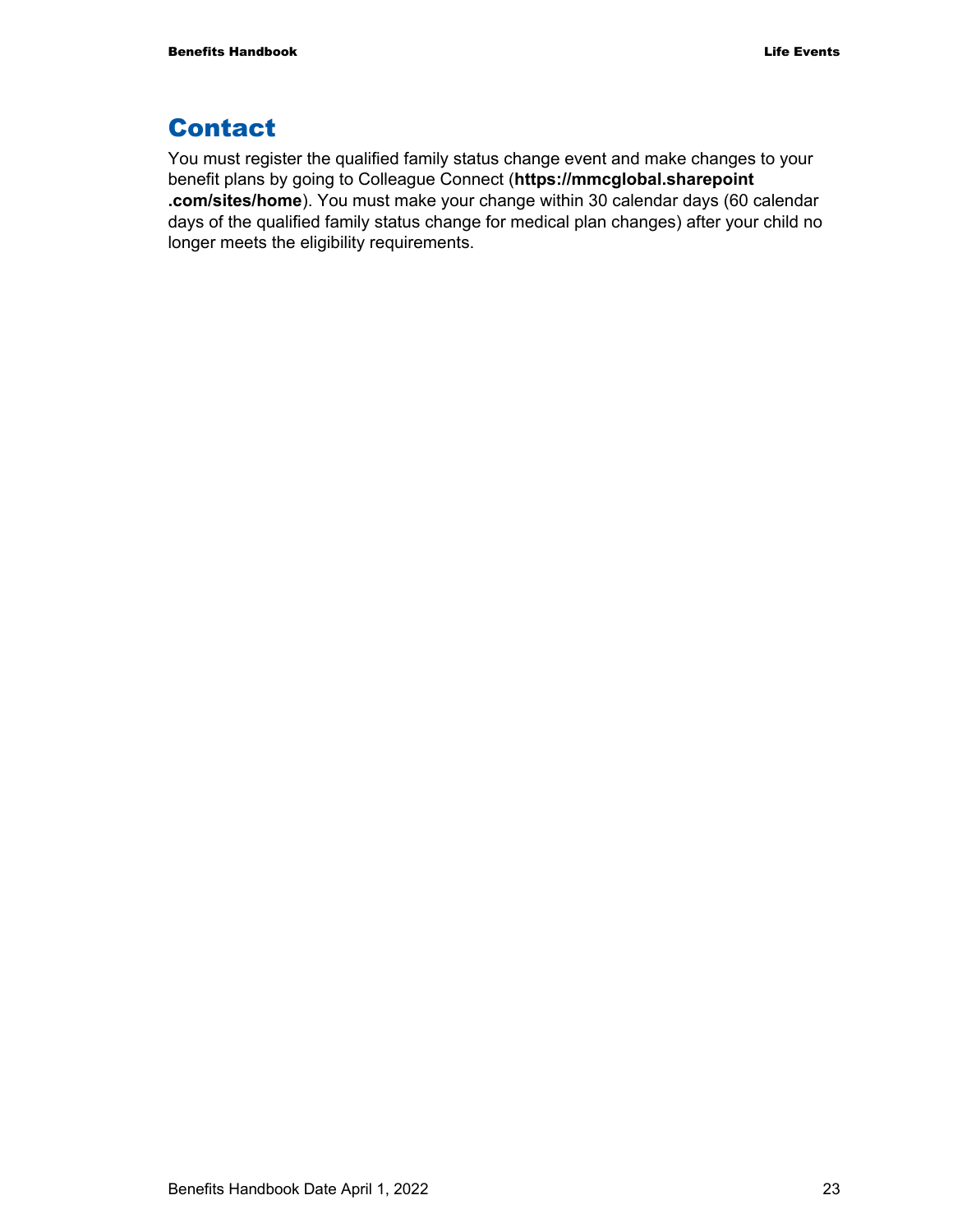## Contact

You must register the qualified family status change event and make changes to your benefit plans by going to Colleague Connect (**https://mmcglobal.sharepoint.com/sites/home**). You must make your change within 30 calendar days (60 calendar days of the qualified family status change for medical plan changes) after your child no longer meets the eligibility requirements.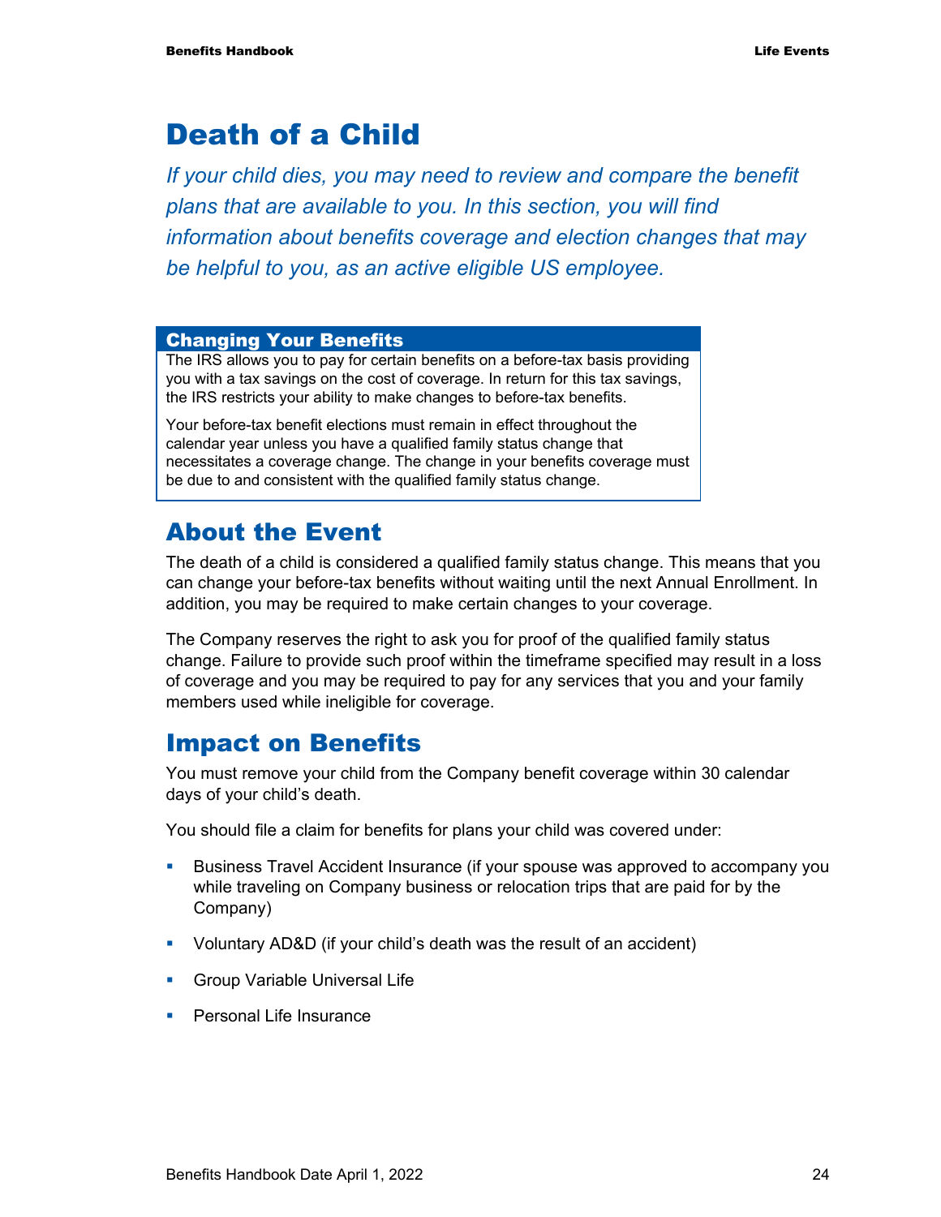# Death of a Child

*If your child dies, you may need to review and compare the benefit plans that are available to you. In this section, you will find information about benefits coverage and election changes that may be helpful to you, as an active eligible US employee.*

> **Changing Your Benefits**
>
> The IRS allows you to pay for certain benefits on a before-tax basis providing you with a tax savings on the cost of coverage. In return for this tax savings, the IRS restricts your ability to make changes to before-tax benefits.
>
> Your before-tax benefit elections must remain in effect throughout the calendar year unless you have a qualified family status change that necessitates a coverage change. The change in your benefits coverage must be due to and consistent with the qualified family status change.

## About the Event

The death of a child is considered a qualified family status change. This means that you can change your before-tax benefits without waiting until the next Annual Enrollment. In addition, you may be required to make certain changes to your coverage.

The Company reserves the right to ask you for proof of the qualified family status change. Failure to provide such proof within the timeframe specified may result in a loss of coverage and you may be required to pay for any services that you and your family members used while ineligible for coverage.

## Impact on Benefits

You must remove your child from the Company benefit coverage within 30 calendar days of your child's death.

You should file a claim for benefits for plans your child was covered under:

- Business Travel Accident Insurance (if your spouse was approved to accompany you while traveling on Company business or relocation trips that are paid for by the Company)
- Voluntary AD&D (if your child's death was the result of an accident)
- Group Variable Universal Life
- Personal Life Insurance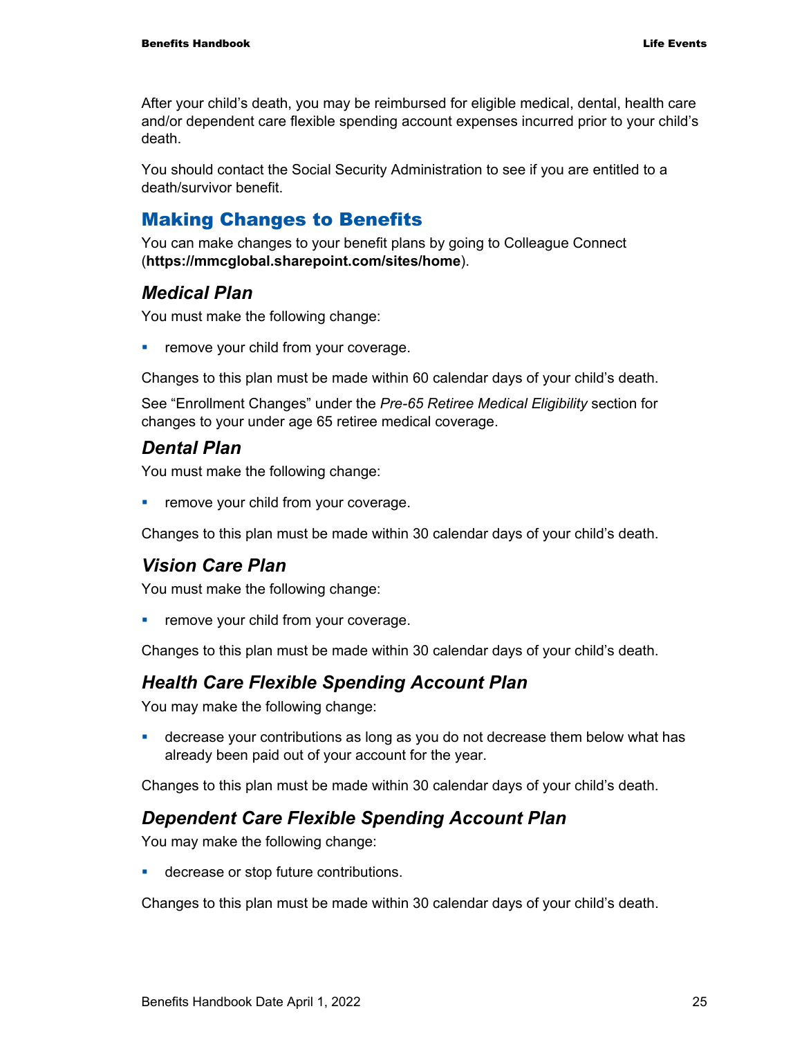After your child's death, you may be reimbursed for eligible medical, dental, health care and/or dependent care flexible spending account expenses incurred prior to your child's death.

You should contact the Social Security Administration to see if you are entitled to a death/survivor benefit.

## Making Changes to Benefits

You can make changes to your benefit plans by going to Colleague Connect (**https://mmcglobal.sharepoint.com/sites/home**).

### *Medical Plan*

You must make the following change:

- remove your child from your coverage.

Changes to this plan must be made within 60 calendar days of your child's death.

See "Enrollment Changes" under the *Pre-65 Retiree Medical Eligibility* section for changes to your under age 65 retiree medical coverage.

### *Dental Plan*

You must make the following change:

- remove your child from your coverage.

Changes to this plan must be made within 30 calendar days of your child's death.

### *Vision Care Plan*

You must make the following change:

- remove your child from your coverage.

Changes to this plan must be made within 30 calendar days of your child's death.

### *Health Care Flexible Spending Account Plan*

You may make the following change:

- decrease your contributions as long as you do not decrease them below what has already been paid out of your account for the year.

Changes to this plan must be made within 30 calendar days of your child's death.

### *Dependent Care Flexible Spending Account Plan*

You may make the following change:

- decrease or stop future contributions.

Changes to this plan must be made within 30 calendar days of your child's death.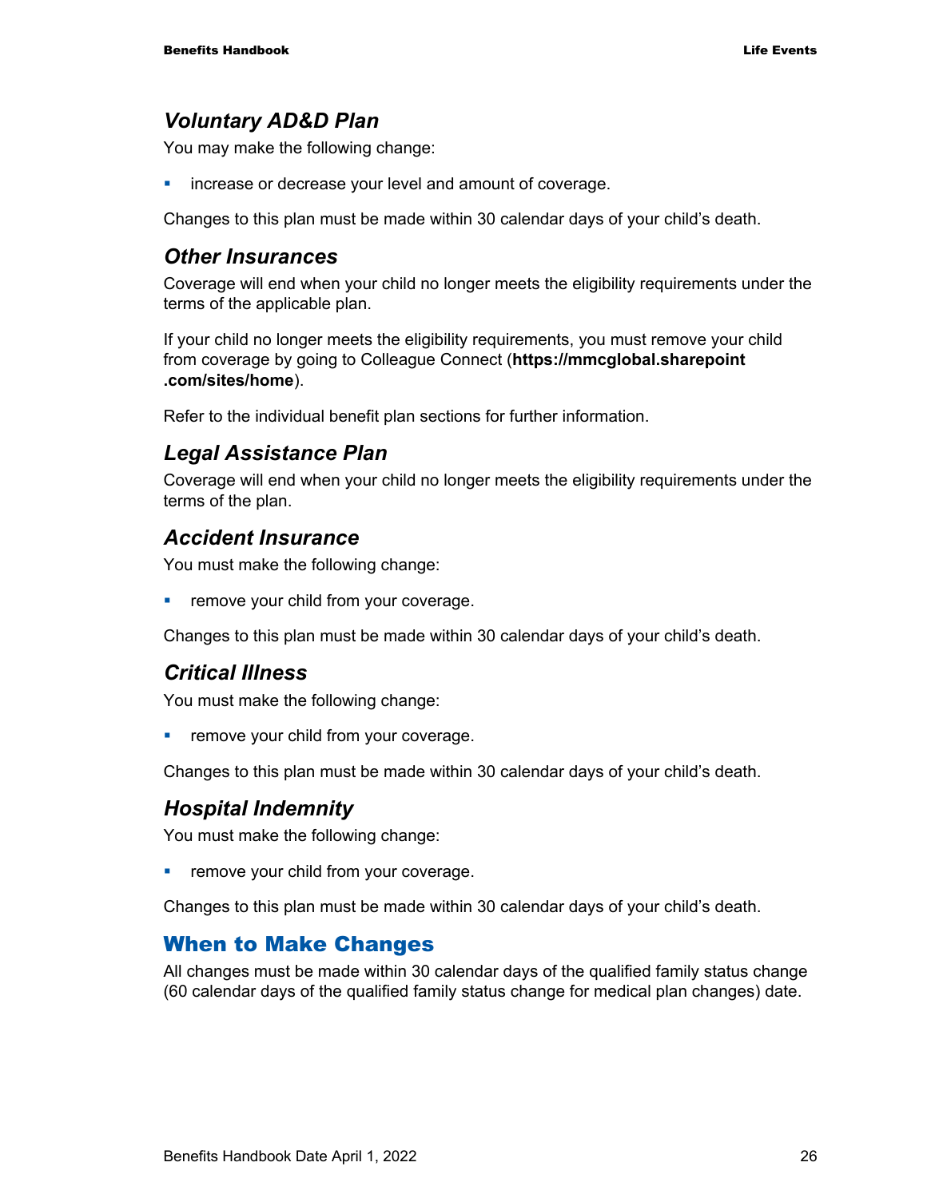### *Voluntary AD&D Plan*

You may make the following change:

- increase or decrease your level and amount of coverage.

Changes to this plan must be made within 30 calendar days of your child's death.

### *Other Insurances*

Coverage will end when your child no longer meets the eligibility requirements under the terms of the applicable plan.

If your child no longer meets the eligibility requirements, you must remove your child from coverage by going to Colleague Connect (**https://mmcglobal.sharepoint.com/sites/home**).

Refer to the individual benefit plan sections for further information.

### *Legal Assistance Plan*

Coverage will end when your child no longer meets the eligibility requirements under the terms of the plan.

### *Accident Insurance*

You must make the following change:

- remove your child from your coverage.

Changes to this plan must be made within 30 calendar days of your child's death.

### *Critical Illness*

You must make the following change:

- remove your child from your coverage.

Changes to this plan must be made within 30 calendar days of your child's death.

### *Hospital Indemnity*

You must make the following change:

- remove your child from your coverage.

Changes to this plan must be made within 30 calendar days of your child's death.

## When to Make Changes

All changes must be made within 30 calendar days of the qualified family status change (60 calendar days of the qualified family status change for medical plan changes) date.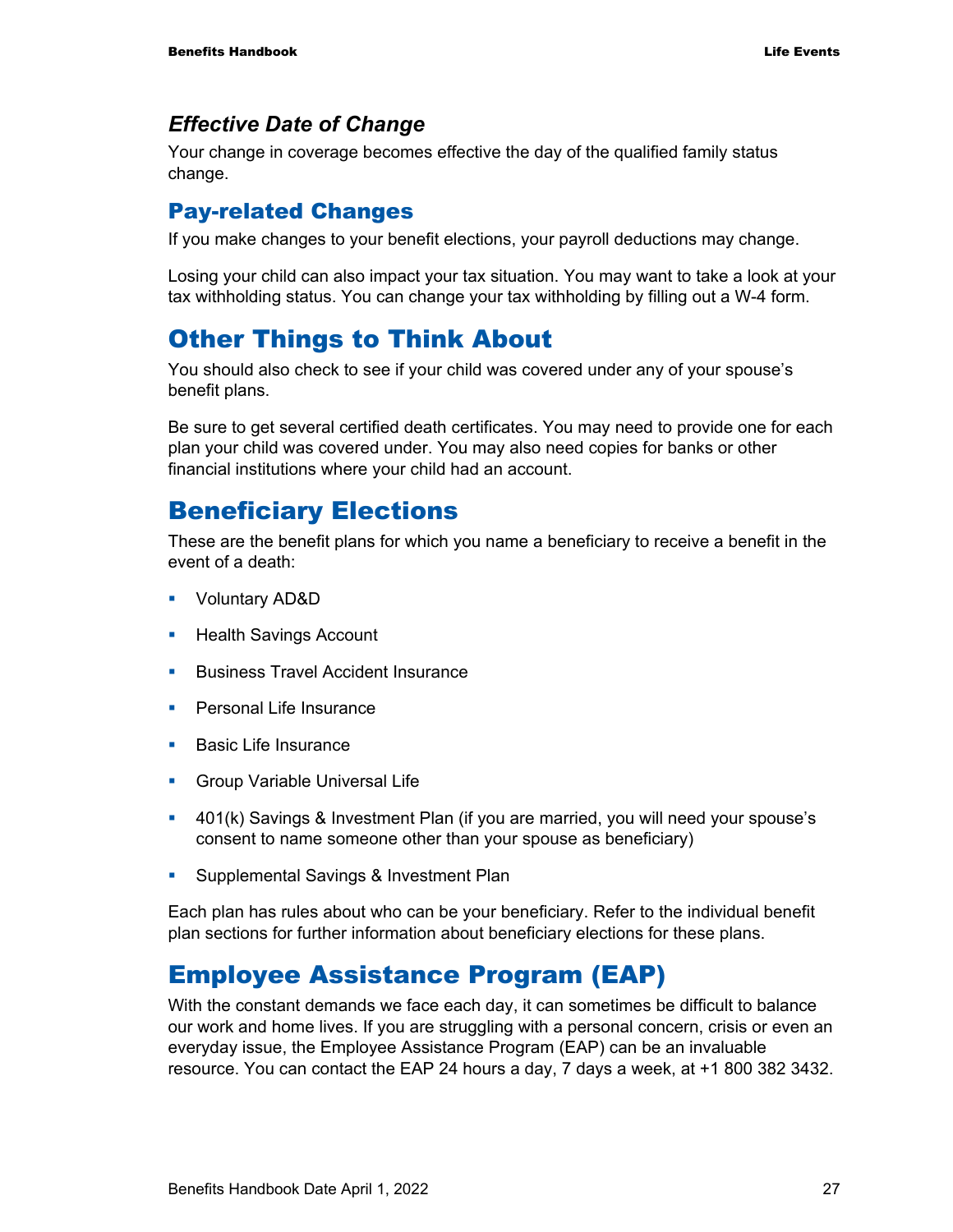### *Effective Date of Change*

Your change in coverage becomes effective the day of the qualified family status change.

## Pay-related Changes

If you make changes to your benefit elections, your payroll deductions may change.

Losing your child can also impact your tax situation. You may want to take a look at your tax withholding status. You can change your tax withholding by filling out a W-4 form.

# Other Things to Think About

You should also check to see if your child was covered under any of your spouse's benefit plans.

Be sure to get several certified death certificates. You may need to provide one for each plan your child was covered under. You may also need copies for banks or other financial institutions where your child had an account.

# Beneficiary Elections

These are the benefit plans for which you name a beneficiary to receive a benefit in the event of a death:

- Voluntary AD&D
- Health Savings Account
- Business Travel Accident Insurance
- Personal Life Insurance
- Basic Life Insurance
- Group Variable Universal Life
- 401(k) Savings & Investment Plan (if you are married, you will need your spouse's consent to name someone other than your spouse as beneficiary)
- Supplemental Savings & Investment Plan

Each plan has rules about who can be your beneficiary. Refer to the individual benefit plan sections for further information about beneficiary elections for these plans.

# Employee Assistance Program (EAP)

With the constant demands we face each day, it can sometimes be difficult to balance our work and home lives. If you are struggling with a personal concern, crisis or even an everyday issue, the Employee Assistance Program (EAP) can be an invaluable resource. You can contact the EAP 24 hours a day, 7 days a week, at +1 800 382 3432.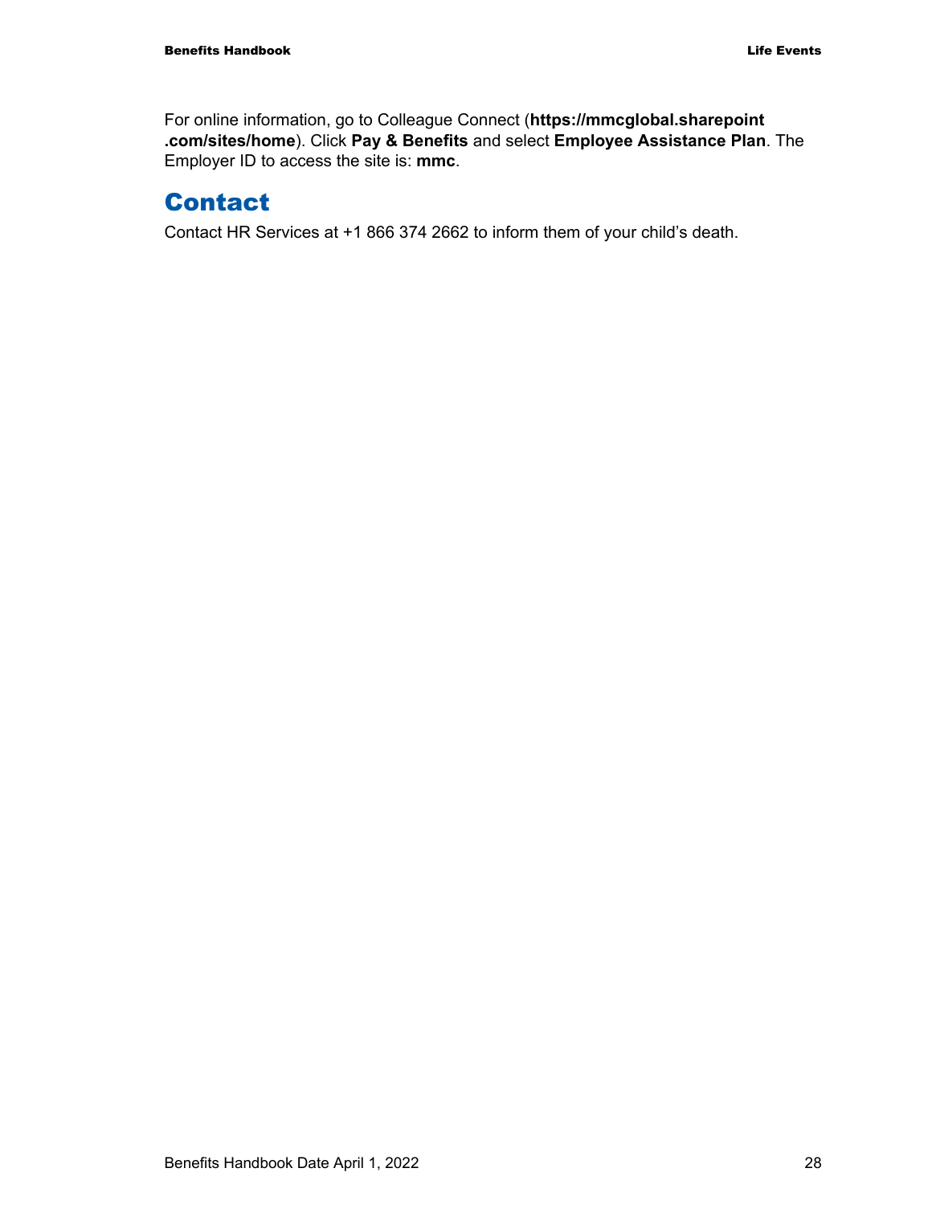For online information, go to Colleague Connect (**https://mmcglobal.sharepoint.com/sites/home**). Click **Pay & Benefits** and select **Employee Assistance Plan**. The Employer ID to access the site is: **mmc**.

## Contact

Contact HR Services at +1 866 374 2662 to inform them of your child's death.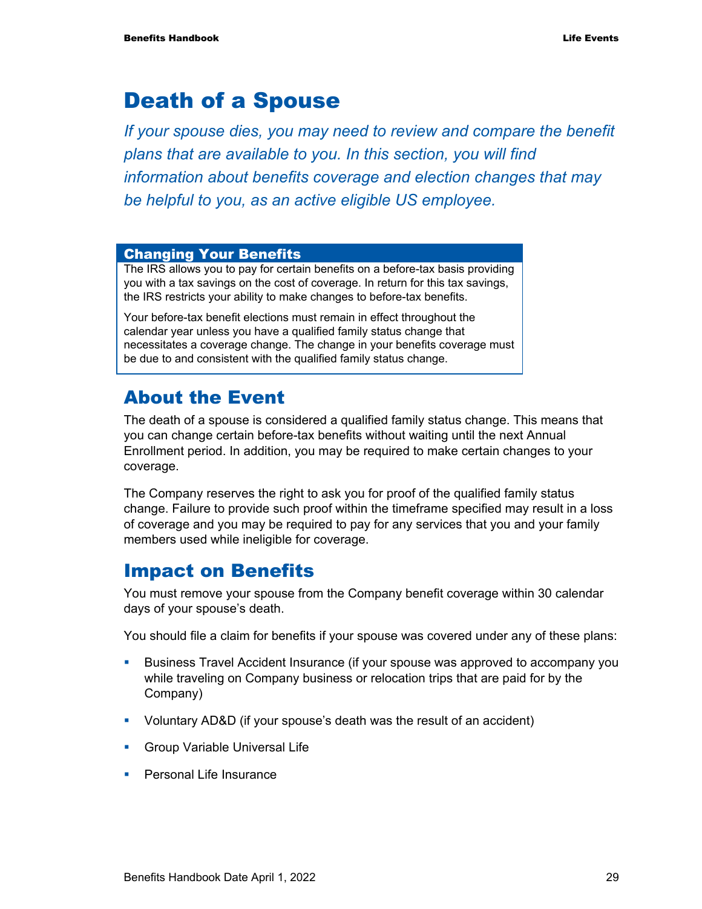# Death of a Spouse

*If your spouse dies, you may need to review and compare the benefit plans that are available to you. In this section, you will find information about benefits coverage and election changes that may be helpful to you, as an active eligible US employee.*

> **Changing Your Benefits**
>
> The IRS allows you to pay for certain benefits on a before-tax basis providing you with a tax savings on the cost of coverage. In return for this tax savings, the IRS restricts your ability to make changes to before-tax benefits.
>
> Your before-tax benefit elections must remain in effect throughout the calendar year unless you have a qualified family status change that necessitates a coverage change. The change in your benefits coverage must be due to and consistent with the qualified family status change.

## About the Event

The death of a spouse is considered a qualified family status change. This means that you can change certain before-tax benefits without waiting until the next Annual Enrollment period. In addition, you may be required to make certain changes to your coverage.

The Company reserves the right to ask you for proof of the qualified family status change. Failure to provide such proof within the timeframe specified may result in a loss of coverage and you may be required to pay for any services that you and your family members used while ineligible for coverage.

## Impact on Benefits

You must remove your spouse from the Company benefit coverage within 30 calendar days of your spouse's death.

You should file a claim for benefits if your spouse was covered under any of these plans:

- Business Travel Accident Insurance (if your spouse was approved to accompany you while traveling on Company business or relocation trips that are paid for by the Company)
- Voluntary AD&D (if your spouse's death was the result of an accident)
- Group Variable Universal Life
- Personal Life Insurance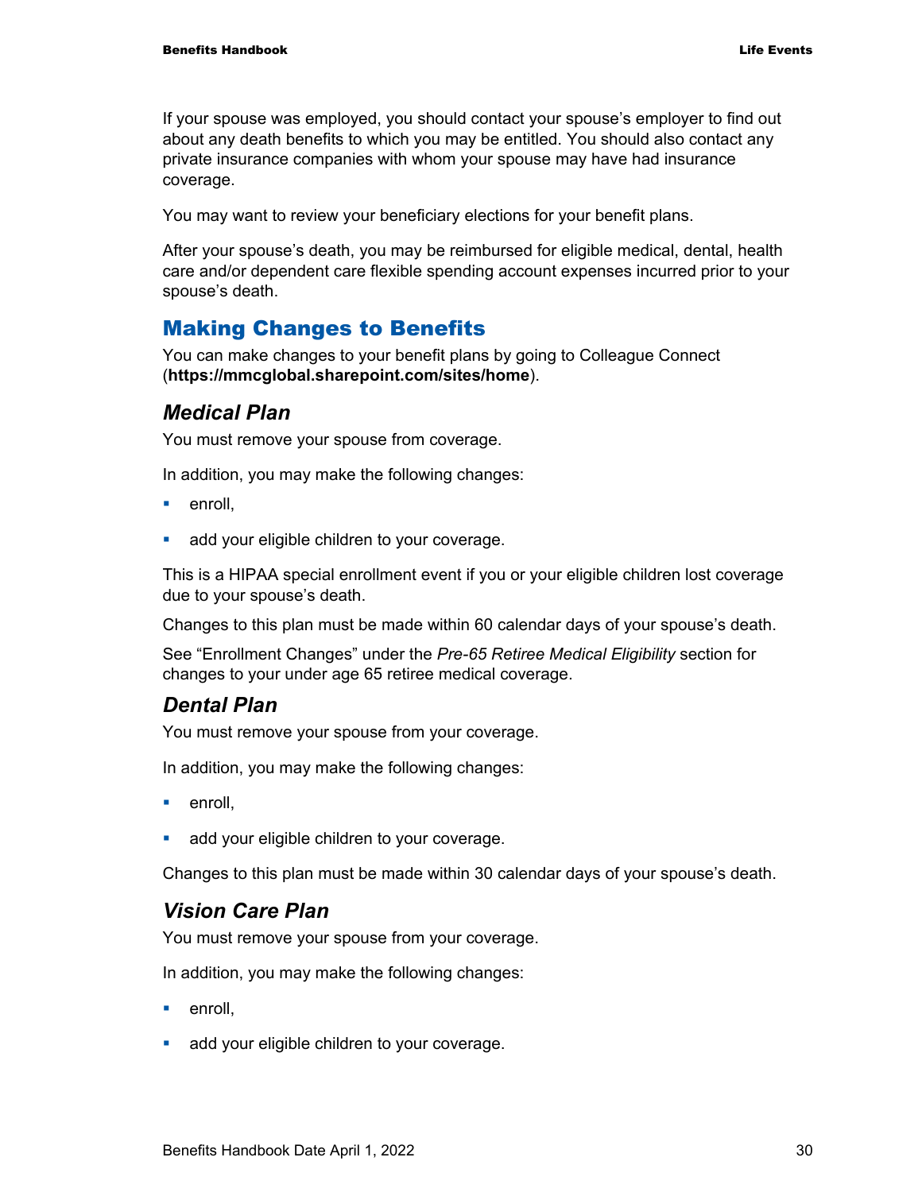If your spouse was employed, you should contact your spouse's employer to find out about any death benefits to which you may be entitled. You should also contact any private insurance companies with whom your spouse may have had insurance coverage.

You may want to review your beneficiary elections for your benefit plans.

After your spouse's death, you may be reimbursed for eligible medical, dental, health care and/or dependent care flexible spending account expenses incurred prior to your spouse's death.

## Making Changes to Benefits

You can make changes to your benefit plans by going to Colleague Connect (**https://mmcglobal.sharepoint.com/sites/home**).

### *Medical Plan*

You must remove your spouse from coverage.

In addition, you may make the following changes:

- enroll,
- add your eligible children to your coverage.

This is a HIPAA special enrollment event if you or your eligible children lost coverage due to your spouse's death.

Changes to this plan must be made within 60 calendar days of your spouse's death.

See "Enrollment Changes" under the *Pre-65 Retiree Medical Eligibility* section for changes to your under age 65 retiree medical coverage.

### *Dental Plan*

You must remove your spouse from your coverage.

In addition, you may make the following changes:

- enroll,
- add your eligible children to your coverage.

Changes to this plan must be made within 30 calendar days of your spouse's death.

### *Vision Care Plan*

You must remove your spouse from your coverage.

In addition, you may make the following changes:

- enroll,
- add your eligible children to your coverage.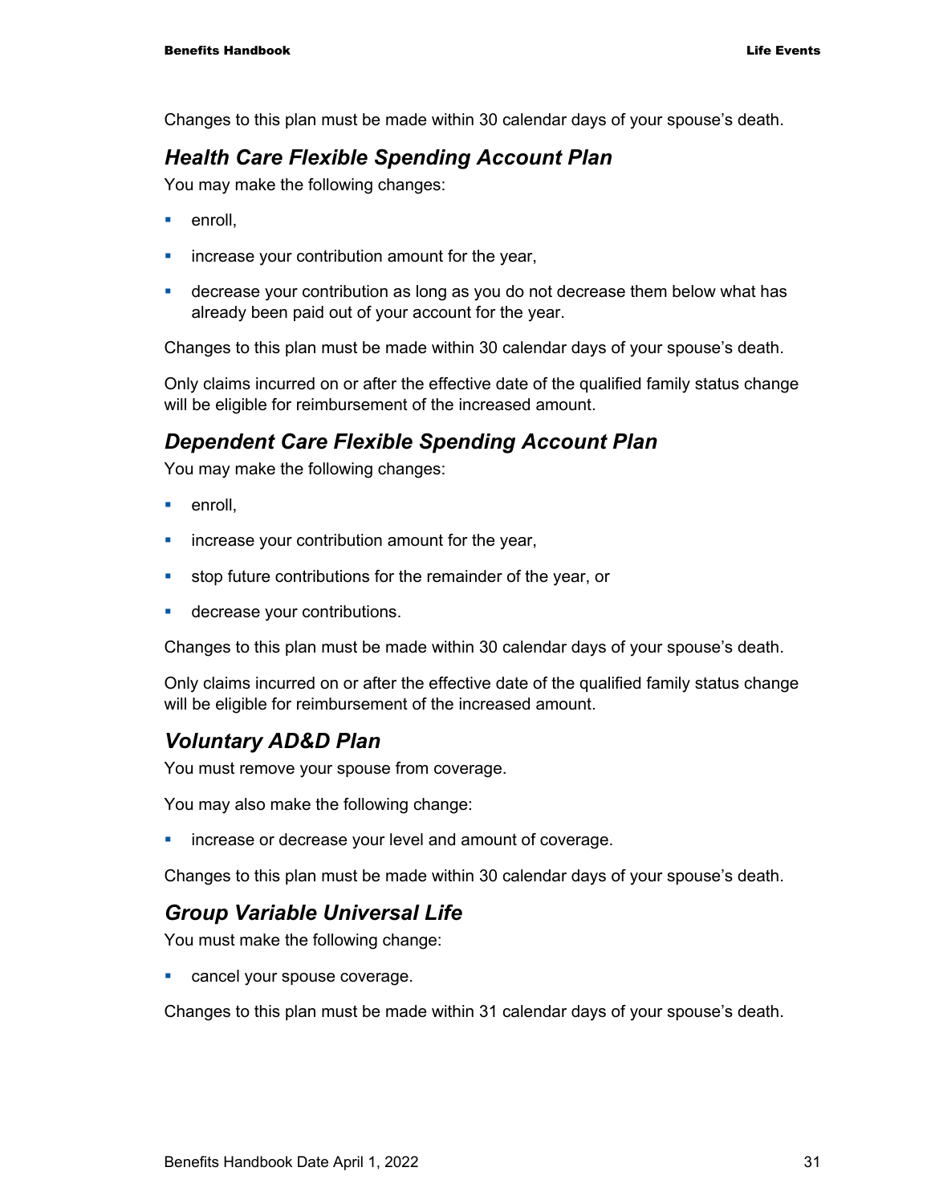Changes to this plan must be made within 30 calendar days of your spouse's death.

### *Health Care Flexible Spending Account Plan*

You may make the following changes:

- enroll,
- increase your contribution amount for the year,
- decrease your contribution as long as you do not decrease them below what has already been paid out of your account for the year.

Changes to this plan must be made within 30 calendar days of your spouse's death.

Only claims incurred on or after the effective date of the qualified family status change will be eligible for reimbursement of the increased amount.

### *Dependent Care Flexible Spending Account Plan*

You may make the following changes:

- enroll,
- increase your contribution amount for the year,
- stop future contributions for the remainder of the year, or
- decrease your contributions.

Changes to this plan must be made within 30 calendar days of your spouse's death.

Only claims incurred on or after the effective date of the qualified family status change will be eligible for reimbursement of the increased amount.

### *Voluntary AD&D Plan*

You must remove your spouse from coverage.

You may also make the following change:

- increase or decrease your level and amount of coverage.

Changes to this plan must be made within 30 calendar days of your spouse's death.

### *Group Variable Universal Life*

You must make the following change:

- cancel your spouse coverage.

Changes to this plan must be made within 31 calendar days of your spouse's death.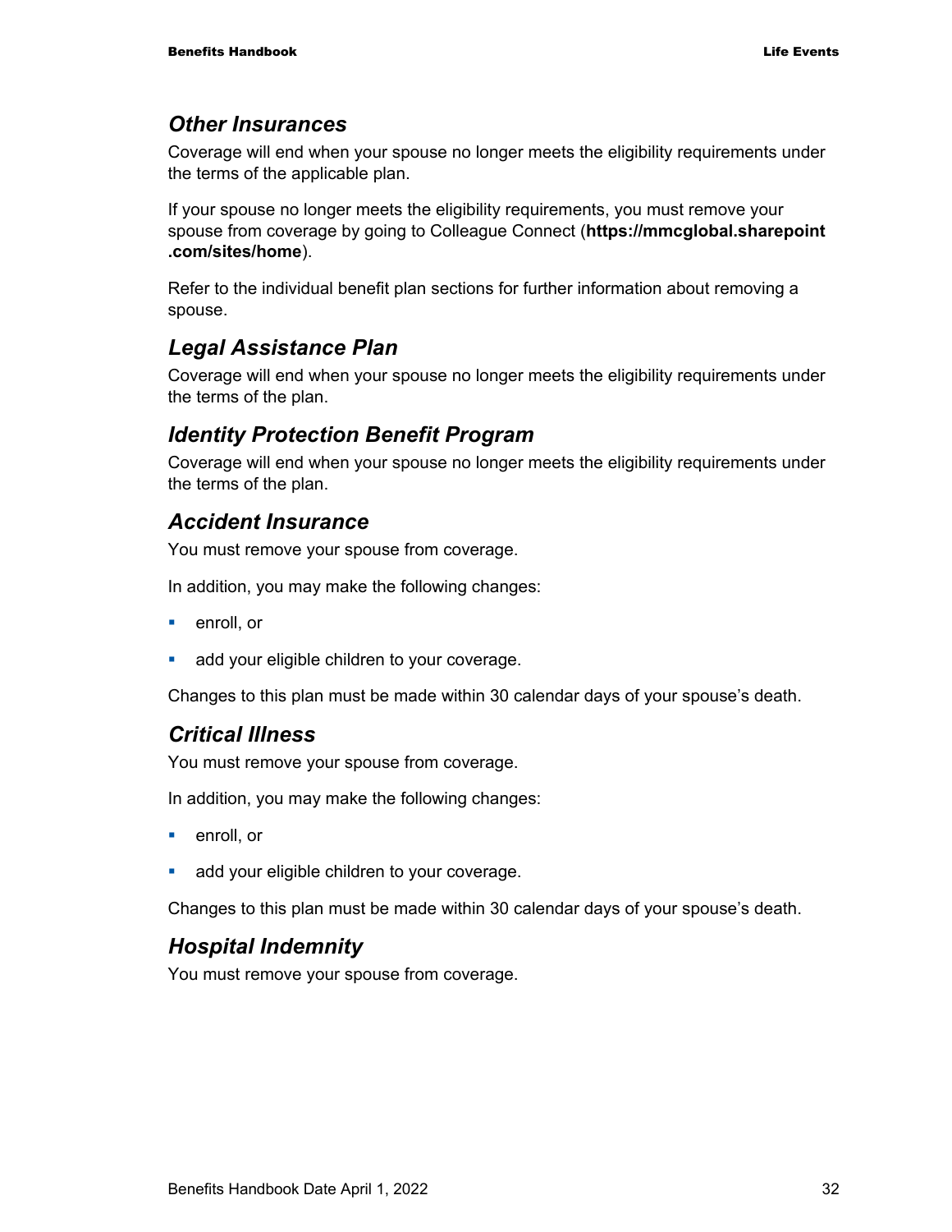### Other Insurances

Coverage will end when your spouse no longer meets the eligibility requirements under the terms of the applicable plan.

If your spouse no longer meets the eligibility requirements, you must remove your spouse from coverage by going to Colleague Connect (**https://mmcglobal.sharepoint.com/sites/home**).

Refer to the individual benefit plan sections for further information about removing a spouse.

### Legal Assistance Plan

Coverage will end when your spouse no longer meets the eligibility requirements under the terms of the plan.

### Identity Protection Benefit Program

Coverage will end when your spouse no longer meets the eligibility requirements under the terms of the plan.

### Accident Insurance

You must remove your spouse from coverage.

In addition, you may make the following changes:

- enroll, or
- add your eligible children to your coverage.

Changes to this plan must be made within 30 calendar days of your spouse's death.

### Critical Illness

You must remove your spouse from coverage.

In addition, you may make the following changes:

- enroll, or
- add your eligible children to your coverage.

Changes to this plan must be made within 30 calendar days of your spouse's death.

### Hospital Indemnity

You must remove your spouse from coverage.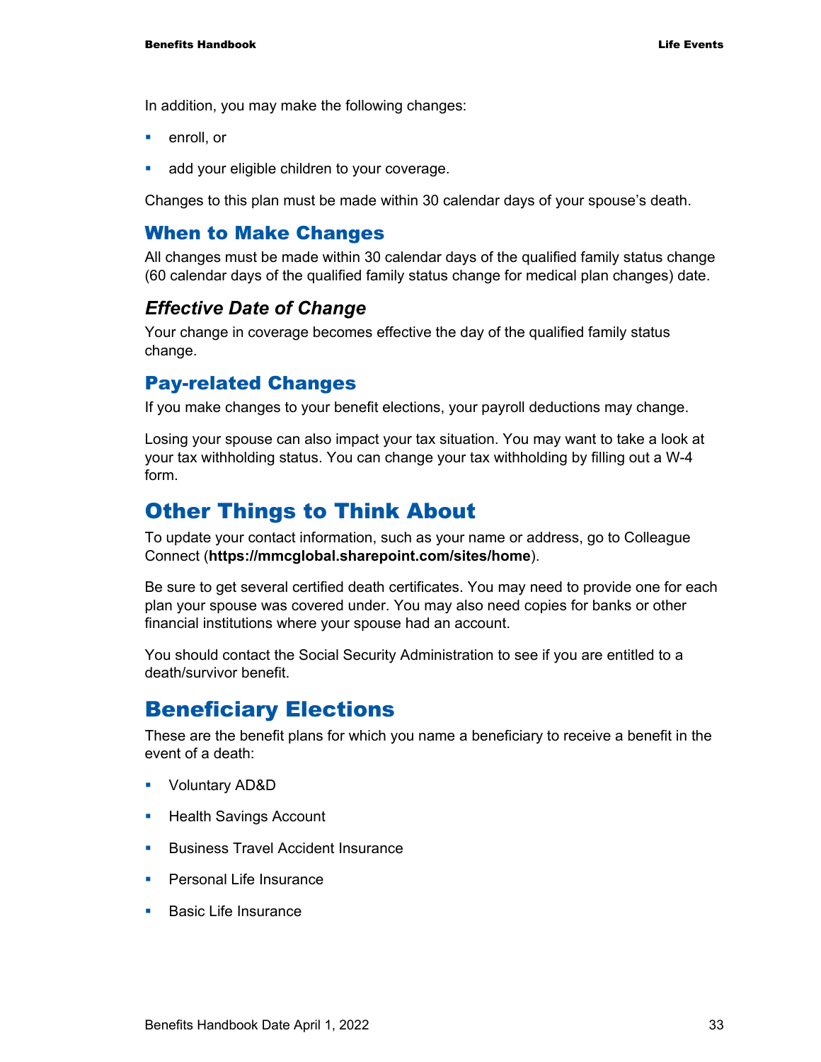In addition, you may make the following changes:

- enroll, or
- add your eligible children to your coverage.

Changes to this plan must be made within 30 calendar days of your spouse's death.

## When to Make Changes

All changes must be made within 30 calendar days of the qualified family status change (60 calendar days of the qualified family status change for medical plan changes) date.

### *Effective Date of Change*

Your change in coverage becomes effective the day of the qualified family status change.

## Pay-related Changes

If you make changes to your benefit elections, your payroll deductions may change.

Losing your spouse can also impact your tax situation. You may want to take a look at your tax withholding status. You can change your tax withholding by filling out a W-4 form.

# Other Things to Think About

To update your contact information, such as your name or address, go to Colleague Connect (**https://mmcglobal.sharepoint.com/sites/home**).

Be sure to get several certified death certificates. You may need to provide one for each plan your spouse was covered under. You may also need copies for banks or other financial institutions where your spouse had an account.

You should contact the Social Security Administration to see if you are entitled to a death/survivor benefit.

# Beneficiary Elections

These are the benefit plans for which you name a beneficiary to receive a benefit in the event of a death:

- Voluntary AD&D
- Health Savings Account
- Business Travel Accident Insurance
- Personal Life Insurance
- Basic Life Insurance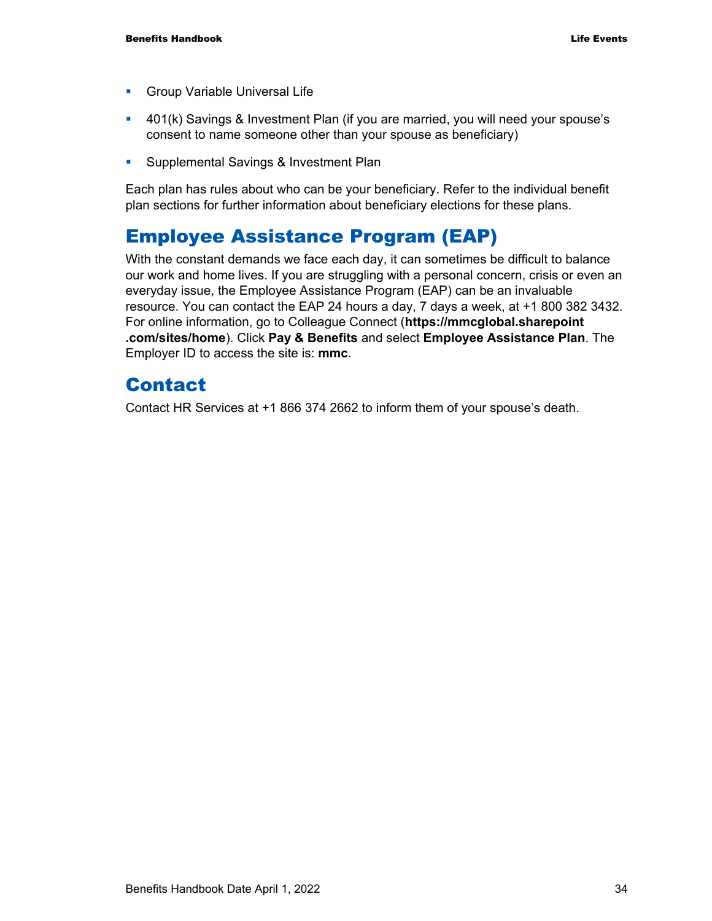- Group Variable Universal Life
- 401(k) Savings & Investment Plan (if you are married, you will need your spouse's consent to name someone other than your spouse as beneficiary)
- Supplemental Savings & Investment Plan

Each plan has rules about who can be your beneficiary. Refer to the individual benefit plan sections for further information about beneficiary elections for these plans.

## Employee Assistance Program (EAP)

With the constant demands we face each day, it can sometimes be difficult to balance our work and home lives. If you are struggling with a personal concern, crisis or even an everyday issue, the Employee Assistance Program (EAP) can be an invaluable resource. You can contact the EAP 24 hours a day, 7 days a week, at +1 800 382 3432. For online information, go to Colleague Connect (**https://mmcglobal.sharepoint.com/sites/home**). Click **Pay & Benefits** and select **Employee Assistance Plan**. The Employer ID to access the site is: **mmc**.

## Contact

Contact HR Services at +1 866 374 2662 to inform them of your spouse's death.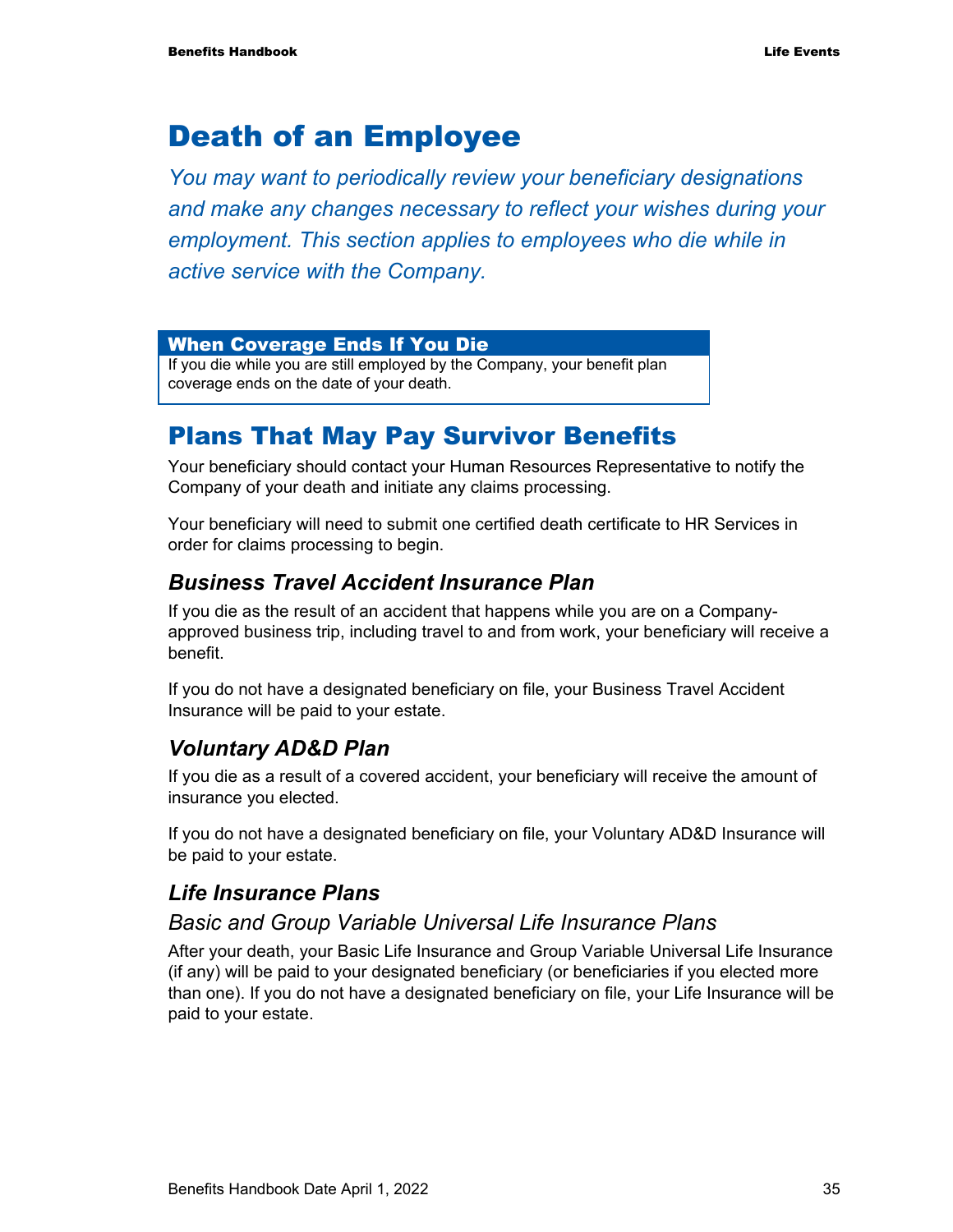# Death of an Employee

*You may want to periodically review your beneficiary designations and make any changes necessary to reflect your wishes during your employment. This section applies to employees who die while in active service with the Company.*

**When Coverage Ends If You Die**

If you die while you are still employed by the Company, your benefit plan coverage ends on the date of your death.

## Plans That May Pay Survivor Benefits

Your beneficiary should contact your Human Resources Representative to notify the Company of your death and initiate any claims processing.

Your beneficiary will need to submit one certified death certificate to HR Services in order for claims processing to begin.

### *Business Travel Accident Insurance Plan*

If you die as the result of an accident that happens while you are on a Company-approved business trip, including travel to and from work, your beneficiary will receive a benefit.

If you do not have a designated beneficiary on file, your Business Travel Accident Insurance will be paid to your estate.

### *Voluntary AD&D Plan*

If you die as a result of a covered accident, your beneficiary will receive the amount of insurance you elected.

If you do not have a designated beneficiary on file, your Voluntary AD&D Insurance will be paid to your estate.

### *Life Insurance Plans*

#### *Basic and Group Variable Universal Life Insurance Plans*

After your death, your Basic Life Insurance and Group Variable Universal Life Insurance (if any) will be paid to your designated beneficiary (or beneficiaries if you elected more than one). If you do not have a designated beneficiary on file, your Life Insurance will be paid to your estate.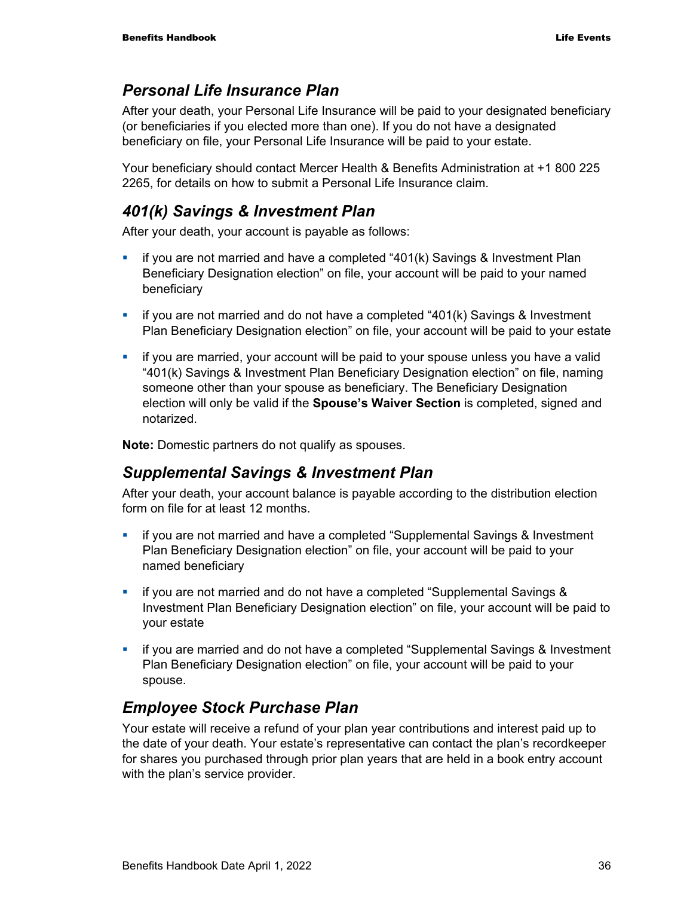## Personal Life Insurance Plan

After your death, your Personal Life Insurance will be paid to your designated beneficiary (or beneficiaries if you elected more than one). If you do not have a designated beneficiary on file, your Personal Life Insurance will be paid to your estate.

Your beneficiary should contact Mercer Health & Benefits Administration at +1 800 225 2265, for details on how to submit a Personal Life Insurance claim.

## 401(k) Savings & Investment Plan

After your death, your account is payable as follows:

- if you are not married and have a completed "401(k) Savings & Investment Plan Beneficiary Designation election" on file, your account will be paid to your named beneficiary
- if you are not married and do not have a completed "401(k) Savings & Investment Plan Beneficiary Designation election" on file, your account will be paid to your estate
- if you are married, your account will be paid to your spouse unless you have a valid "401(k) Savings & Investment Plan Beneficiary Designation election" on file, naming someone other than your spouse as beneficiary. The Beneficiary Designation election will only be valid if the **Spouse's Waiver Section** is completed, signed and notarized.

**Note:** Domestic partners do not qualify as spouses.

## Supplemental Savings & Investment Plan

After your death, your account balance is payable according to the distribution election form on file for at least 12 months.

- if you are not married and have a completed "Supplemental Savings & Investment Plan Beneficiary Designation election" on file, your account will be paid to your named beneficiary
- if you are not married and do not have a completed "Supplemental Savings & Investment Plan Beneficiary Designation election" on file, your account will be paid to your estate
- if you are married and do not have a completed "Supplemental Savings & Investment Plan Beneficiary Designation election" on file, your account will be paid to your spouse.

## Employee Stock Purchase Plan

Your estate will receive a refund of your plan year contributions and interest paid up to the date of your death. Your estate's representative can contact the plan's recordkeeper for shares you purchased through prior plan years that are held in a book entry account with the plan's service provider.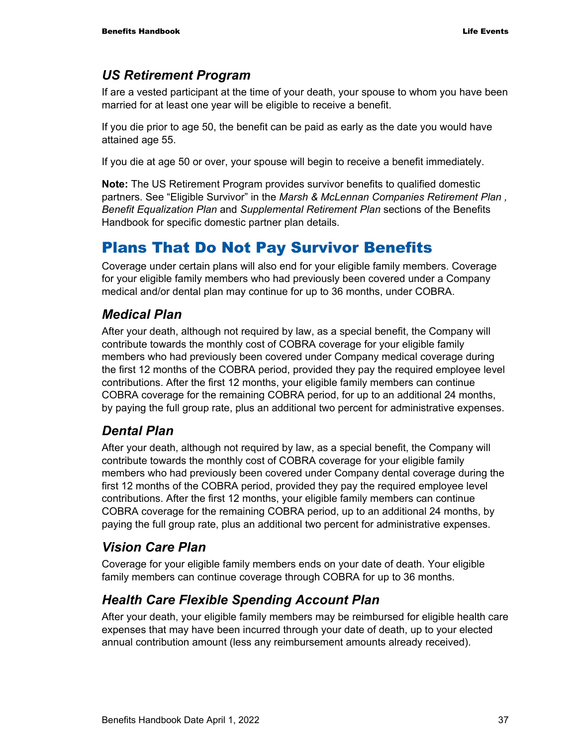### *US Retirement Program*

If are a vested participant at the time of your death, your spouse to whom you have been married for at least one year will be eligible to receive a benefit.

If you die prior to age 50, the benefit can be paid as early as the date you would have attained age 55.

If you die at age 50 or over, your spouse will begin to receive a benefit immediately.

**Note:** The US Retirement Program provides survivor benefits to qualified domestic partners. See "Eligible Survivor" in the *Marsh & McLennan Companies Retirement Plan , Benefit Equalization Plan* and *Supplemental Retirement Plan* sections of the Benefits Handbook for specific domestic partner plan details.

## Plans That Do Not Pay Survivor Benefits

Coverage under certain plans will also end for your eligible family members. Coverage for your eligible family members who had previously been covered under a Company medical and/or dental plan may continue for up to 36 months, under COBRA.

### *Medical Plan*

After your death, although not required by law, as a special benefit, the Company will contribute towards the monthly cost of COBRA coverage for your eligible family members who had previously been covered under Company medical coverage during the first 12 months of the COBRA period, provided they pay the required employee level contributions. After the first 12 months, your eligible family members can continue COBRA coverage for the remaining COBRA period, for up to an additional 24 months, by paying the full group rate, plus an additional two percent for administrative expenses.

### *Dental Plan*

After your death, although not required by law, as a special benefit, the Company will contribute towards the monthly cost of COBRA coverage for your eligible family members who had previously been covered under Company dental coverage during the first 12 months of the COBRA period, provided they pay the required employee level contributions. After the first 12 months, your eligible family members can continue COBRA coverage for the remaining COBRA period, up to an additional 24 months, by paying the full group rate, plus an additional two percent for administrative expenses.

### *Vision Care Plan*

Coverage for your eligible family members ends on your date of death. Your eligible family members can continue coverage through COBRA for up to 36 months.

### *Health Care Flexible Spending Account Plan*

After your death, your eligible family members may be reimbursed for eligible health care expenses that may have been incurred through your date of death, up to your elected annual contribution amount (less any reimbursement amounts already received).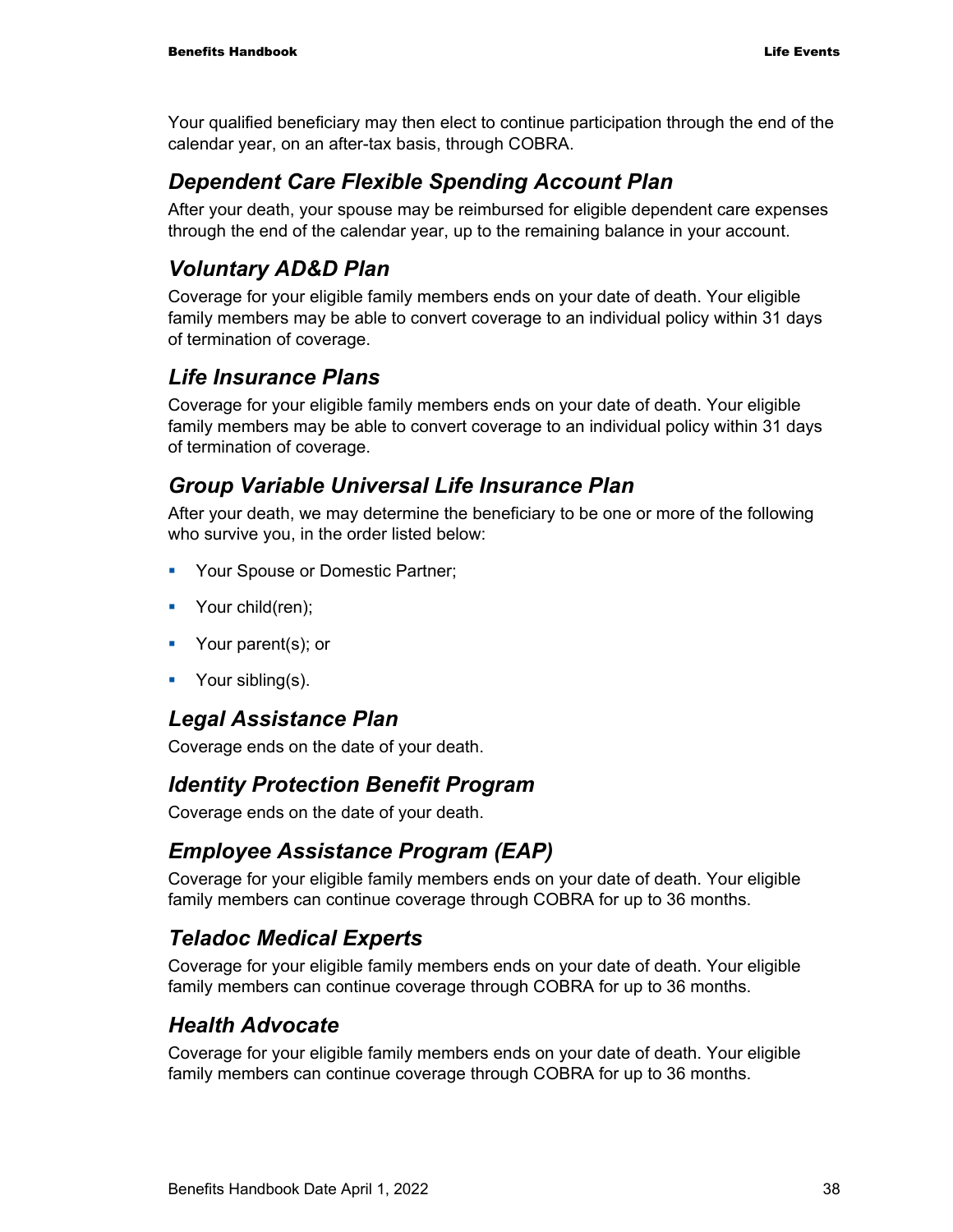Your qualified beneficiary may then elect to continue participation through the end of the calendar year, on an after-tax basis, through COBRA.

### *Dependent Care Flexible Spending Account Plan*

After your death, your spouse may be reimbursed for eligible dependent care expenses through the end of the calendar year, up to the remaining balance in your account.

### *Voluntary AD&D Plan*

Coverage for your eligible family members ends on your date of death. Your eligible family members may be able to convert coverage to an individual policy within 31 days of termination of coverage.

### *Life Insurance Plans*

Coverage for your eligible family members ends on your date of death. Your eligible family members may be able to convert coverage to an individual policy within 31 days of termination of coverage.

### *Group Variable Universal Life Insurance Plan*

After your death, we may determine the beneficiary to be one or more of the following who survive you, in the order listed below:

- Your Spouse or Domestic Partner;
- Your child(ren);
- Your parent(s); or
- Your sibling(s).

### *Legal Assistance Plan*

Coverage ends on the date of your death.

### *Identity Protection Benefit Program*

Coverage ends on the date of your death.

### *Employee Assistance Program (EAP)*

Coverage for your eligible family members ends on your date of death. Your eligible family members can continue coverage through COBRA for up to 36 months.

### *Teladoc Medical Experts*

Coverage for your eligible family members ends on your date of death. Your eligible family members can continue coverage through COBRA for up to 36 months.

### *Health Advocate*

Coverage for your eligible family members ends on your date of death. Your eligible family members can continue coverage through COBRA for up to 36 months.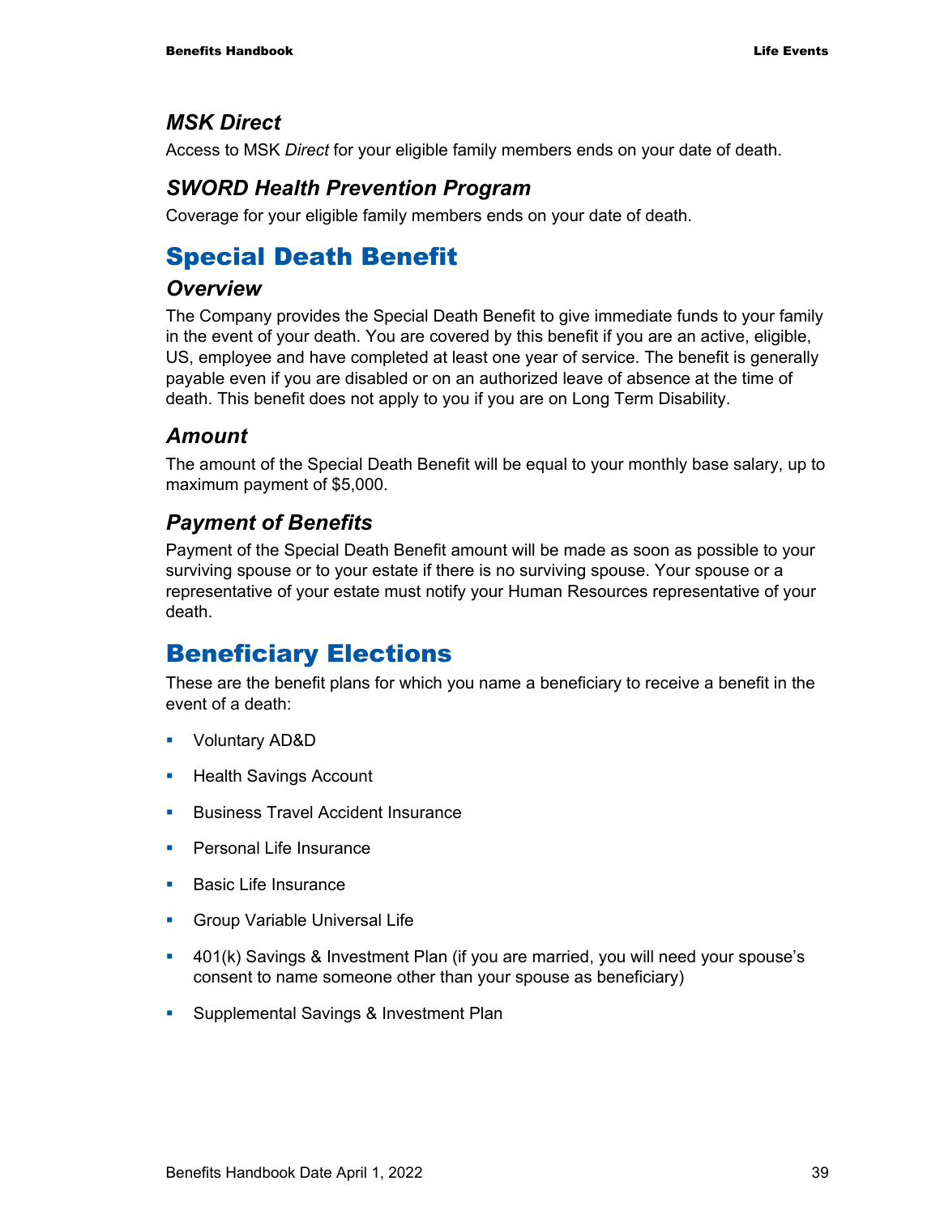### *MSK Direct*

Access to MSK *Direct* for your eligible family members ends on your date of death.

### *SWORD Health Prevention Program*

Coverage for your eligible family members ends on your date of death.

## Special Death Benefit

### *Overview*

The Company provides the Special Death Benefit to give immediate funds to your family in the event of your death. You are covered by this benefit if you are an active, eligible, US, employee and have completed at least one year of service. The benefit is generally payable even if you are disabled or on an authorized leave of absence at the time of death. This benefit does not apply to you if you are on Long Term Disability.

### *Amount*

The amount of the Special Death Benefit will be equal to your monthly base salary, up to maximum payment of $5,000.

### *Payment of Benefits*

Payment of the Special Death Benefit amount will be made as soon as possible to your surviving spouse or to your estate if there is no surviving spouse. Your spouse or a representative of your estate must notify your Human Resources representative of your death.

## Beneficiary Elections

These are the benefit plans for which you name a beneficiary to receive a benefit in the event of a death:

- Voluntary AD&D
- Health Savings Account
- Business Travel Accident Insurance
- Personal Life Insurance
- Basic Life Insurance
- Group Variable Universal Life
- 401(k) Savings & Investment Plan (if you are married, you will need your spouse's consent to name someone other than your spouse as beneficiary)
- Supplemental Savings & Investment Plan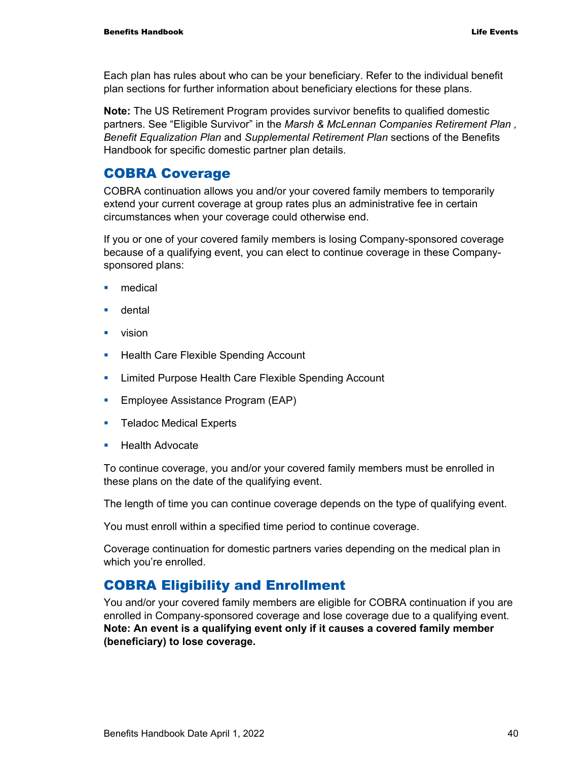Each plan has rules about who can be your beneficiary. Refer to the individual benefit plan sections for further information about beneficiary elections for these plans.

**Note:** The US Retirement Program provides survivor benefits to qualified domestic partners. See "Eligible Survivor" in the *Marsh & McLennan Companies Retirement Plan , Benefit Equalization Plan* and *Supplemental Retirement Plan* sections of the Benefits Handbook for specific domestic partner plan details.

## COBRA Coverage

COBRA continuation allows you and/or your covered family members to temporarily extend your current coverage at group rates plus an administrative fee in certain circumstances when your coverage could otherwise end.

If you or one of your covered family members is losing Company-sponsored coverage because of a qualifying event, you can elect to continue coverage in these Company-sponsored plans:

- medical
- dental
- vision
- Health Care Flexible Spending Account
- Limited Purpose Health Care Flexible Spending Account
- Employee Assistance Program (EAP)
- Teladoc Medical Experts
- Health Advocate

To continue coverage, you and/or your covered family members must be enrolled in these plans on the date of the qualifying event.

The length of time you can continue coverage depends on the type of qualifying event.

You must enroll within a specified time period to continue coverage.

Coverage continuation for domestic partners varies depending on the medical plan in which you're enrolled.

## COBRA Eligibility and Enrollment

You and/or your covered family members are eligible for COBRA continuation if you are enrolled in Company-sponsored coverage and lose coverage due to a qualifying event. **Note: An event is a qualifying event only if it causes a covered family member (beneficiary) to lose coverage.**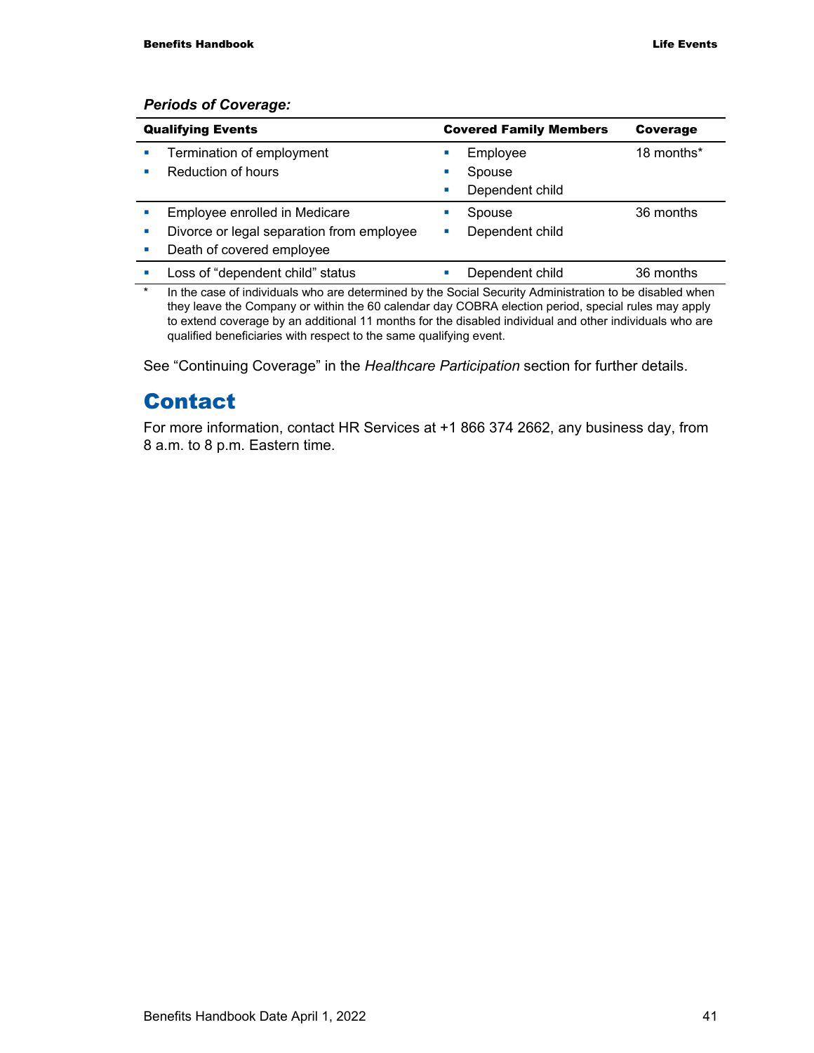***Periods of Coverage:***

| Qualifying Events | Covered Family Members | Coverage |
|---|---|---|
| ▪ Termination of employment<br>▪ Reduction of hours | ▪ Employee<br>▪ Spouse<br>▪ Dependent child | 18 months* |
| ▪ Employee enrolled in Medicare<br>▪ Divorce or legal separation from employee<br>▪ Death of covered employee | ▪ Spouse<br>▪ Dependent child | 36 months |
| ▪ Loss of "dependent child" status | ▪ Dependent child | 36 months |

\* In the case of individuals who are determined by the Social Security Administration to be disabled when they leave the Company or within the 60 calendar day COBRA election period, special rules may apply to extend coverage by an additional 11 months for the disabled individual and other individuals who are qualified beneficiaries with respect to the same qualifying event.

See "Continuing Coverage" in the *Healthcare Participation* section for further details.

# Contact

For more information, contact HR Services at +1 866 374 2662, any business day, from 8 a.m. to 8 p.m. Eastern time.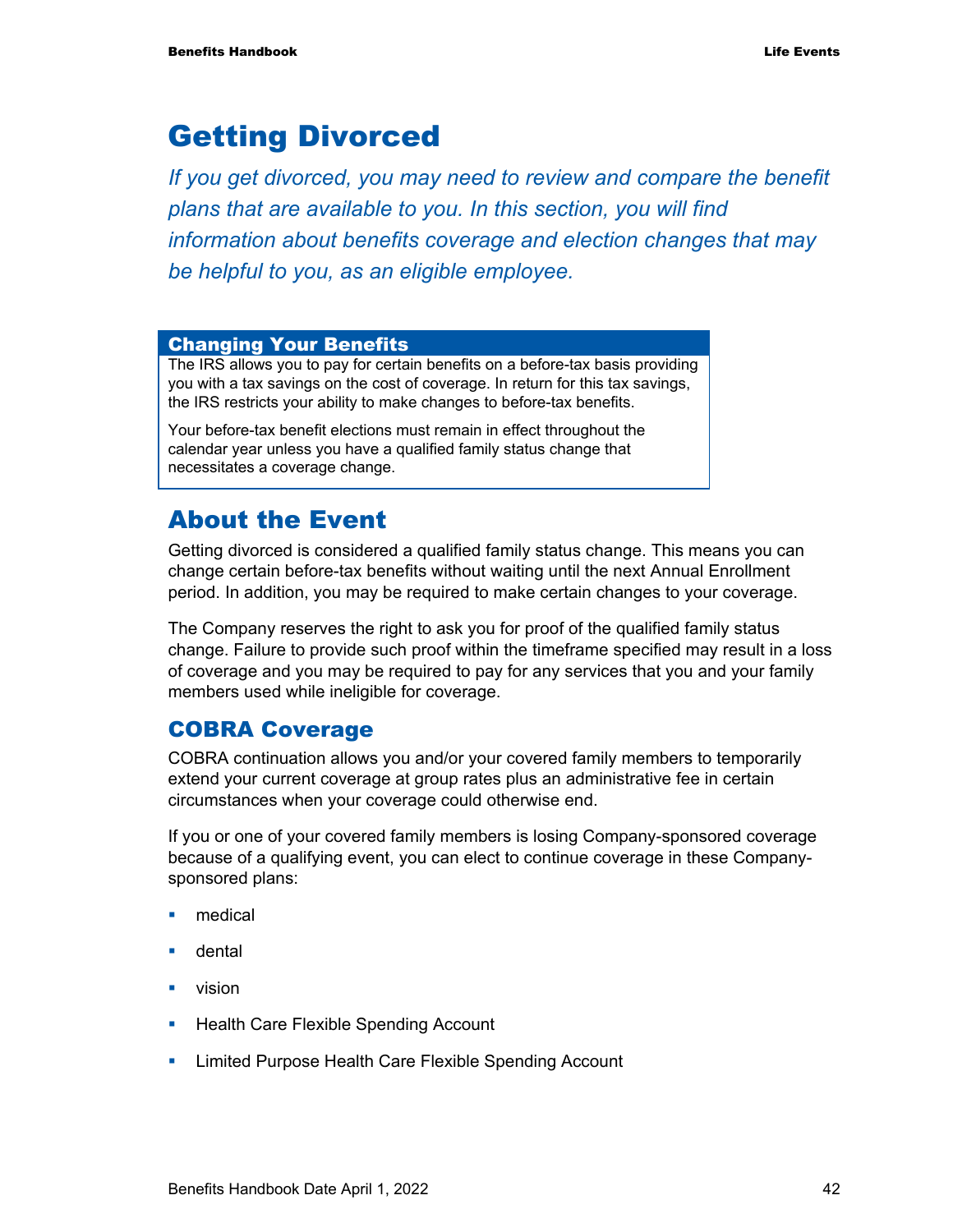# Getting Divorced

*If you get divorced, you may need to review and compare the benefit plans that are available to you. In this section, you will find information about benefits coverage and election changes that may be helpful to you, as an eligible employee.*

### Changing Your Benefits

The IRS allows you to pay for certain benefits on a before-tax basis providing you with a tax savings on the cost of coverage. In return for this tax savings, the IRS restricts your ability to make changes to before-tax benefits.

Your before-tax benefit elections must remain in effect throughout the calendar year unless you have a qualified family status change that necessitates a coverage change.

## About the Event

Getting divorced is considered a qualified family status change. This means you can change certain before-tax benefits without waiting until the next Annual Enrollment period. In addition, you may be required to make certain changes to your coverage.

The Company reserves the right to ask you for proof of the qualified family status change. Failure to provide such proof within the timeframe specified may result in a loss of coverage and you may be required to pay for any services that you and your family members used while ineligible for coverage.

### COBRA Coverage

COBRA continuation allows you and/or your covered family members to temporarily extend your current coverage at group rates plus an administrative fee in certain circumstances when your coverage could otherwise end.

If you or one of your covered family members is losing Company-sponsored coverage because of a qualifying event, you can elect to continue coverage in these Company-sponsored plans:

- medical
- dental
- vision
- Health Care Flexible Spending Account
- Limited Purpose Health Care Flexible Spending Account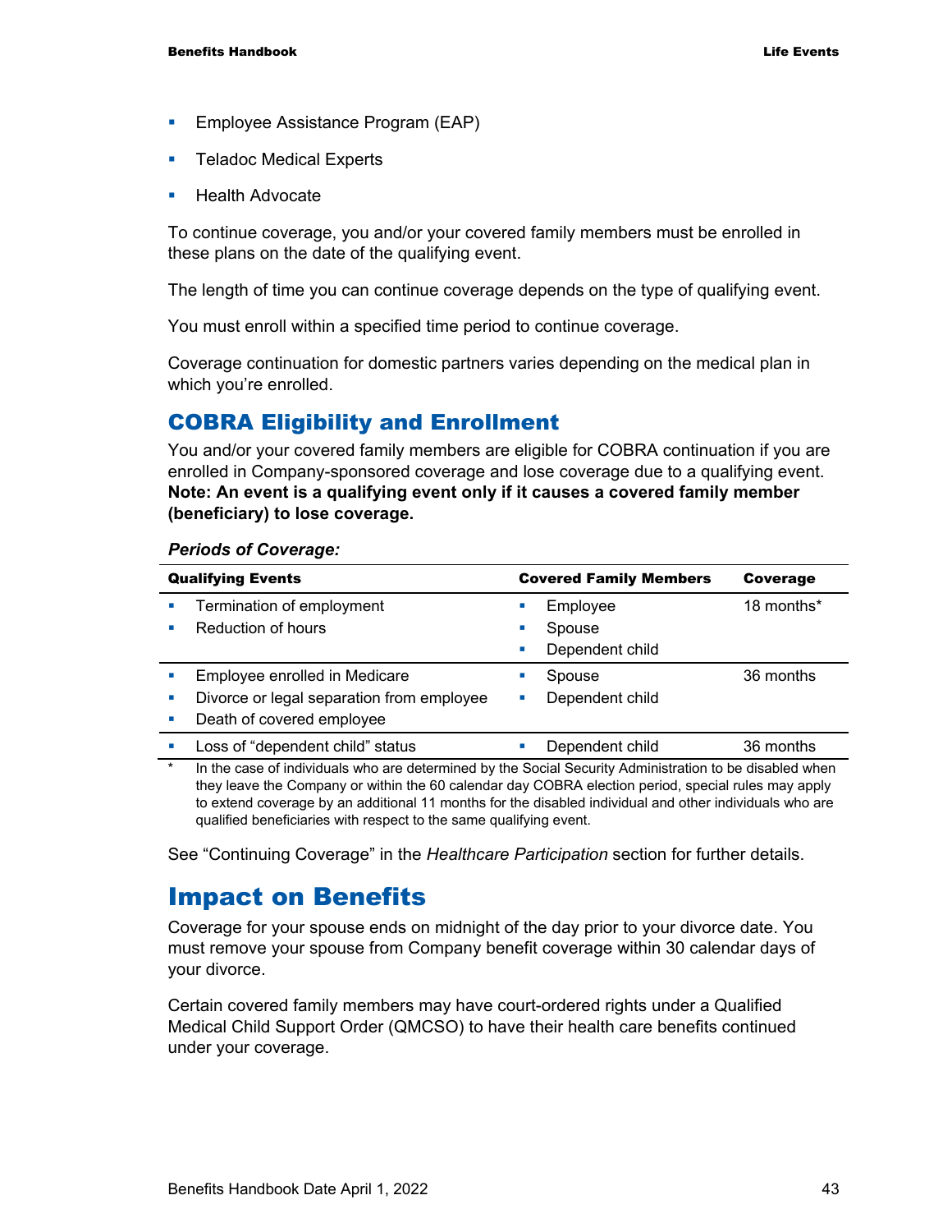- Employee Assistance Program (EAP)
- Teladoc Medical Experts
- Health Advocate

To continue coverage, you and/or your covered family members must be enrolled in these plans on the date of the qualifying event.

The length of time you can continue coverage depends on the type of qualifying event.

You must enroll within a specified time period to continue coverage.

Coverage continuation for domestic partners varies depending on the medical plan in which you're enrolled.

## COBRA Eligibility and Enrollment

You and/or your covered family members are eligible for COBRA continuation if you are enrolled in Company-sponsored coverage and lose coverage due to a qualifying event. **Note: An event is a qualifying event only if it causes a covered family member (beneficiary) to lose coverage.**

***Periods of Coverage:***

| Qualifying Events | Covered Family Members | Coverage |
|---|---|---|
| ▪ Termination of employment<br>▪ Reduction of hours | ▪ Employee<br>▪ Spouse<br>▪ Dependent child | 18 months* |
| ▪ Employee enrolled in Medicare<br>▪ Divorce or legal separation from employee<br>▪ Death of covered employee | ▪ Spouse<br>▪ Dependent child | 36 months |
| ▪ Loss of "dependent child" status | ▪ Dependent child | 36 months |

\* In the case of individuals who are determined by the Social Security Administration to be disabled when they leave the Company or within the 60 calendar day COBRA election period, special rules may apply to extend coverage by an additional 11 months for the disabled individual and other individuals who are qualified beneficiaries with respect to the same qualifying event.

See "Continuing Coverage" in the *Healthcare Participation* section for further details.

# Impact on Benefits

Coverage for your spouse ends on midnight of the day prior to your divorce date. You must remove your spouse from Company benefit coverage within 30 calendar days of your divorce.

Certain covered family members may have court-ordered rights under a Qualified Medical Child Support Order (QMCSO) to have their health care benefits continued under your coverage.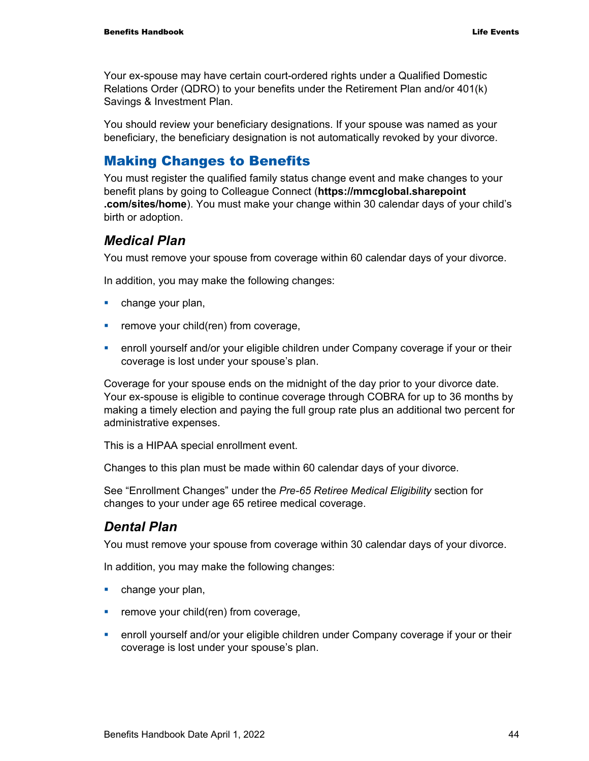Your ex-spouse may have certain court-ordered rights under a Qualified Domestic Relations Order (QDRO) to your benefits under the Retirement Plan and/or 401(k) Savings & Investment Plan.

You should review your beneficiary designations. If your spouse was named as your beneficiary, the beneficiary designation is not automatically revoked by your divorce.

## Making Changes to Benefits

You must register the qualified family status change event and make changes to your benefit plans by going to Colleague Connect (**https://mmcglobal.sharepoint .com/sites/home**). You must make your change within 30 calendar days of your child's birth or adoption.

### *Medical Plan*

You must remove your spouse from coverage within 60 calendar days of your divorce.

In addition, you may make the following changes:

- change your plan,
- remove your child(ren) from coverage,
- enroll yourself and/or your eligible children under Company coverage if your or their coverage is lost under your spouse's plan.

Coverage for your spouse ends on the midnight of the day prior to your divorce date. Your ex-spouse is eligible to continue coverage through COBRA for up to 36 months by making a timely election and paying the full group rate plus an additional two percent for administrative expenses.

This is a HIPAA special enrollment event.

Changes to this plan must be made within 60 calendar days of your divorce.

See "Enrollment Changes" under the *Pre-65 Retiree Medical Eligibility* section for changes to your under age 65 retiree medical coverage.

### *Dental Plan*

You must remove your spouse from coverage within 30 calendar days of your divorce.

In addition, you may make the following changes:

- change your plan,
- remove your child(ren) from coverage,
- enroll yourself and/or your eligible children under Company coverage if your or their coverage is lost under your spouse's plan.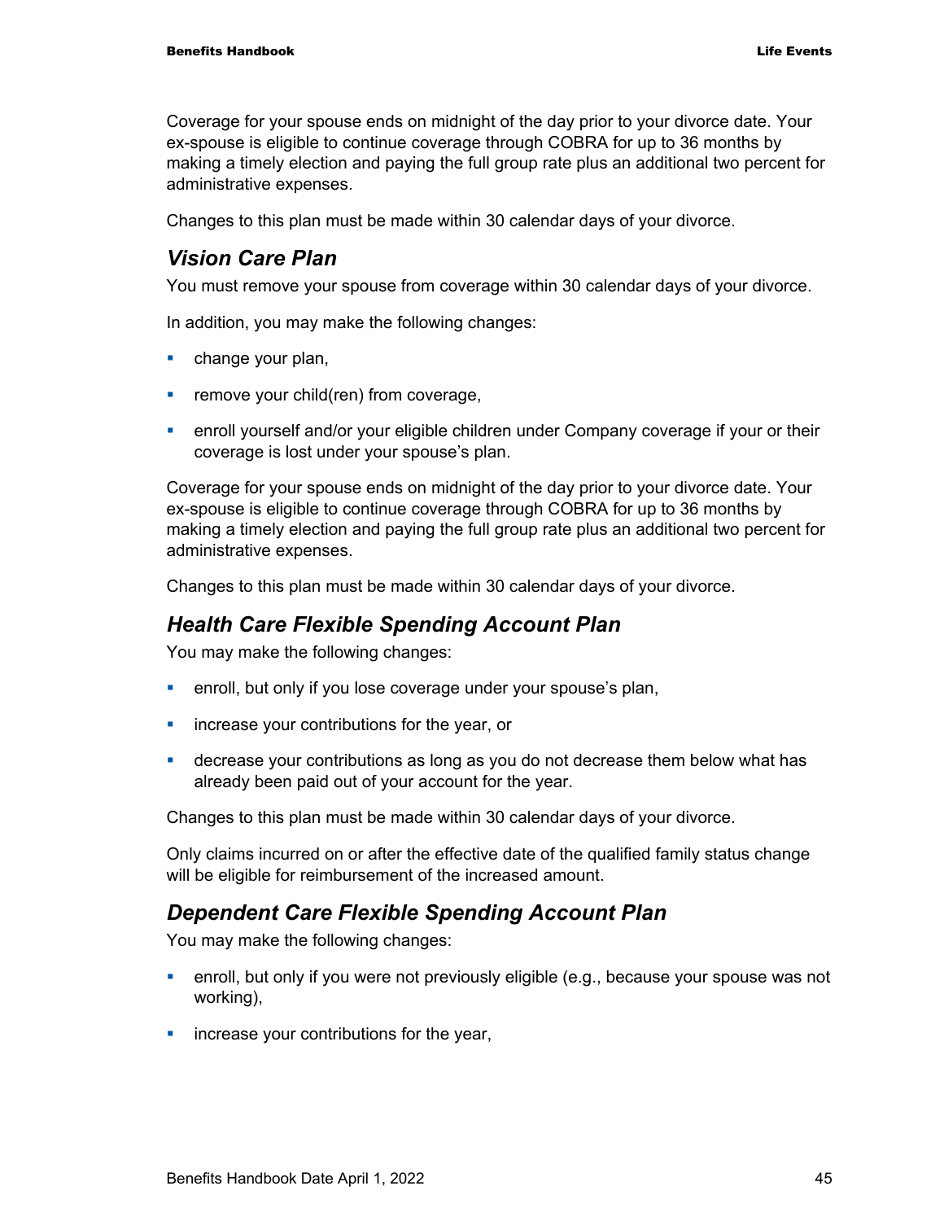Coverage for your spouse ends on midnight of the day prior to your divorce date. Your ex-spouse is eligible to continue coverage through COBRA for up to 36 months by making a timely election and paying the full group rate plus an additional two percent for administrative expenses.

Changes to this plan must be made within 30 calendar days of your divorce.

## *Vision Care Plan*

You must remove your spouse from coverage within 30 calendar days of your divorce.

In addition, you may make the following changes:

- change your plan,
- remove your child(ren) from coverage,
- enroll yourself and/or your eligible children under Company coverage if your or their coverage is lost under your spouse's plan.

Coverage for your spouse ends on midnight of the day prior to your divorce date. Your ex-spouse is eligible to continue coverage through COBRA for up to 36 months by making a timely election and paying the full group rate plus an additional two percent for administrative expenses.

Changes to this plan must be made within 30 calendar days of your divorce.

## *Health Care Flexible Spending Account Plan*

You may make the following changes:

- enroll, but only if you lose coverage under your spouse's plan,
- increase your contributions for the year, or
- decrease your contributions as long as you do not decrease them below what has already been paid out of your account for the year.

Changes to this plan must be made within 30 calendar days of your divorce.

Only claims incurred on or after the effective date of the qualified family status change will be eligible for reimbursement of the increased amount.

## *Dependent Care Flexible Spending Account Plan*

You may make the following changes:

- enroll, but only if you were not previously eligible (e.g., because your spouse was not working),
- increase your contributions for the year,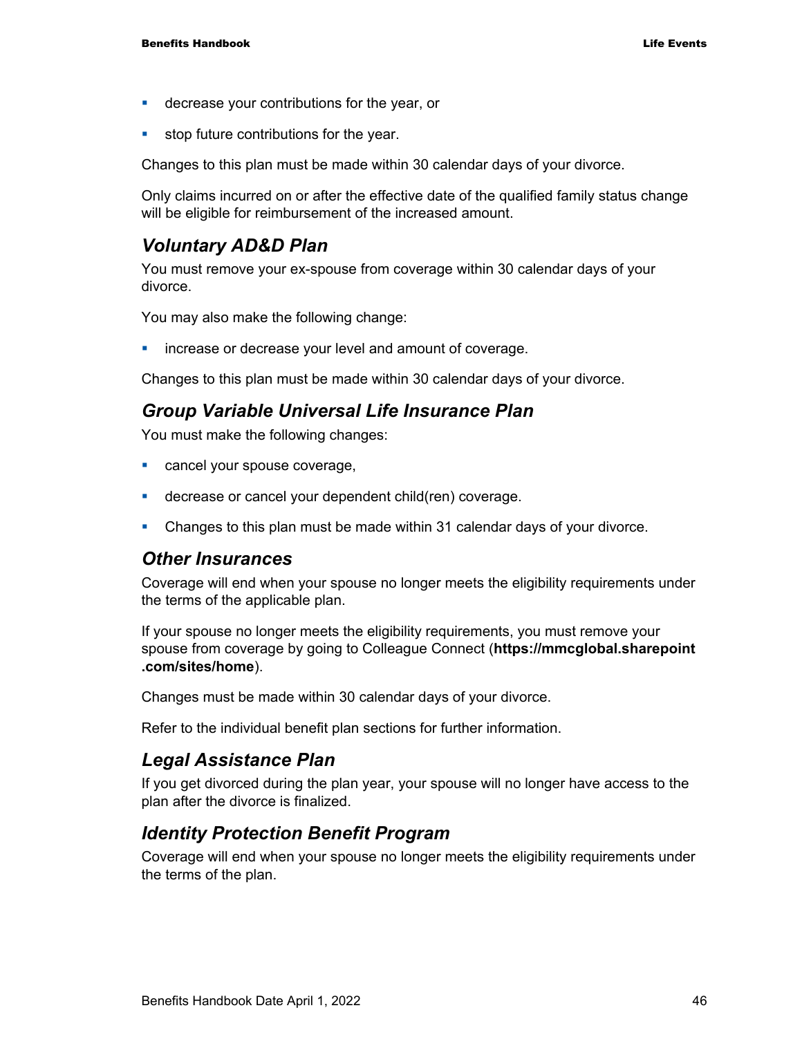- decrease your contributions for the year, or
- stop future contributions for the year.

Changes to this plan must be made within 30 calendar days of your divorce.

Only claims incurred on or after the effective date of the qualified family status change will be eligible for reimbursement of the increased amount.

### *Voluntary AD&D Plan*

You must remove your ex-spouse from coverage within 30 calendar days of your divorce.

You may also make the following change:

- increase or decrease your level and amount of coverage.

Changes to this plan must be made within 30 calendar days of your divorce.

### *Group Variable Universal Life Insurance Plan*

You must make the following changes:

- cancel your spouse coverage,
- decrease or cancel your dependent child(ren) coverage.
- Changes to this plan must be made within 31 calendar days of your divorce.

### *Other Insurances*

Coverage will end when your spouse no longer meets the eligibility requirements under the terms of the applicable plan.

If your spouse no longer meets the eligibility requirements, you must remove your spouse from coverage by going to Colleague Connect (**https://mmcglobal.sharepoint.com/sites/home**).

Changes must be made within 30 calendar days of your divorce.

Refer to the individual benefit plan sections for further information.

### *Legal Assistance Plan*

If you get divorced during the plan year, your spouse will no longer have access to the plan after the divorce is finalized.

### *Identity Protection Benefit Program*

Coverage will end when your spouse no longer meets the eligibility requirements under the terms of the plan.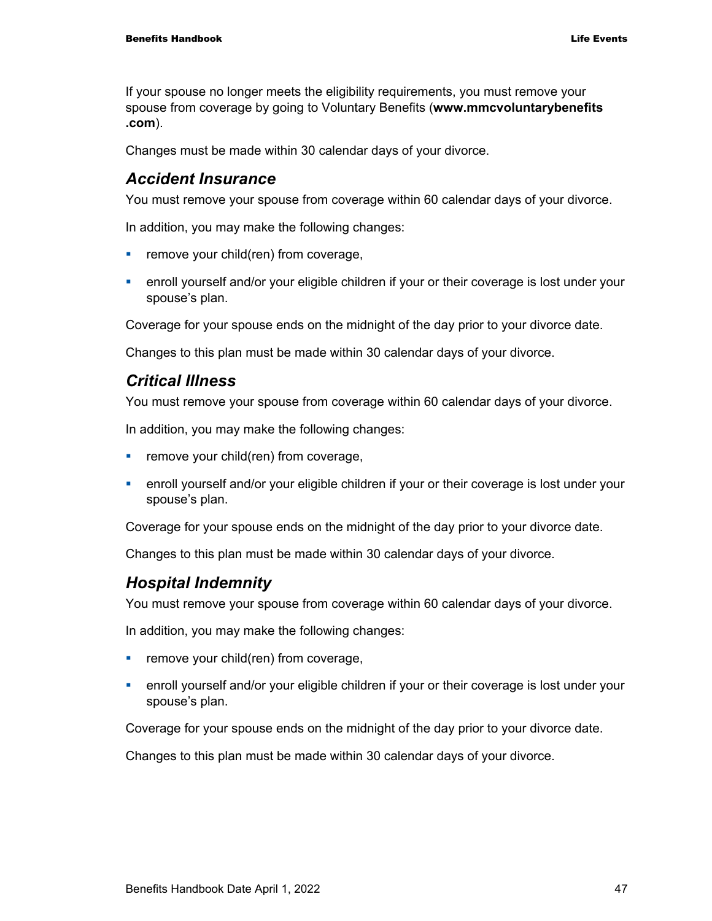If your spouse no longer meets the eligibility requirements, you must remove your spouse from coverage by going to Voluntary Benefits (**www.mmcvoluntarybenefits.com**).

Changes must be made within 30 calendar days of your divorce.

### *Accident Insurance*

You must remove your spouse from coverage within 60 calendar days of your divorce.

In addition, you may make the following changes:

- remove your child(ren) from coverage,
- enroll yourself and/or your eligible children if your or their coverage is lost under your spouse's plan.

Coverage for your spouse ends on the midnight of the day prior to your divorce date.

Changes to this plan must be made within 30 calendar days of your divorce.

### *Critical Illness*

You must remove your spouse from coverage within 60 calendar days of your divorce.

In addition, you may make the following changes:

- remove your child(ren) from coverage,
- enroll yourself and/or your eligible children if your or their coverage is lost under your spouse's plan.

Coverage for your spouse ends on the midnight of the day prior to your divorce date.

Changes to this plan must be made within 30 calendar days of your divorce.

### *Hospital Indemnity*

You must remove your spouse from coverage within 60 calendar days of your divorce.

In addition, you may make the following changes:

- remove your child(ren) from coverage,
- enroll yourself and/or your eligible children if your or their coverage is lost under your spouse's plan.

Coverage for your spouse ends on the midnight of the day prior to your divorce date.

Changes to this plan must be made within 30 calendar days of your divorce.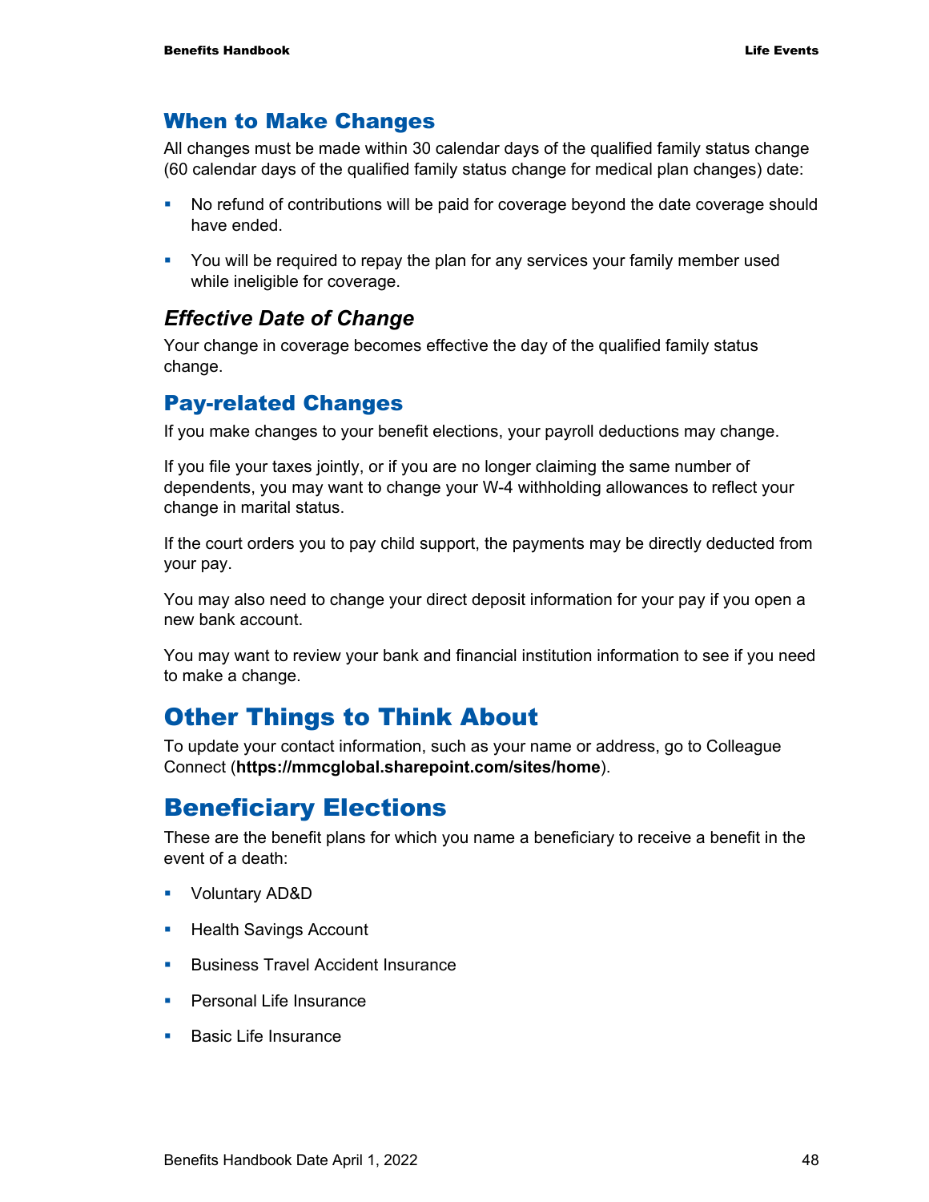## When to Make Changes

All changes must be made within 30 calendar days of the qualified family status change (60 calendar days of the qualified family status change for medical plan changes) date:

- No refund of contributions will be paid for coverage beyond the date coverage should have ended.
- You will be required to repay the plan for any services your family member used while ineligible for coverage.

### *Effective Date of Change*

Your change in coverage becomes effective the day of the qualified family status change.

## Pay-related Changes

If you make changes to your benefit elections, your payroll deductions may change.

If you file your taxes jointly, or if you are no longer claiming the same number of dependents, you may want to change your W-4 withholding allowances to reflect your change in marital status.

If the court orders you to pay child support, the payments may be directly deducted from your pay.

You may also need to change your direct deposit information for your pay if you open a new bank account.

You may want to review your bank and financial institution information to see if you need to make a change.

# Other Things to Think About

To update your contact information, such as your name or address, go to Colleague Connect (**https://mmcglobal.sharepoint.com/sites/home**).

# Beneficiary Elections

These are the benefit plans for which you name a beneficiary to receive a benefit in the event of a death:

- Voluntary AD&D
- Health Savings Account
- Business Travel Accident Insurance
- Personal Life Insurance
- Basic Life Insurance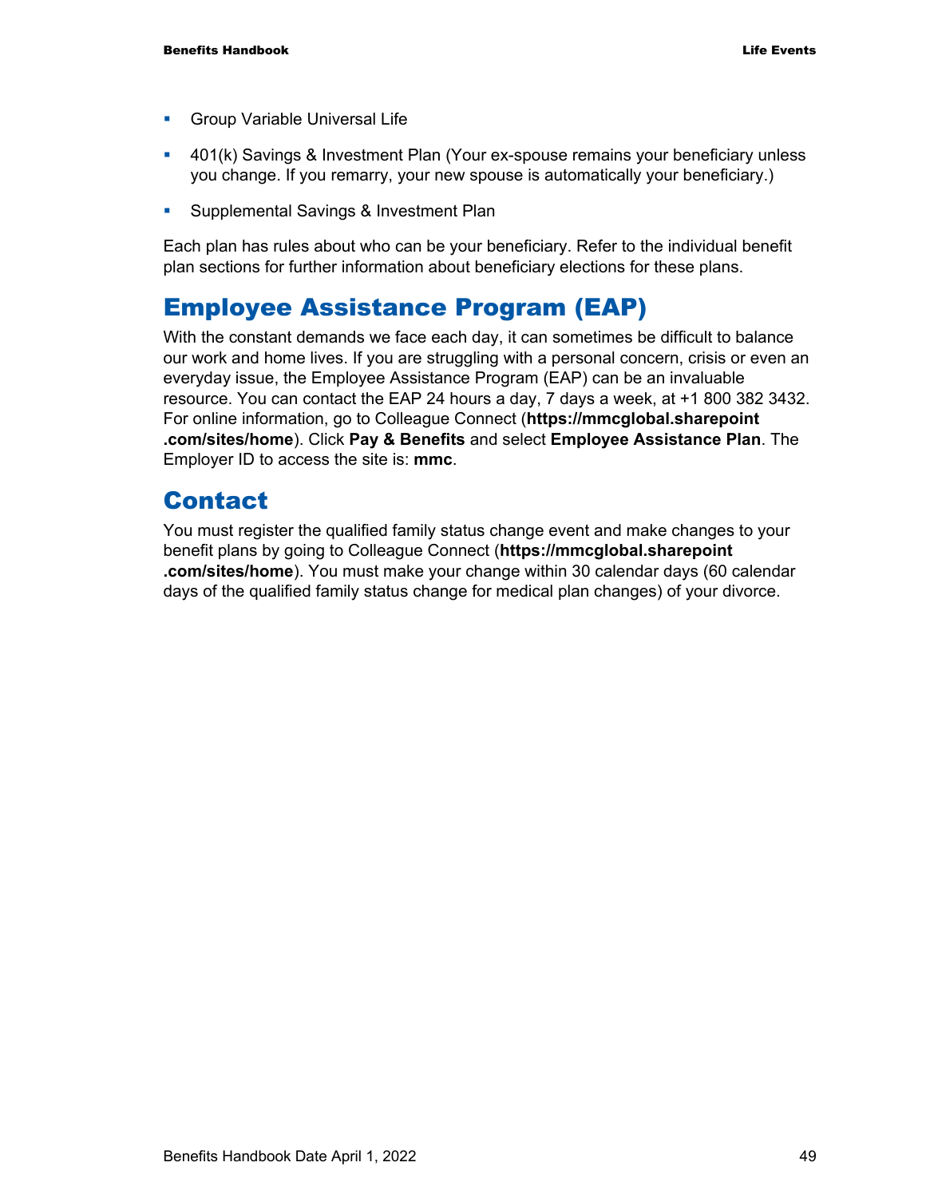- Group Variable Universal Life
- 401(k) Savings & Investment Plan (Your ex-spouse remains your beneficiary unless you change. If you remarry, your new spouse is automatically your beneficiary.)
- Supplemental Savings & Investment Plan

Each plan has rules about who can be your beneficiary. Refer to the individual benefit plan sections for further information about beneficiary elections for these plans.

# Employee Assistance Program (EAP)

With the constant demands we face each day, it can sometimes be difficult to balance our work and home lives. If you are struggling with a personal concern, crisis or even an everyday issue, the Employee Assistance Program (EAP) can be an invaluable resource. You can contact the EAP 24 hours a day, 7 days a week, at +1 800 382 3432. For online information, go to Colleague Connect (**https://mmcglobal.sharepoint.com/sites/home**). Click **Pay & Benefits** and select **Employee Assistance Plan**. The Employer ID to access the site is: **mmc**.

# Contact

You must register the qualified family status change event and make changes to your benefit plans by going to Colleague Connect (**https://mmcglobal.sharepoint.com/sites/home**). You must make your change within 30 calendar days (60 calendar days of the qualified family status change for medical plan changes) of your divorce.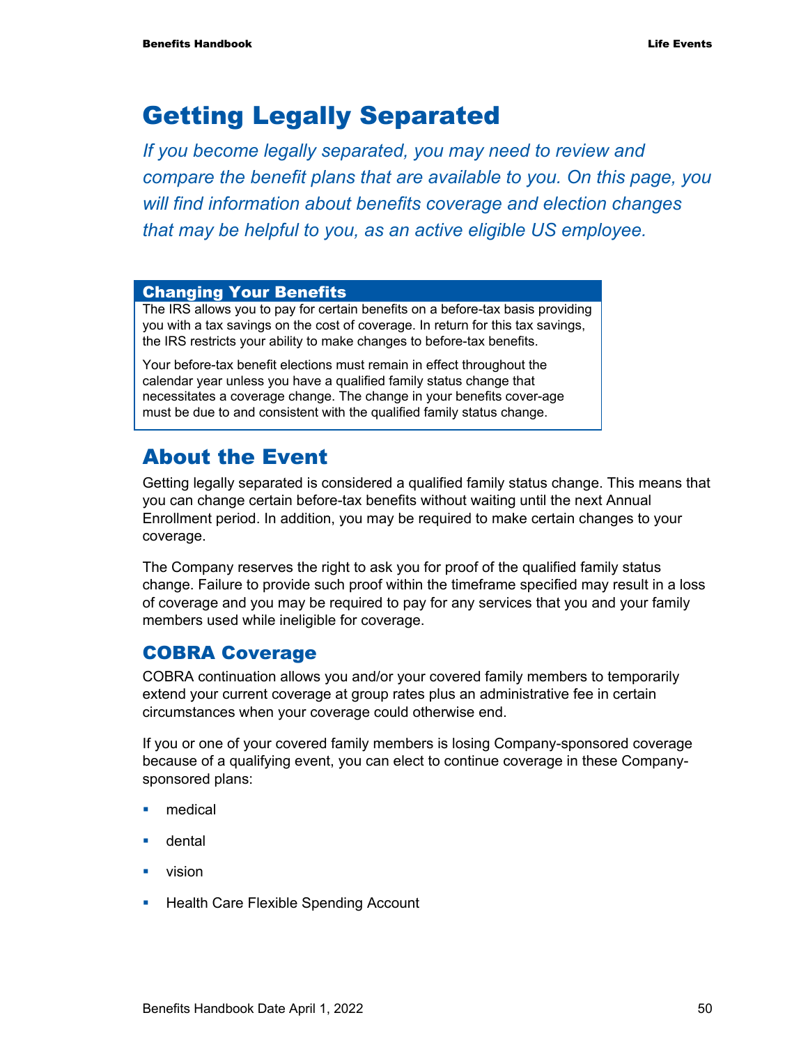# Getting Legally Separated

*If you become legally separated, you may need to review and compare the benefit plans that are available to you. On this page, you will find information about benefits coverage and election changes that may be helpful to you, as an active eligible US employee.*

> **Changing Your Benefits**
>
> The IRS allows you to pay for certain benefits on a before-tax basis providing you with a tax savings on the cost of coverage. In return for this tax savings, the IRS restricts your ability to make changes to before-tax benefits.
>
> Your before-tax benefit elections must remain in effect throughout the calendar year unless you have a qualified family status change that necessitates a coverage change. The change in your benefits cover-age must be due to and consistent with the qualified family status change.

## About the Event

Getting legally separated is considered a qualified family status change. This means that you can change certain before-tax benefits without waiting until the next Annual Enrollment period. In addition, you may be required to make certain changes to your coverage.

The Company reserves the right to ask you for proof of the qualified family status change. Failure to provide such proof within the timeframe specified may result in a loss of coverage and you may be required to pay for any services that you and your family members used while ineligible for coverage.

### COBRA Coverage

COBRA continuation allows you and/or your covered family members to temporarily extend your current coverage at group rates plus an administrative fee in certain circumstances when your coverage could otherwise end.

If you or one of your covered family members is losing Company-sponsored coverage because of a qualifying event, you can elect to continue coverage in these Company-sponsored plans:

- medical
- dental
- vision
- Health Care Flexible Spending Account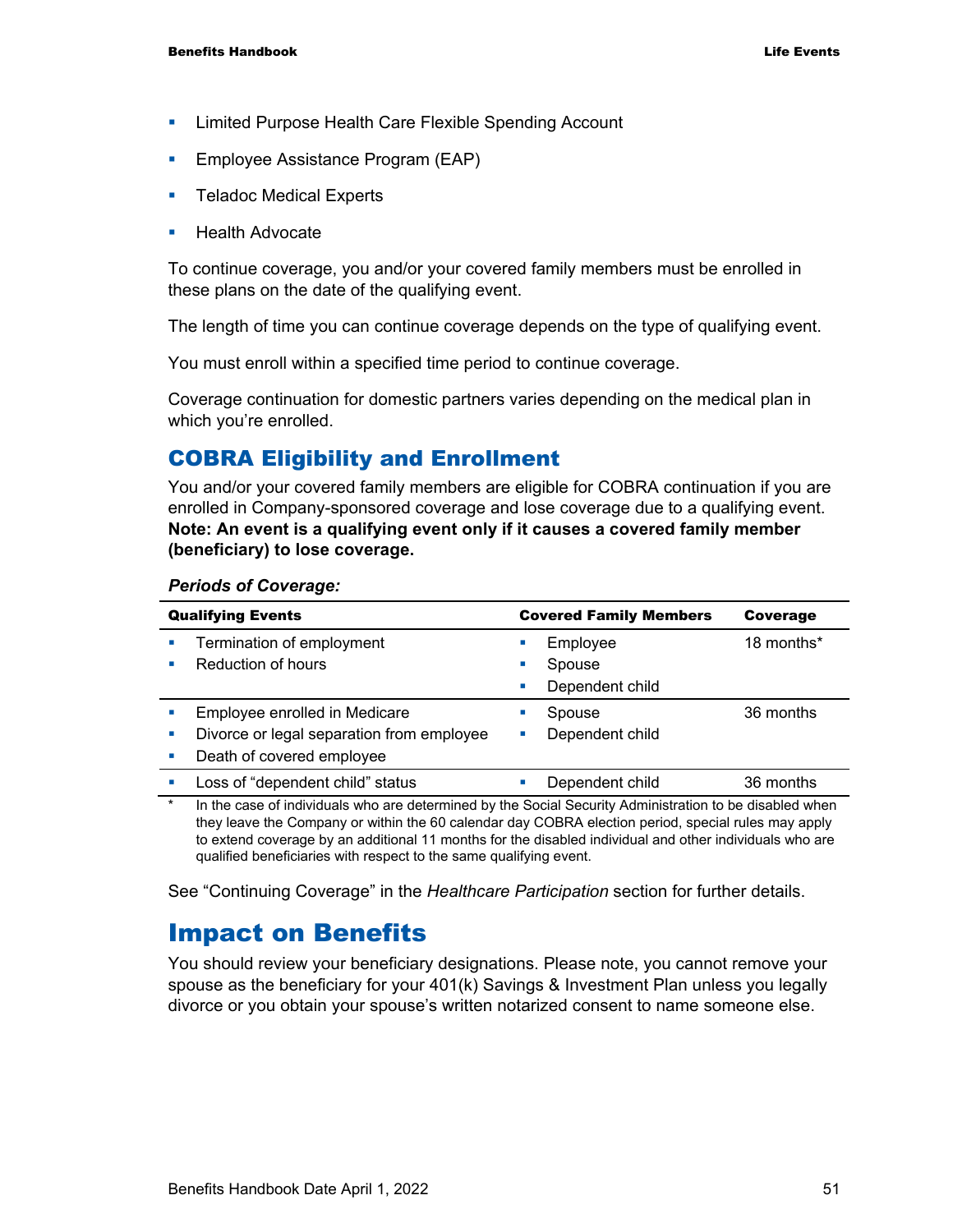- Limited Purpose Health Care Flexible Spending Account
- Employee Assistance Program (EAP)
- Teladoc Medical Experts
- Health Advocate

To continue coverage, you and/or your covered family members must be enrolled in these plans on the date of the qualifying event.

The length of time you can continue coverage depends on the type of qualifying event.

You must enroll within a specified time period to continue coverage.

Coverage continuation for domestic partners varies depending on the medical plan in which you're enrolled.

## COBRA Eligibility and Enrollment

You and/or your covered family members are eligible for COBRA continuation if you are enrolled in Company-sponsored coverage and lose coverage due to a qualifying event. **Note: An event is a qualifying event only if it causes a covered family member (beneficiary) to lose coverage.**

***Periods of Coverage:***

| Qualifying Events | Covered Family Members | Coverage |
|---|---|---|
| ▪ Termination of employment<br>▪ Reduction of hours | ▪ Employee<br>▪ Spouse<br>▪ Dependent child | 18 months* |
| ▪ Employee enrolled in Medicare<br>▪ Divorce or legal separation from employee<br>▪ Death of covered employee | ▪ Spouse<br>▪ Dependent child | 36 months |
| ▪ Loss of "dependent child" status | ▪ Dependent child | 36 months |

\* In the case of individuals who are determined by the Social Security Administration to be disabled when they leave the Company or within the 60 calendar day COBRA election period, special rules may apply to extend coverage by an additional 11 months for the disabled individual and other individuals who are qualified beneficiaries with respect to the same qualifying event.

See "Continuing Coverage" in the *Healthcare Participation* section for further details.

# Impact on Benefits

You should review your beneficiary designations. Please note, you cannot remove your spouse as the beneficiary for your 401(k) Savings & Investment Plan unless you legally divorce or you obtain your spouse's written notarized consent to name someone else.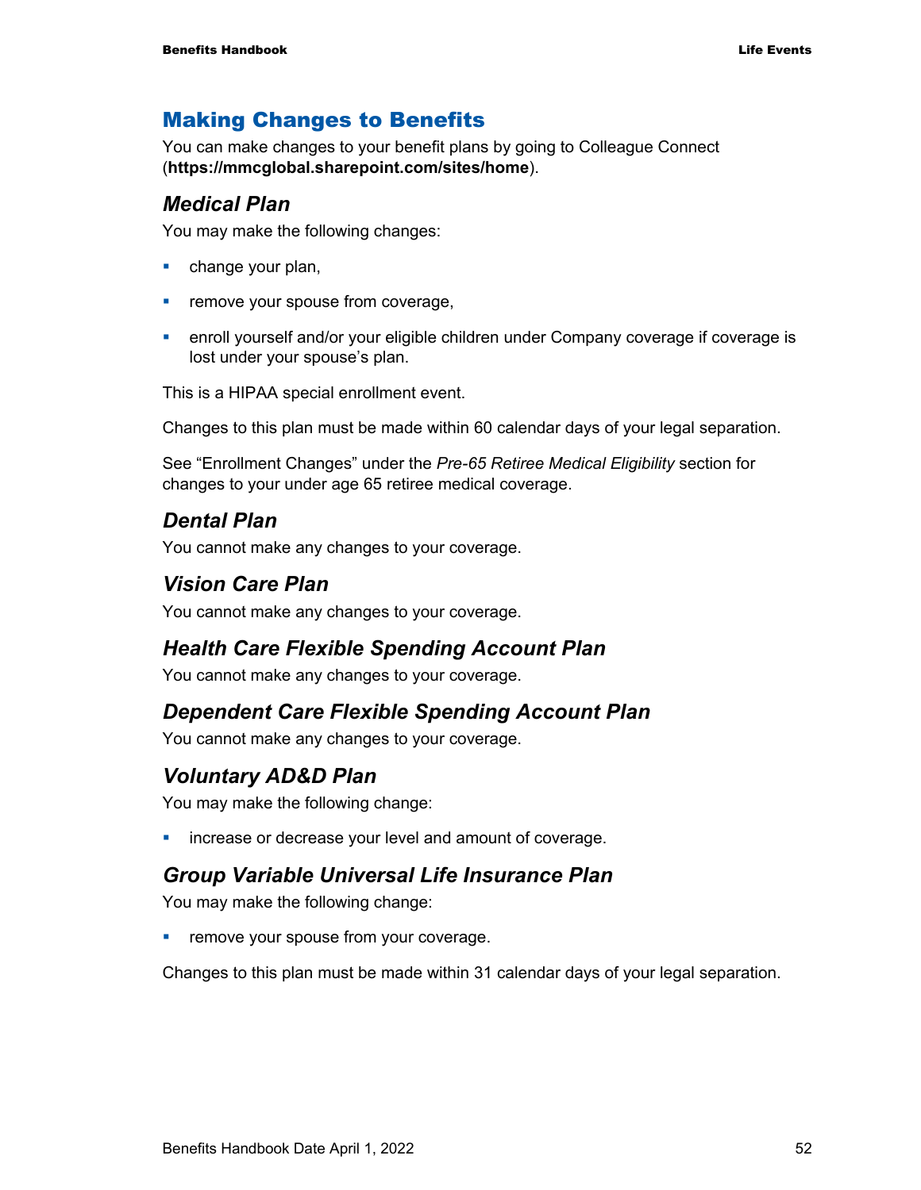## Making Changes to Benefits

You can make changes to your benefit plans by going to Colleague Connect (**https://mmcglobal.sharepoint.com/sites/home**).

### *Medical Plan*

You may make the following changes:

- change your plan,
- remove your spouse from coverage,
- enroll yourself and/or your eligible children under Company coverage if coverage is lost under your spouse's plan.

This is a HIPAA special enrollment event.

Changes to this plan must be made within 60 calendar days of your legal separation.

See "Enrollment Changes" under the *Pre-65 Retiree Medical Eligibility* section for changes to your under age 65 retiree medical coverage.

### *Dental Plan*

You cannot make any changes to your coverage.

### *Vision Care Plan*

You cannot make any changes to your coverage.

### *Health Care Flexible Spending Account Plan*

You cannot make any changes to your coverage.

### *Dependent Care Flexible Spending Account Plan*

You cannot make any changes to your coverage.

### *Voluntary AD&D Plan*

You may make the following change:

- increase or decrease your level and amount of coverage.

### *Group Variable Universal Life Insurance Plan*

You may make the following change:

- remove your spouse from your coverage.

Changes to this plan must be made within 31 calendar days of your legal separation.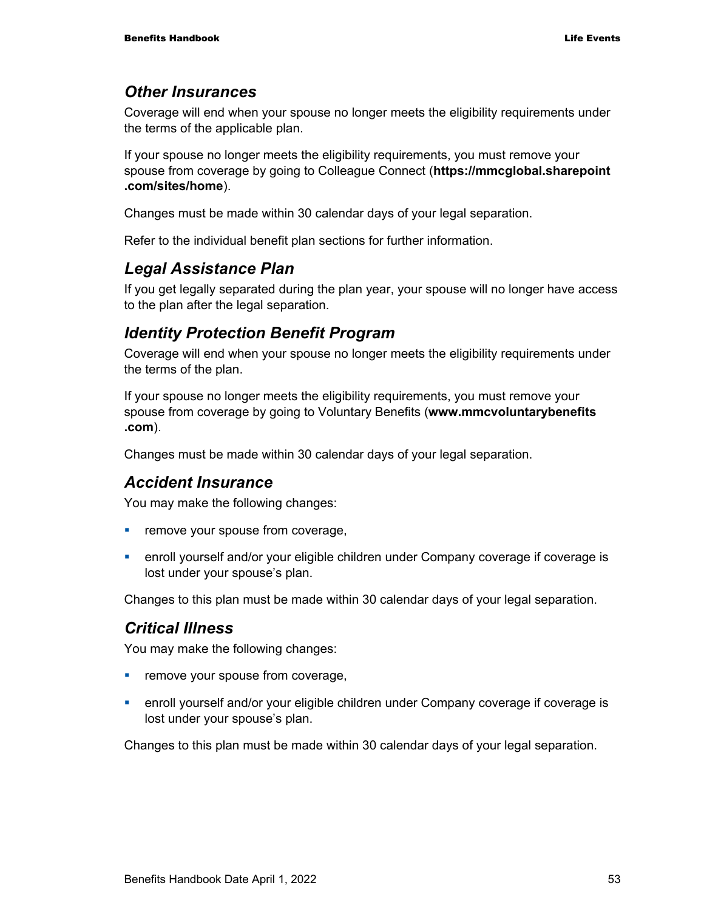## *Other Insurances*

Coverage will end when your spouse no longer meets the eligibility requirements under the terms of the applicable plan.

If your spouse no longer meets the eligibility requirements, you must remove your spouse from coverage by going to Colleague Connect (**https://mmcglobal.sharepoint.com/sites/home**).

Changes must be made within 30 calendar days of your legal separation.

Refer to the individual benefit plan sections for further information.

## *Legal Assistance Plan*

If you get legally separated during the plan year, your spouse will no longer have access to the plan after the legal separation.

## *Identity Protection Benefit Program*

Coverage will end when your spouse no longer meets the eligibility requirements under the terms of the plan.

If your spouse no longer meets the eligibility requirements, you must remove your spouse from coverage by going to Voluntary Benefits (**www.mmcvoluntarybenefits.com**).

Changes must be made within 30 calendar days of your legal separation.

## *Accident Insurance*

You may make the following changes:

- remove your spouse from coverage,
- enroll yourself and/or your eligible children under Company coverage if coverage is lost under your spouse's plan.

Changes to this plan must be made within 30 calendar days of your legal separation.

## *Critical Illness*

You may make the following changes:

- remove your spouse from coverage,
- enroll yourself and/or your eligible children under Company coverage if coverage is lost under your spouse's plan.

Changes to this plan must be made within 30 calendar days of your legal separation.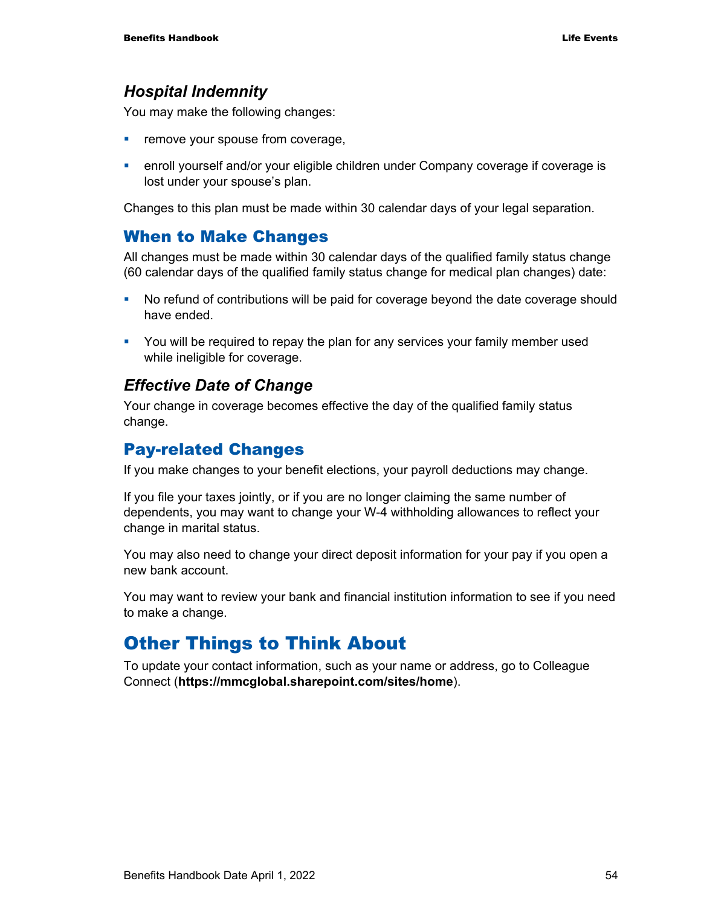### *Hospital Indemnity*

You may make the following changes:

- remove your spouse from coverage,
- enroll yourself and/or your eligible children under Company coverage if coverage is lost under your spouse's plan.

Changes to this plan must be made within 30 calendar days of your legal separation.

## When to Make Changes

All changes must be made within 30 calendar days of the qualified family status change (60 calendar days of the qualified family status change for medical plan changes) date:

- No refund of contributions will be paid for coverage beyond the date coverage should have ended.
- You will be required to repay the plan for any services your family member used while ineligible for coverage.

### *Effective Date of Change*

Your change in coverage becomes effective the day of the qualified family status change.

## Pay-related Changes

If you make changes to your benefit elections, your payroll deductions may change.

If you file your taxes jointly, or if you are no longer claiming the same number of dependents, you may want to change your W-4 withholding allowances to reflect your change in marital status.

You may also need to change your direct deposit information for your pay if you open a new bank account.

You may want to review your bank and financial institution information to see if you need to make a change.

# Other Things to Think About

To update your contact information, such as your name or address, go to Colleague Connect (**https://mmcglobal.sharepoint.com/sites/home**).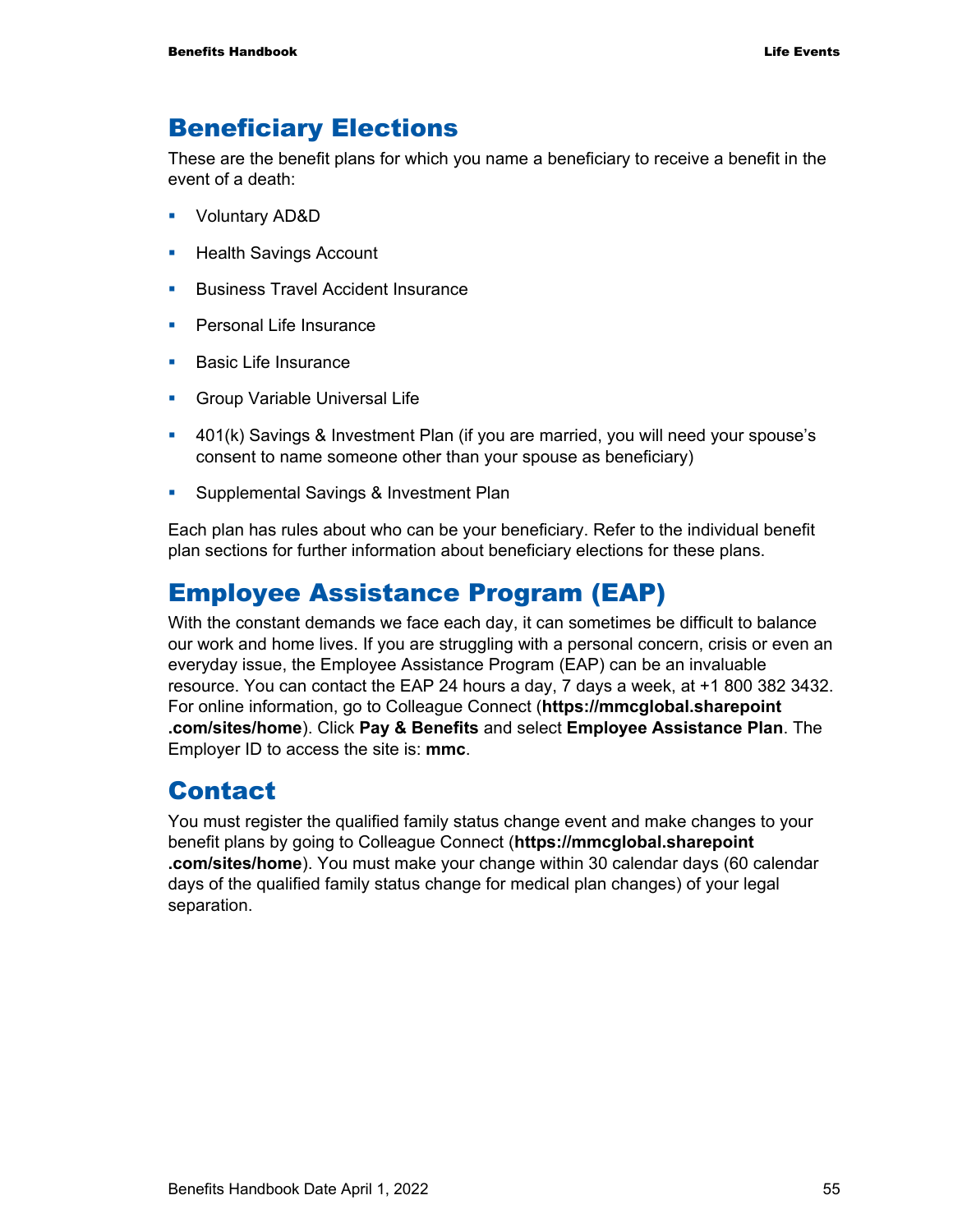## Beneficiary Elections

These are the benefit plans for which you name a beneficiary to receive a benefit in the event of a death:

- Voluntary AD&D
- Health Savings Account
- Business Travel Accident Insurance
- Personal Life Insurance
- Basic Life Insurance
- Group Variable Universal Life
- 401(k) Savings & Investment Plan (if you are married, you will need your spouse's consent to name someone other than your spouse as beneficiary)
- Supplemental Savings & Investment Plan

Each plan has rules about who can be your beneficiary. Refer to the individual benefit plan sections for further information about beneficiary elections for these plans.

## Employee Assistance Program (EAP)

With the constant demands we face each day, it can sometimes be difficult to balance our work and home lives. If you are struggling with a personal concern, crisis or even an everyday issue, the Employee Assistance Program (EAP) can be an invaluable resource. You can contact the EAP 24 hours a day, 7 days a week, at +1 800 382 3432. For online information, go to Colleague Connect (**https://mmcglobal.sharepoint.com/sites/home**). Click **Pay & Benefits** and select **Employee Assistance Plan**. The Employer ID to access the site is: **mmc**.

## Contact

You must register the qualified family status change event and make changes to your benefit plans by going to Colleague Connect (**https://mmcglobal.sharepoint.com/sites/home**). You must make your change within 30 calendar days (60 calendar days of the qualified family status change for medical plan changes) of your legal separation.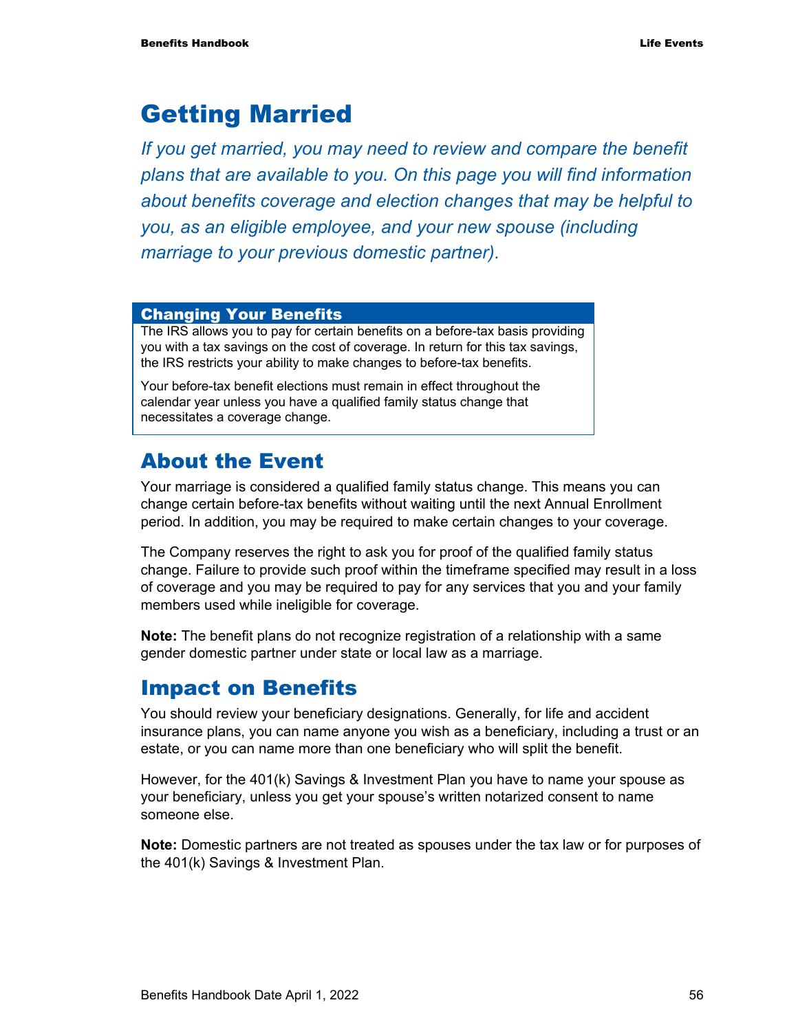# Getting Married

*If you get married, you may need to review and compare the benefit plans that are available to you. On this page you will find information about benefits coverage and election changes that may be helpful to you, as an eligible employee, and your new spouse (including marriage to your previous domestic partner).*

### Changing Your Benefits

The IRS allows you to pay for certain benefits on a before-tax basis providing you with a tax savings on the cost of coverage. In return for this tax savings, the IRS restricts your ability to make changes to before-tax benefits.

Your before-tax benefit elections must remain in effect throughout the calendar year unless you have a qualified family status change that necessitates a coverage change.

## About the Event

Your marriage is considered a qualified family status change. This means you can change certain before-tax benefits without waiting until the next Annual Enrollment period. In addition, you may be required to make certain changes to your coverage.

The Company reserves the right to ask you for proof of the qualified family status change. Failure to provide such proof within the timeframe specified may result in a loss of coverage and you may be required to pay for any services that you and your family members used while ineligible for coverage.

**Note:** The benefit plans do not recognize registration of a relationship with a same gender domestic partner under state or local law as a marriage.

## Impact on Benefits

You should review your beneficiary designations. Generally, for life and accident insurance plans, you can name anyone you wish as a beneficiary, including a trust or an estate, or you can name more than one beneficiary who will split the benefit.

However, for the 401(k) Savings & Investment Plan you have to name your spouse as your beneficiary, unless you get your spouse's written notarized consent to name someone else.

**Note:** Domestic partners are not treated as spouses under the tax law or for purposes of the 401(k) Savings & Investment Plan.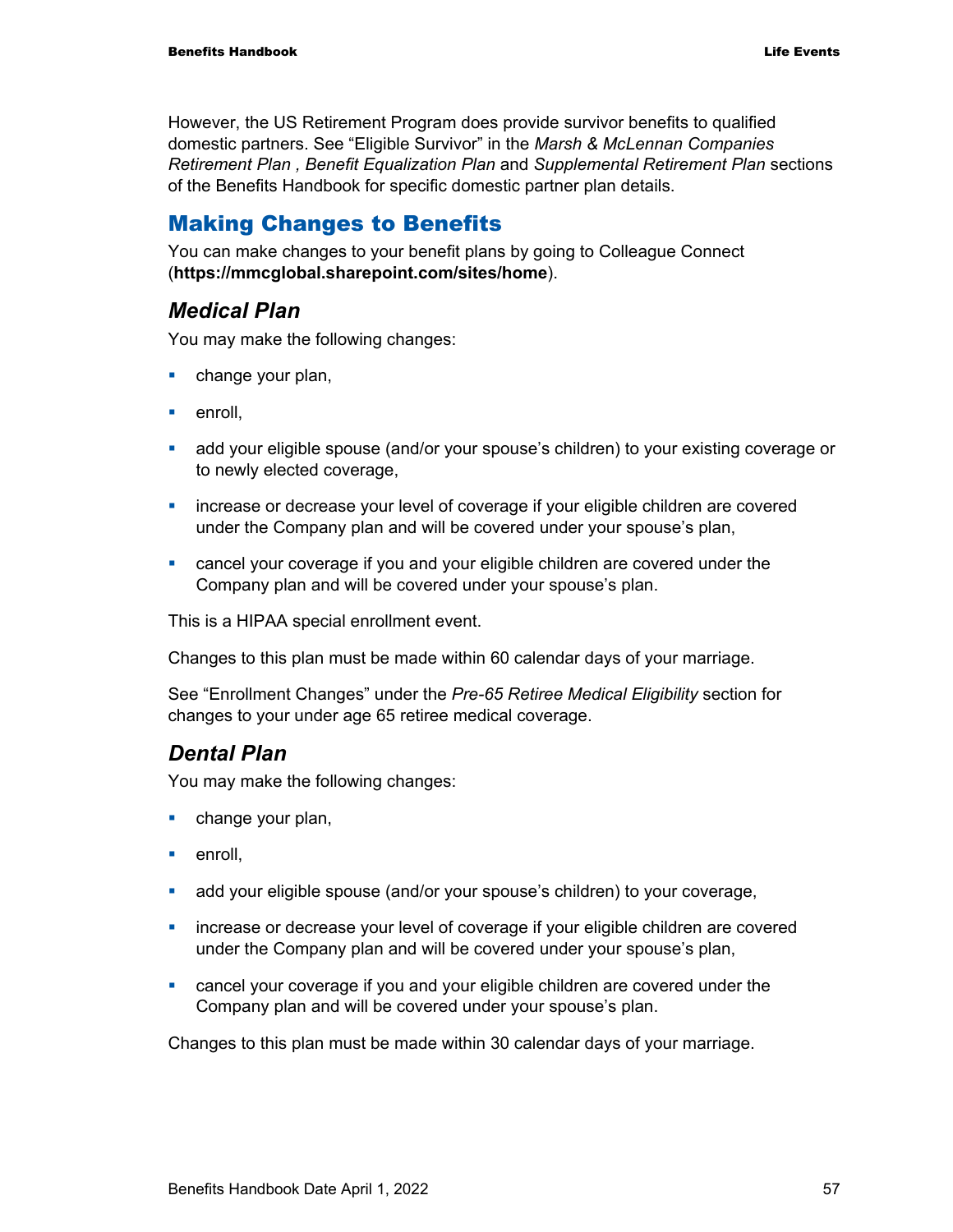However, the US Retirement Program does provide survivor benefits to qualified domestic partners. See "Eligible Survivor" in the *Marsh & McLennan Companies Retirement Plan , Benefit Equalization Plan* and *Supplemental Retirement Plan* sections of the Benefits Handbook for specific domestic partner plan details.

## Making Changes to Benefits

You can make changes to your benefit plans by going to Colleague Connect (**https://mmcglobal.sharepoint.com/sites/home**).

### *Medical Plan*

You may make the following changes:

- change your plan,
- enroll,
- add your eligible spouse (and/or your spouse's children) to your existing coverage or to newly elected coverage,
- increase or decrease your level of coverage if your eligible children are covered under the Company plan and will be covered under your spouse's plan,
- cancel your coverage if you and your eligible children are covered under the Company plan and will be covered under your spouse's plan.

This is a HIPAA special enrollment event.

Changes to this plan must be made within 60 calendar days of your marriage.

See "Enrollment Changes" under the *Pre-65 Retiree Medical Eligibility* section for changes to your under age 65 retiree medical coverage.

### *Dental Plan*

You may make the following changes:

- change your plan,
- enroll,
- add your eligible spouse (and/or your spouse's children) to your coverage,
- increase or decrease your level of coverage if your eligible children are covered under the Company plan and will be covered under your spouse's plan,
- cancel your coverage if you and your eligible children are covered under the Company plan and will be covered under your spouse's plan.

Changes to this plan must be made within 30 calendar days of your marriage.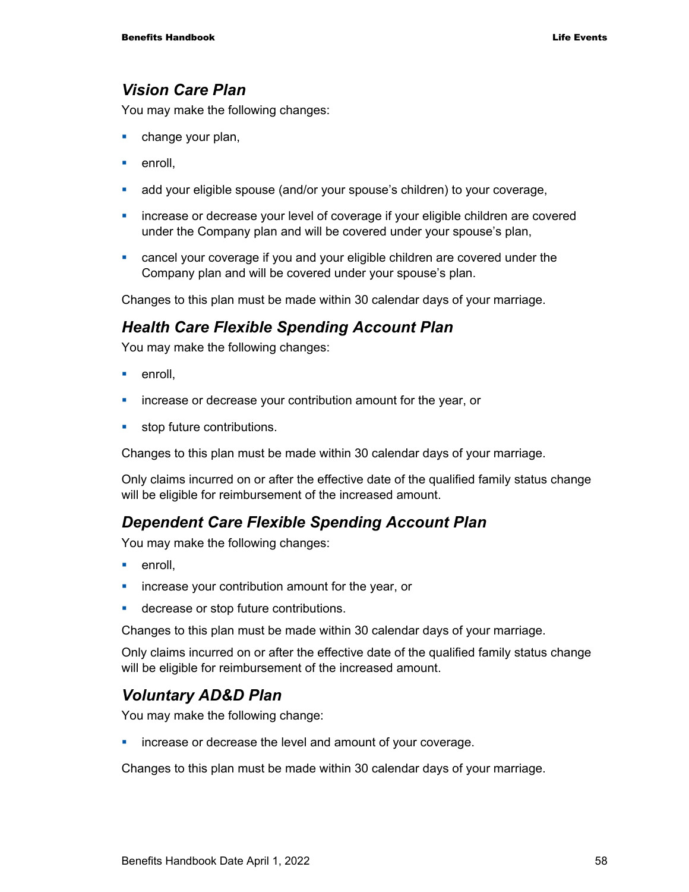### *Vision Care Plan*

You may make the following changes:

- change your plan,
- enroll,
- add your eligible spouse (and/or your spouse's children) to your coverage,
- increase or decrease your level of coverage if your eligible children are covered under the Company plan and will be covered under your spouse's plan,
- cancel your coverage if you and your eligible children are covered under the Company plan and will be covered under your spouse's plan.

Changes to this plan must be made within 30 calendar days of your marriage.

### *Health Care Flexible Spending Account Plan*

You may make the following changes:

- enroll,
- increase or decrease your contribution amount for the year, or
- stop future contributions.

Changes to this plan must be made within 30 calendar days of your marriage.

Only claims incurred on or after the effective date of the qualified family status change will be eligible for reimbursement of the increased amount.

### *Dependent Care Flexible Spending Account Plan*

You may make the following changes:

- enroll,
- increase your contribution amount for the year, or
- decrease or stop future contributions.

Changes to this plan must be made within 30 calendar days of your marriage.

Only claims incurred on or after the effective date of the qualified family status change will be eligible for reimbursement of the increased amount.

### *Voluntary AD&D Plan*

You may make the following change:

- increase or decrease the level and amount of your coverage.

Changes to this plan must be made within 30 calendar days of your marriage.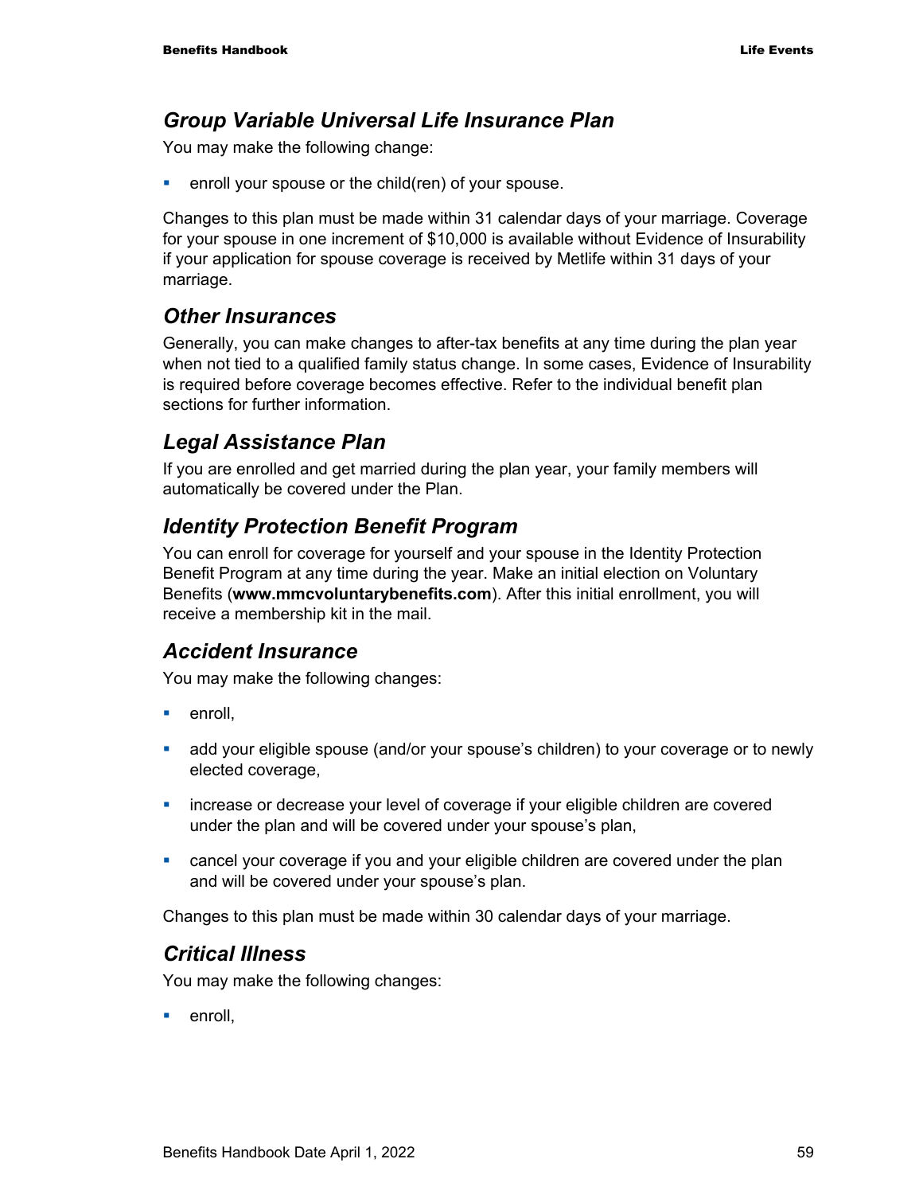### *Group Variable Universal Life Insurance Plan*

You may make the following change:

- enroll your spouse or the child(ren) of your spouse.

Changes to this plan must be made within 31 calendar days of your marriage. Coverage for your spouse in one increment of $10,000 is available without Evidence of Insurability if your application for spouse coverage is received by Metlife within 31 days of your marriage.

### *Other Insurances*

Generally, you can make changes to after-tax benefits at any time during the plan year when not tied to a qualified family status change. In some cases, Evidence of Insurability is required before coverage becomes effective. Refer to the individual benefit plan sections for further information.

### *Legal Assistance Plan*

If you are enrolled and get married during the plan year, your family members will automatically be covered under the Plan.

### *Identity Protection Benefit Program*

You can enroll for coverage for yourself and your spouse in the Identity Protection Benefit Program at any time during the year. Make an initial election on Voluntary Benefits (**www.mmcvoluntarybenefits.com**). After this initial enrollment, you will receive a membership kit in the mail.

### *Accident Insurance*

You may make the following changes:

- enroll,
- add your eligible spouse (and/or your spouse's children) to your coverage or to newly elected coverage,
- increase or decrease your level of coverage if your eligible children are covered under the plan and will be covered under your spouse's plan,
- cancel your coverage if you and your eligible children are covered under the plan and will be covered under your spouse's plan.

Changes to this plan must be made within 30 calendar days of your marriage.

### *Critical Illness*

You may make the following changes:

- enroll,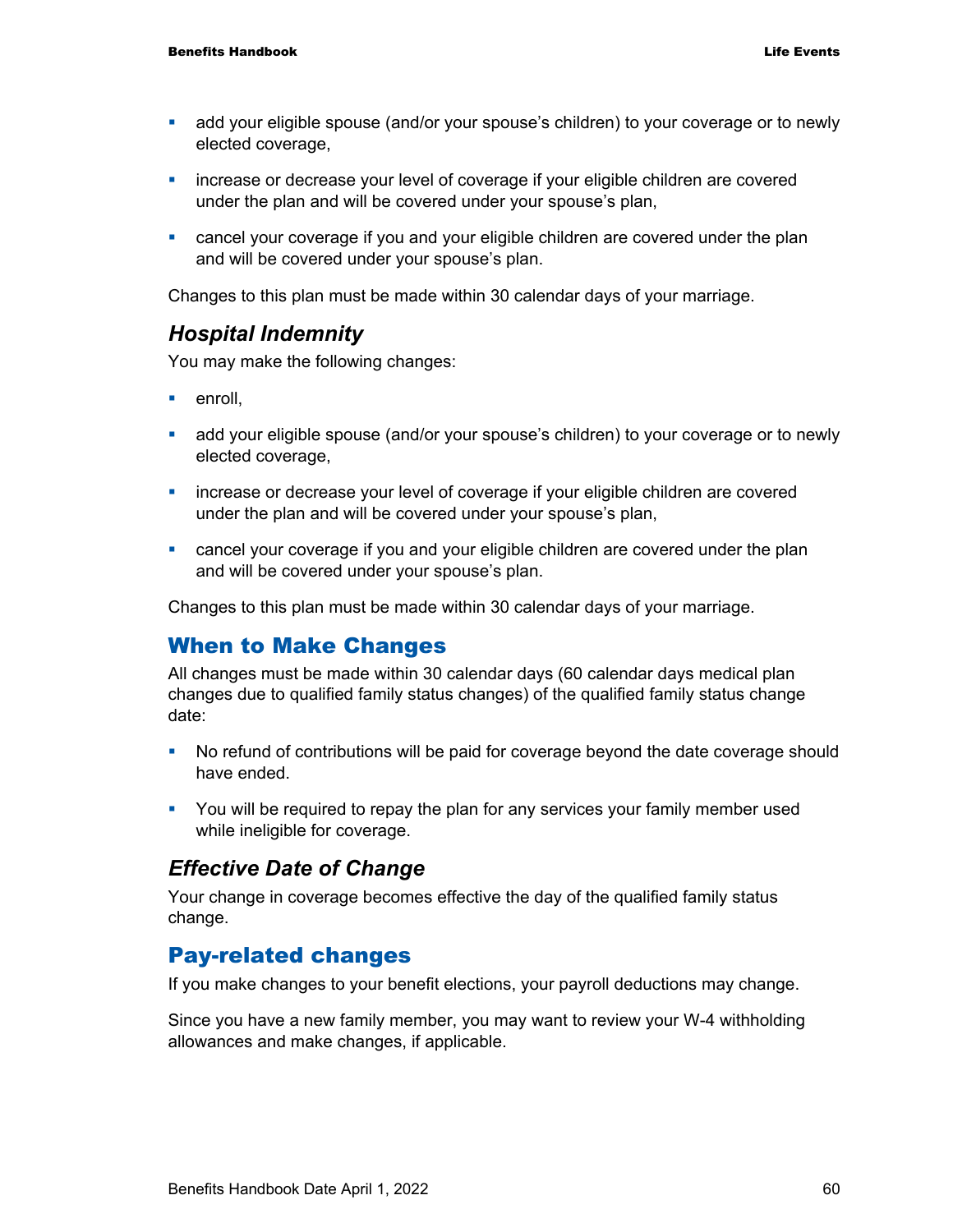- add your eligible spouse (and/or your spouse's children) to your coverage or to newly elected coverage,
- increase or decrease your level of coverage if your eligible children are covered under the plan and will be covered under your spouse's plan,
- cancel your coverage if you and your eligible children are covered under the plan and will be covered under your spouse's plan.

Changes to this plan must be made within 30 calendar days of your marriage.

### *Hospital Indemnity*

You may make the following changes:

- enroll,
- add your eligible spouse (and/or your spouse's children) to your coverage or to newly elected coverage,
- increase or decrease your level of coverage if your eligible children are covered under the plan and will be covered under your spouse's plan,
- cancel your coverage if you and your eligible children are covered under the plan and will be covered under your spouse's plan.

Changes to this plan must be made within 30 calendar days of your marriage.

## When to Make Changes

All changes must be made within 30 calendar days (60 calendar days medical plan changes due to qualified family status changes) of the qualified family status change date:

- No refund of contributions will be paid for coverage beyond the date coverage should have ended.
- You will be required to repay the plan for any services your family member used while ineligible for coverage.

### *Effective Date of Change*

Your change in coverage becomes effective the day of the qualified family status change.

## Pay-related changes

If you make changes to your benefit elections, your payroll deductions may change.

Since you have a new family member, you may want to review your W-4 withholding allowances and make changes, if applicable.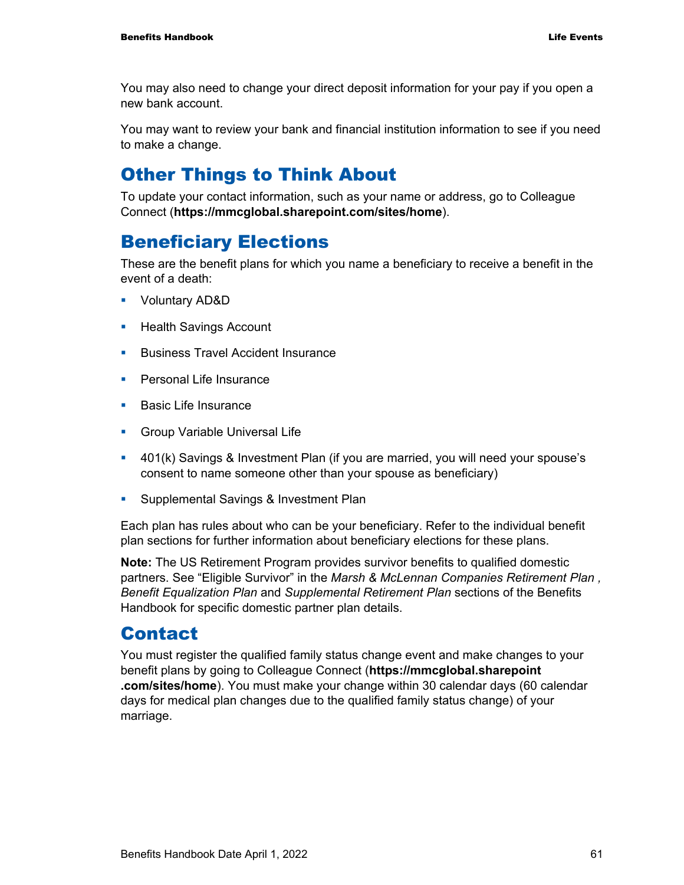You may also need to change your direct deposit information for your pay if you open a new bank account.

You may want to review your bank and financial institution information to see if you need to make a change.

## Other Things to Think About

To update your contact information, such as your name or address, go to Colleague Connect (**https://mmcglobal.sharepoint.com/sites/home**).

## Beneficiary Elections

These are the benefit plans for which you name a beneficiary to receive a benefit in the event of a death:

- Voluntary AD&D
- Health Savings Account
- Business Travel Accident Insurance
- Personal Life Insurance
- Basic Life Insurance
- Group Variable Universal Life
- 401(k) Savings & Investment Plan (if you are married, you will need your spouse's consent to name someone other than your spouse as beneficiary)
- Supplemental Savings & Investment Plan

Each plan has rules about who can be your beneficiary. Refer to the individual benefit plan sections for further information about beneficiary elections for these plans.

**Note:** The US Retirement Program provides survivor benefits to qualified domestic partners. See "Eligible Survivor" in the *Marsh & McLennan Companies Retirement Plan , Benefit Equalization Plan* and *Supplemental Retirement Plan* sections of the Benefits Handbook for specific domestic partner plan details.

## Contact

You must register the qualified family status change event and make changes to your benefit plans by going to Colleague Connect (**https://mmcglobal.sharepoint .com/sites/home**). You must make your change within 30 calendar days (60 calendar days for medical plan changes due to the qualified family status change) of your marriage.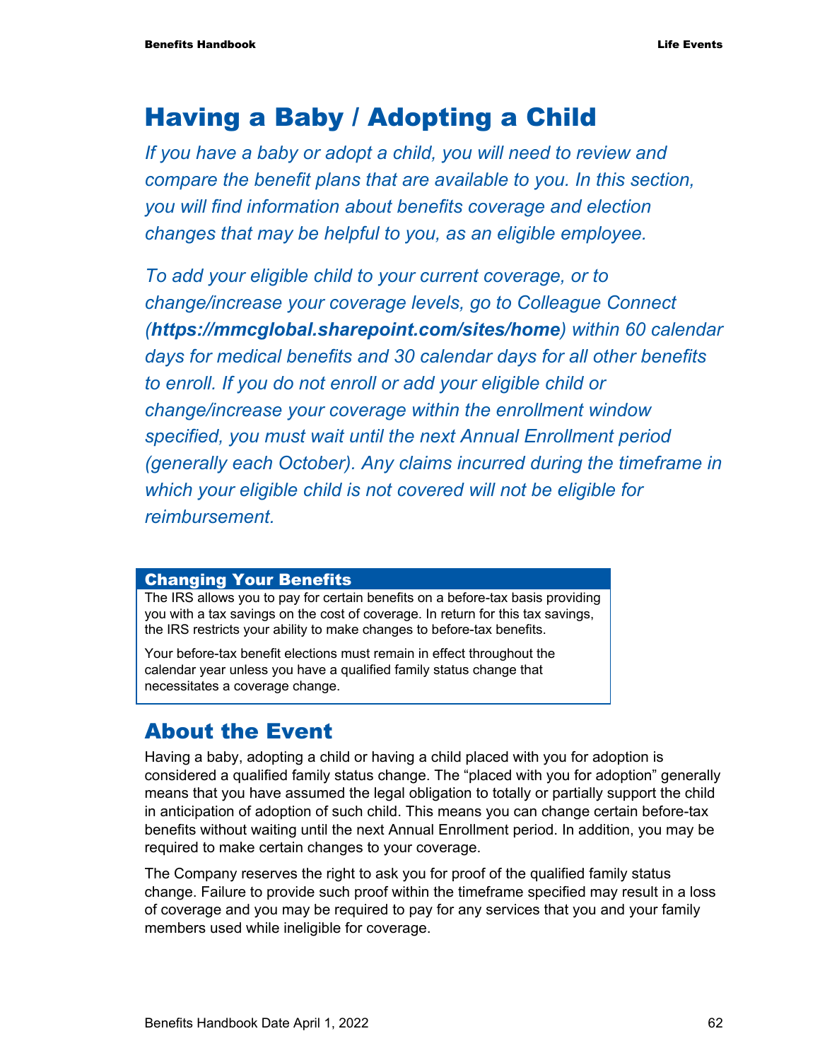# Having a Baby / Adopting a Child

*If you have a baby or adopt a child, you will need to review and compare the benefit plans that are available to you. In this section, you will find information about benefits coverage and election changes that may be helpful to you, as an eligible employee.*

*To add your eligible child to your current coverage, or to change/increase your coverage levels, go to Colleague Connect (**https://mmcglobal.sharepoint.com/sites/home**) within 60 calendar days for medical benefits and 30 calendar days for all other benefits to enroll. If you do not enroll or add your eligible child or change/increase your coverage within the enrollment window specified, you must wait until the next Annual Enrollment period (generally each October). Any claims incurred during the timeframe in which your eligible child is not covered will not be eligible for reimbursement.*

### Changing Your Benefits

The IRS allows you to pay for certain benefits on a before-tax basis providing you with a tax savings on the cost of coverage. In return for this tax savings, the IRS restricts your ability to make changes to before-tax benefits.

Your before-tax benefit elections must remain in effect throughout the calendar year unless you have a qualified family status change that necessitates a coverage change.

## About the Event

Having a baby, adopting a child or having a child placed with you for adoption is considered a qualified family status change. The "placed with you for adoption" generally means that you have assumed the legal obligation to totally or partially support the child in anticipation of adoption of such child. This means you can change certain before-tax benefits without waiting until the next Annual Enrollment period. In addition, you may be required to make certain changes to your coverage.

The Company reserves the right to ask you for proof of the qualified family status change. Failure to provide such proof within the timeframe specified may result in a loss of coverage and you may be required to pay for any services that you and your family members used while ineligible for coverage.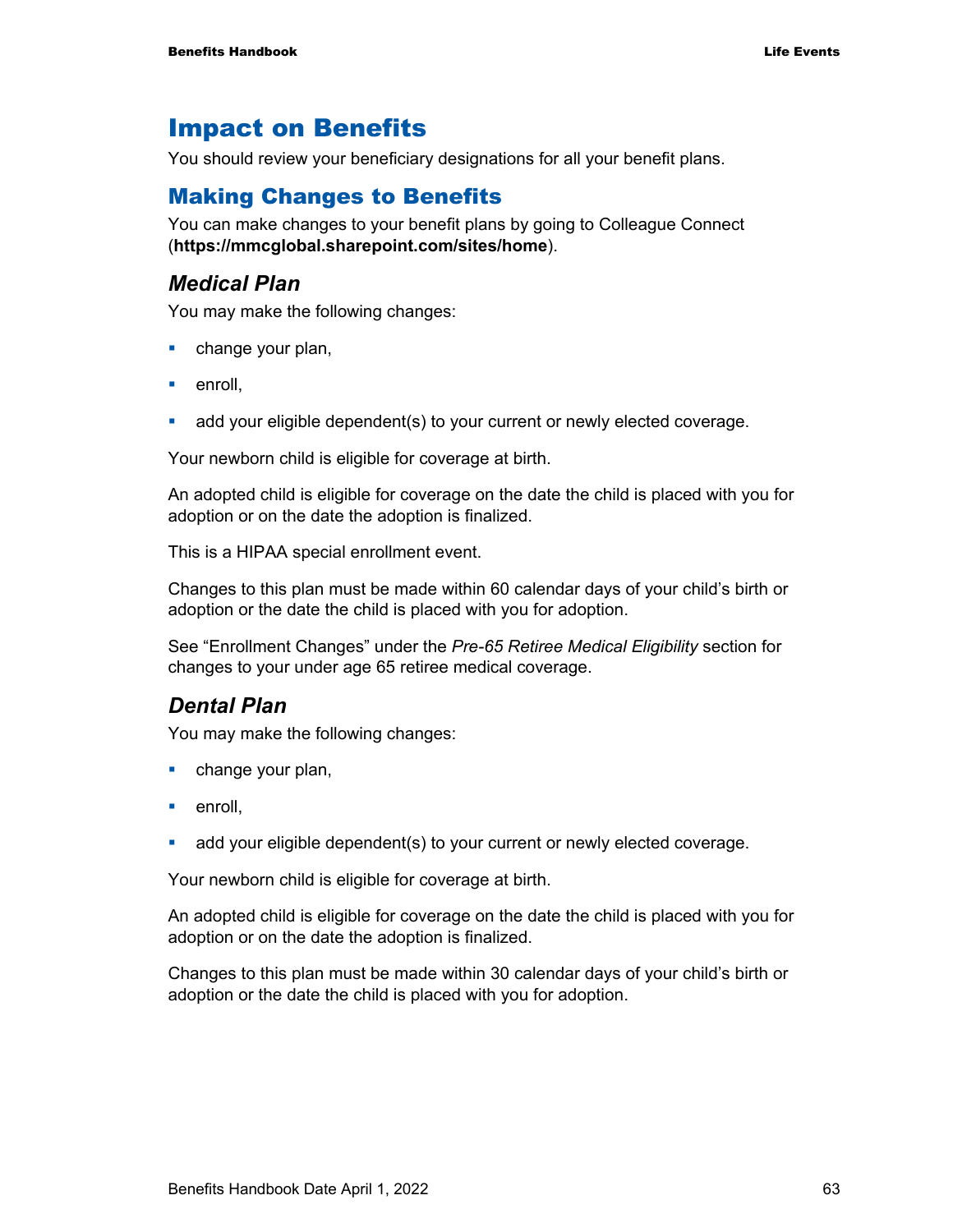# Impact on Benefits

You should review your beneficiary designations for all your benefit plans.

## Making Changes to Benefits

You can make changes to your benefit plans by going to Colleague Connect (**https://mmcglobal.sharepoint.com/sites/home**).

### *Medical Plan*

You may make the following changes:

- change your plan,
- enroll,
- add your eligible dependent(s) to your current or newly elected coverage.

Your newborn child is eligible for coverage at birth.

An adopted child is eligible for coverage on the date the child is placed with you for adoption or on the date the adoption is finalized.

This is a HIPAA special enrollment event.

Changes to this plan must be made within 60 calendar days of your child's birth or adoption or the date the child is placed with you for adoption.

See "Enrollment Changes" under the *Pre-65 Retiree Medical Eligibility* section for changes to your under age 65 retiree medical coverage.

### *Dental Plan*

You may make the following changes:

- change your plan,
- enroll,
- add your eligible dependent(s) to your current or newly elected coverage.

Your newborn child is eligible for coverage at birth.

An adopted child is eligible for coverage on the date the child is placed with you for adoption or on the date the adoption is finalized.

Changes to this plan must be made within 30 calendar days of your child's birth or adoption or the date the child is placed with you for adoption.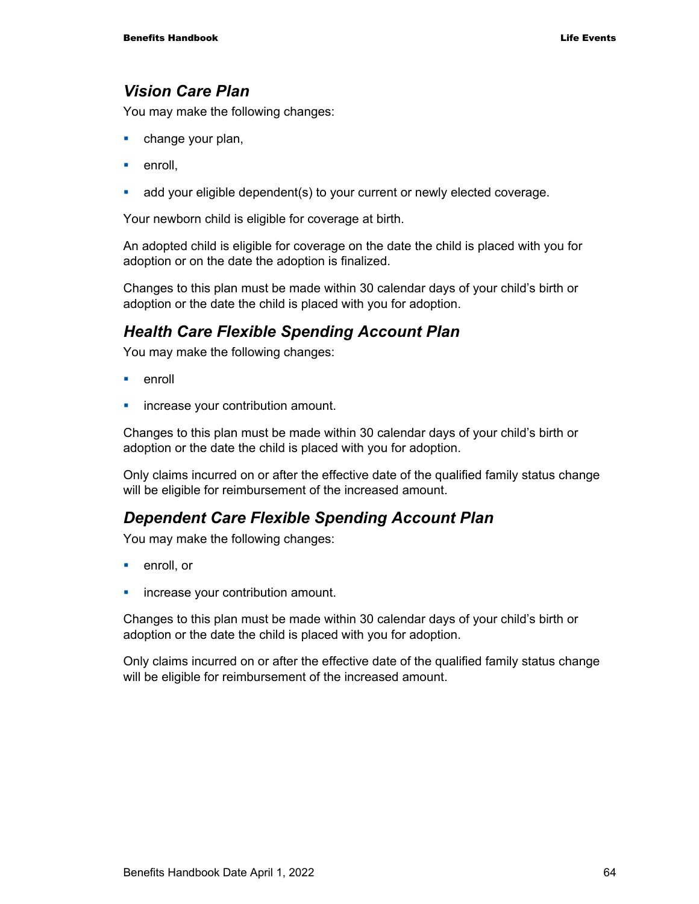### *Vision Care Plan*

You may make the following changes:

- change your plan,
- enroll,
- add your eligible dependent(s) to your current or newly elected coverage.

Your newborn child is eligible for coverage at birth.

An adopted child is eligible for coverage on the date the child is placed with you for adoption or on the date the adoption is finalized.

Changes to this plan must be made within 30 calendar days of your child's birth or adoption or the date the child is placed with you for adoption.

### *Health Care Flexible Spending Account Plan*

You may make the following changes:

- enroll
- increase your contribution amount.

Changes to this plan must be made within 30 calendar days of your child's birth or adoption or the date the child is placed with you for adoption.

Only claims incurred on or after the effective date of the qualified family status change will be eligible for reimbursement of the increased amount.

### *Dependent Care Flexible Spending Account Plan*

You may make the following changes:

- enroll, or
- increase your contribution amount.

Changes to this plan must be made within 30 calendar days of your child's birth or adoption or the date the child is placed with you for adoption.

Only claims incurred on or after the effective date of the qualified family status change will be eligible for reimbursement of the increased amount.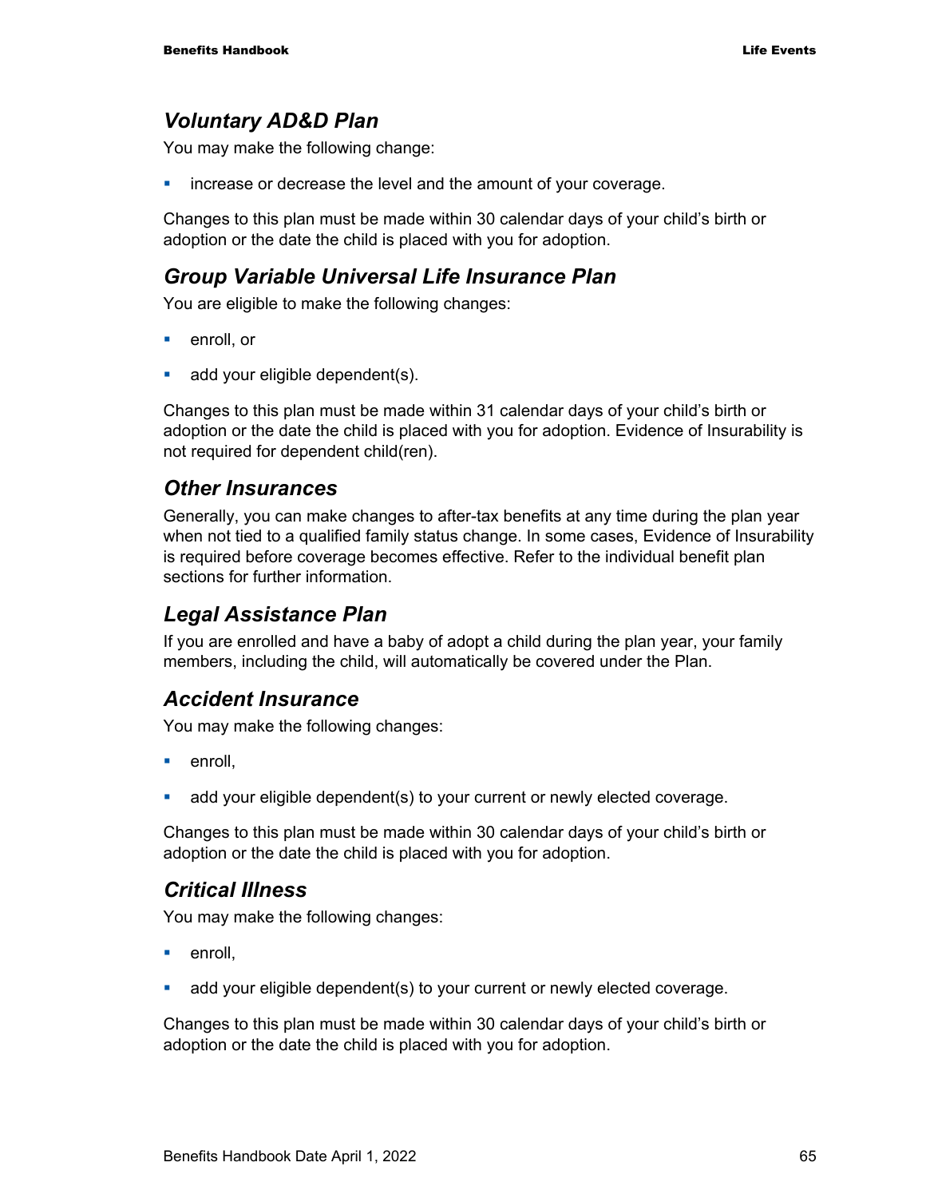### *Voluntary AD&D Plan*

You may make the following change:

- increase or decrease the level and the amount of your coverage.

Changes to this plan must be made within 30 calendar days of your child's birth or adoption or the date the child is placed with you for adoption.

### *Group Variable Universal Life Insurance Plan*

You are eligible to make the following changes:

- enroll, or
- add your eligible dependent(s).

Changes to this plan must be made within 31 calendar days of your child's birth or adoption or the date the child is placed with you for adoption. Evidence of Insurability is not required for dependent child(ren).

### *Other Insurances*

Generally, you can make changes to after-tax benefits at any time during the plan year when not tied to a qualified family status change. In some cases, Evidence of Insurability is required before coverage becomes effective. Refer to the individual benefit plan sections for further information.

### *Legal Assistance Plan*

If you are enrolled and have a baby of adopt a child during the plan year, your family members, including the child, will automatically be covered under the Plan.

### *Accident Insurance*

You may make the following changes:

- enroll,
- add your eligible dependent(s) to your current or newly elected coverage.

Changes to this plan must be made within 30 calendar days of your child's birth or adoption or the date the child is placed with you for adoption.

### *Critical Illness*

You may make the following changes:

- enroll,
- add your eligible dependent(s) to your current or newly elected coverage.

Changes to this plan must be made within 30 calendar days of your child's birth or adoption or the date the child is placed with you for adoption.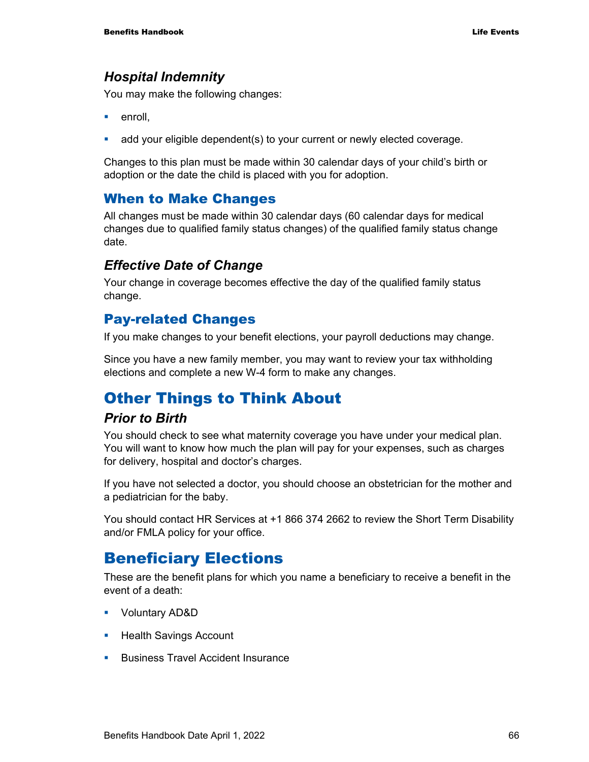### *Hospital Indemnity*

You may make the following changes:

- enroll,
- add your eligible dependent(s) to your current or newly elected coverage.

Changes to this plan must be made within 30 calendar days of your child's birth or adoption or the date the child is placed with you for adoption.

## When to Make Changes

All changes must be made within 30 calendar days (60 calendar days for medical changes due to qualified family status changes) of the qualified family status change date.

### *Effective Date of Change*

Your change in coverage becomes effective the day of the qualified family status change.

## Pay-related Changes

If you make changes to your benefit elections, your payroll deductions may change.

Since you have a new family member, you may want to review your tax withholding elections and complete a new W-4 form to make any changes.

# Other Things to Think About

### *Prior to Birth*

You should check to see what maternity coverage you have under your medical plan. You will want to know how much the plan will pay for your expenses, such as charges for delivery, hospital and doctor's charges.

If you have not selected a doctor, you should choose an obstetrician for the mother and a pediatrician for the baby.

You should contact HR Services at +1 866 374 2662 to review the Short Term Disability and/or FMLA policy for your office.

# Beneficiary Elections

These are the benefit plans for which you name a beneficiary to receive a benefit in the event of a death:

- Voluntary AD&D
- Health Savings Account
- Business Travel Accident Insurance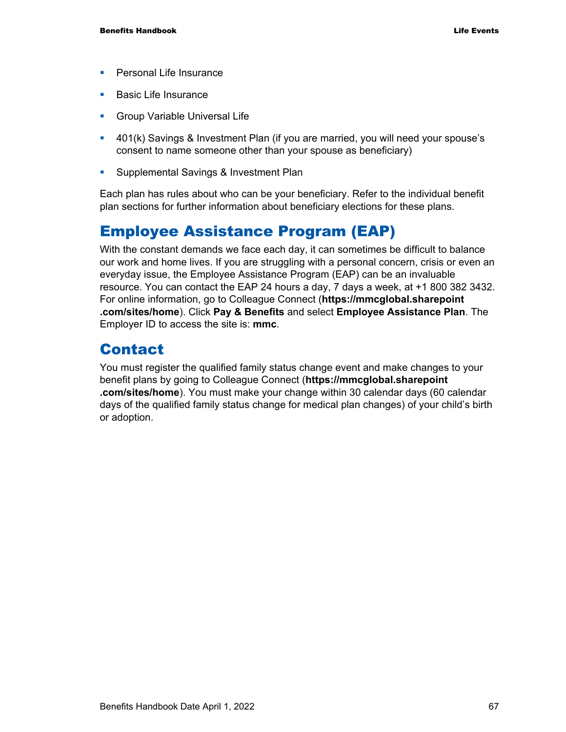- Personal Life Insurance
- Basic Life Insurance
- Group Variable Universal Life
- 401(k) Savings & Investment Plan (if you are married, you will need your spouse's consent to name someone other than your spouse as beneficiary)
- Supplemental Savings & Investment Plan

Each plan has rules about who can be your beneficiary. Refer to the individual benefit plan sections for further information about beneficiary elections for these plans.

## Employee Assistance Program (EAP)

With the constant demands we face each day, it can sometimes be difficult to balance our work and home lives. If you are struggling with a personal concern, crisis or even an everyday issue, the Employee Assistance Program (EAP) can be an invaluable resource. You can contact the EAP 24 hours a day, 7 days a week, at +1 800 382 3432. For online information, go to Colleague Connect (**https://mmcglobal.sharepoint.com/sites/home**). Click **Pay & Benefits** and select **Employee Assistance Plan**. The Employer ID to access the site is: **mmc**.

## Contact

You must register the qualified family status change event and make changes to your benefit plans by going to Colleague Connect (**https://mmcglobal.sharepoint.com/sites/home**). You must make your change within 30 calendar days (60 calendar days of the qualified family status change for medical plan changes) of your child's birth or adoption.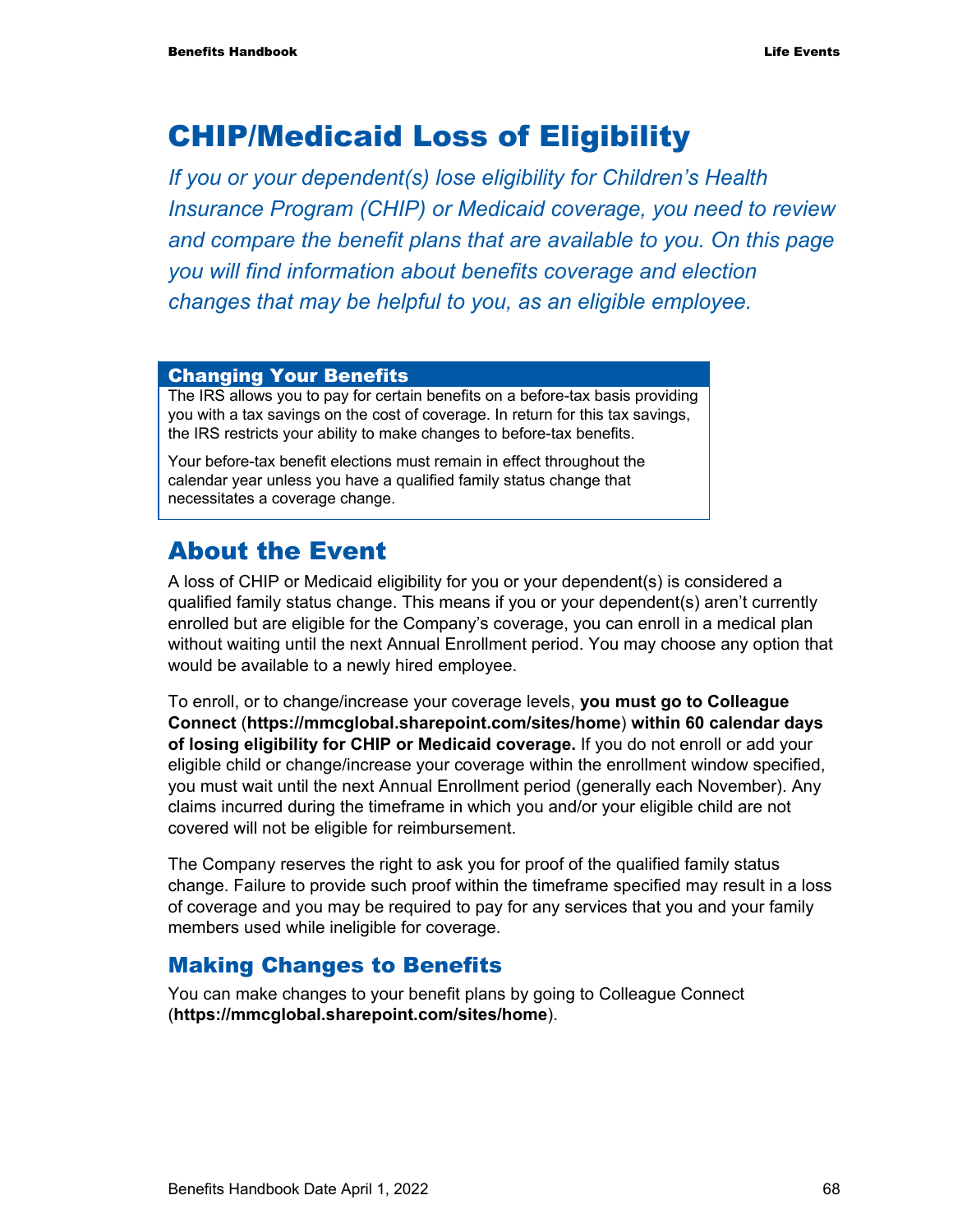# CHIP/Medicaid Loss of Eligibility

*If you or your dependent(s) lose eligibility for Children's Health Insurance Program (CHIP) or Medicaid coverage, you need to review and compare the benefit plans that are available to you. On this page you will find information about benefits coverage and election changes that may be helpful to you, as an eligible employee.*

### Changing Your Benefits

The IRS allows you to pay for certain benefits on a before-tax basis providing you with a tax savings on the cost of coverage. In return for this tax savings, the IRS restricts your ability to make changes to before-tax benefits.

Your before-tax benefit elections must remain in effect throughout the calendar year unless you have a qualified family status change that necessitates a coverage change.

## About the Event

A loss of CHIP or Medicaid eligibility for you or your dependent(s) is considered a qualified family status change. This means if you or your dependent(s) aren't currently enrolled but are eligible for the Company's coverage, you can enroll in a medical plan without waiting until the next Annual Enrollment period. You may choose any option that would be available to a newly hired employee.

To enroll, or to change/increase your coverage levels, **you must go to Colleague Connect** (**https://mmcglobal.sharepoint.com/sites/home**) **within 60 calendar days of losing eligibility for CHIP or Medicaid coverage.** If you do not enroll or add your eligible child or change/increase your coverage within the enrollment window specified, you must wait until the next Annual Enrollment period (generally each November). Any claims incurred during the timeframe in which you and/or your eligible child are not covered will not be eligible for reimbursement.

The Company reserves the right to ask you for proof of the qualified family status change. Failure to provide such proof within the timeframe specified may result in a loss of coverage and you may be required to pay for any services that you and your family members used while ineligible for coverage.

### Making Changes to Benefits

You can make changes to your benefit plans by going to Colleague Connect (**https://mmcglobal.sharepoint.com/sites/home**).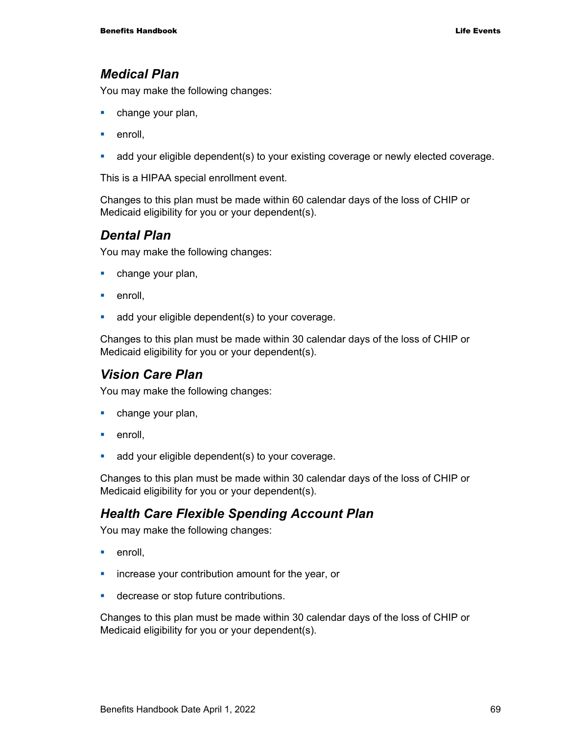### *Medical Plan*

You may make the following changes:

- change your plan,
- enroll,
- add your eligible dependent(s) to your existing coverage or newly elected coverage.

This is a HIPAA special enrollment event.

Changes to this plan must be made within 60 calendar days of the loss of CHIP or Medicaid eligibility for you or your dependent(s).

### *Dental Plan*

You may make the following changes:

- change your plan,
- enroll,
- add your eligible dependent(s) to your coverage.

Changes to this plan must be made within 30 calendar days of the loss of CHIP or Medicaid eligibility for you or your dependent(s).

### *Vision Care Plan*

You may make the following changes:

- change your plan,
- enroll,
- add your eligible dependent(s) to your coverage.

Changes to this plan must be made within 30 calendar days of the loss of CHIP or Medicaid eligibility for you or your dependent(s).

### *Health Care Flexible Spending Account Plan*

You may make the following changes:

- enroll,
- increase your contribution amount for the year, or
- decrease or stop future contributions.

Changes to this plan must be made within 30 calendar days of the loss of CHIP or Medicaid eligibility for you or your dependent(s).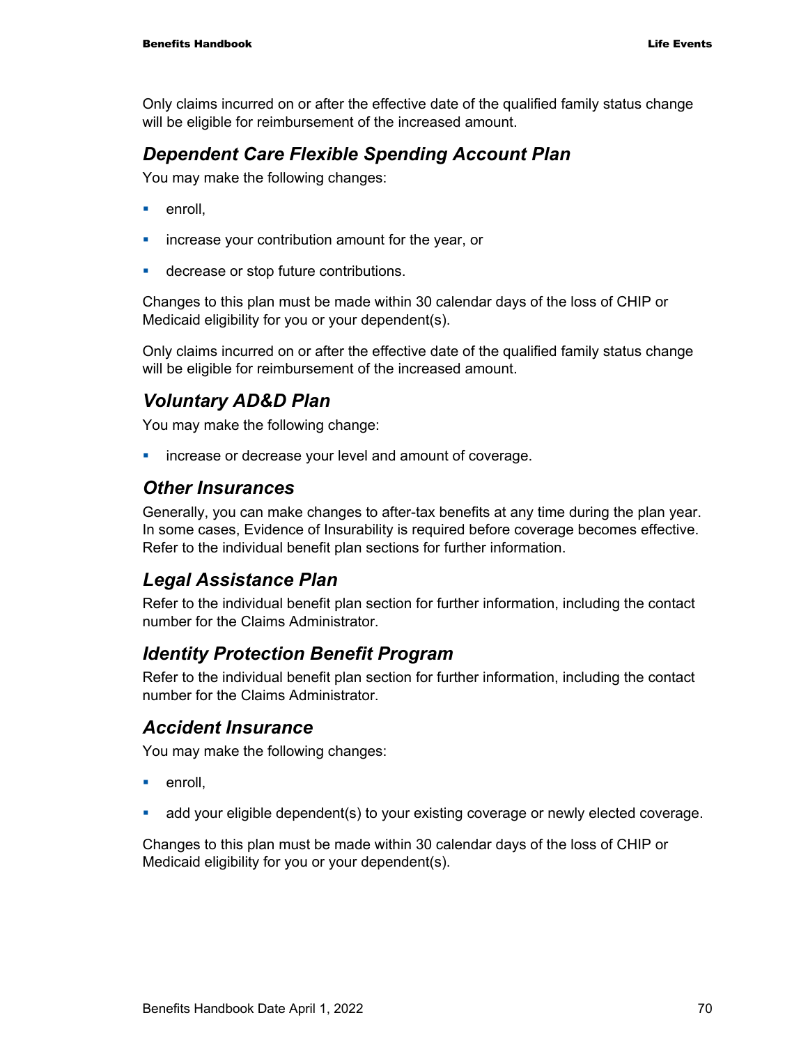Only claims incurred on or after the effective date of the qualified family status change will be eligible for reimbursement of the increased amount.

### *Dependent Care Flexible Spending Account Plan*

You may make the following changes:

- enroll,
- increase your contribution amount for the year, or
- decrease or stop future contributions.

Changes to this plan must be made within 30 calendar days of the loss of CHIP or Medicaid eligibility for you or your dependent(s).

Only claims incurred on or after the effective date of the qualified family status change will be eligible for reimbursement of the increased amount.

### *Voluntary AD&D Plan*

You may make the following change:

- increase or decrease your level and amount of coverage.

### *Other Insurances*

Generally, you can make changes to after-tax benefits at any time during the plan year. In some cases, Evidence of Insurability is required before coverage becomes effective. Refer to the individual benefit plan sections for further information.

### *Legal Assistance Plan*

Refer to the individual benefit plan section for further information, including the contact number for the Claims Administrator.

### *Identity Protection Benefit Program*

Refer to the individual benefit plan section for further information, including the contact number for the Claims Administrator.

### *Accident Insurance*

You may make the following changes:

- enroll,
- add your eligible dependent(s) to your existing coverage or newly elected coverage.

Changes to this plan must be made within 30 calendar days of the loss of CHIP or Medicaid eligibility for you or your dependent(s).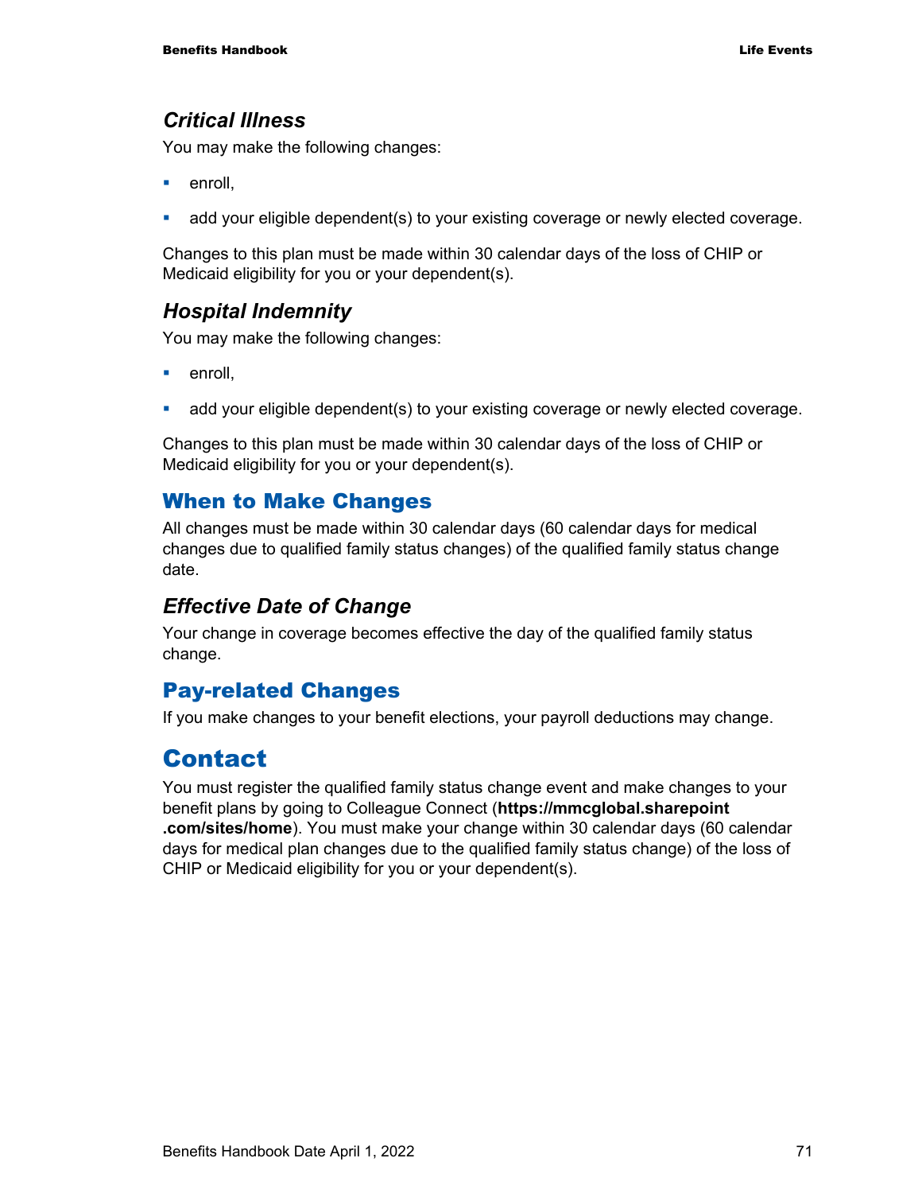### *Critical Illness*

You may make the following changes:

- enroll,
- add your eligible dependent(s) to your existing coverage or newly elected coverage.

Changes to this plan must be made within 30 calendar days of the loss of CHIP or Medicaid eligibility for you or your dependent(s).

### *Hospital Indemnity*

You may make the following changes:

- enroll,
- add your eligible dependent(s) to your existing coverage or newly elected coverage.

Changes to this plan must be made within 30 calendar days of the loss of CHIP or Medicaid eligibility for you or your dependent(s).

## When to Make Changes

All changes must be made within 30 calendar days (60 calendar days for medical changes due to qualified family status changes) of the qualified family status change date.

### *Effective Date of Change*

Your change in coverage becomes effective the day of the qualified family status change.

## Pay-related Changes

If you make changes to your benefit elections, your payroll deductions may change.

# Contact

You must register the qualified family status change event and make changes to your benefit plans by going to Colleague Connect (**https://mmcglobal.sharepoint.com/sites/home**). You must make your change within 30 calendar days (60 calendar days for medical plan changes due to the qualified family status change) of the loss of CHIP or Medicaid eligibility for you or your dependent(s).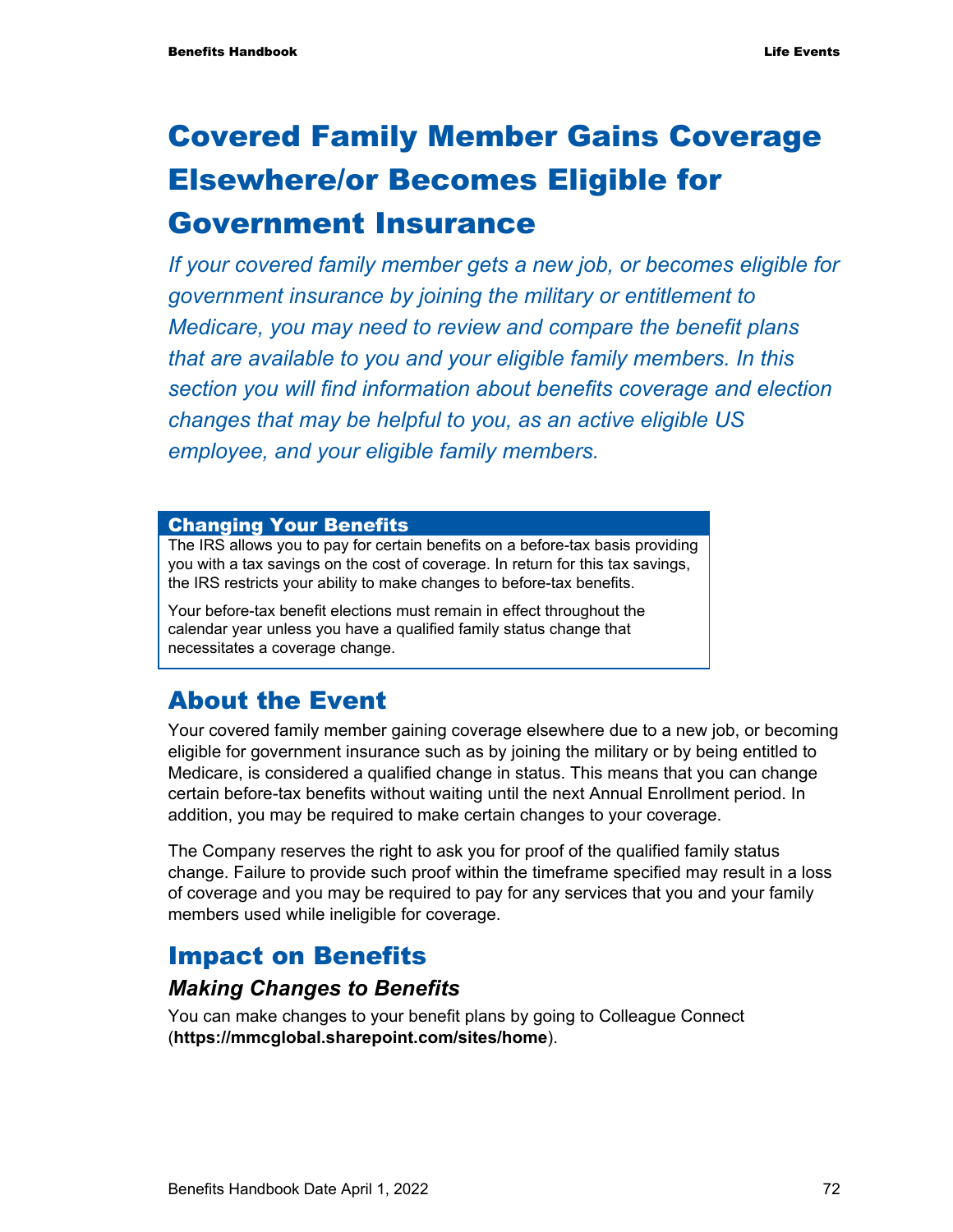# Covered Family Member Gains Coverage Elsewhere/or Becomes Eligible for Government Insurance

*If your covered family member gets a new job, or becomes eligible for government insurance by joining the military or entitlement to Medicare, you may need to review and compare the benefit plans that are available to you and your eligible family members. In this section you will find information about benefits coverage and election changes that may be helpful to you, as an active eligible US employee, and your eligible family members.*

**Changing Your Benefits**

The IRS allows you to pay for certain benefits on a before-tax basis providing you with a tax savings on the cost of coverage. In return for this tax savings, the IRS restricts your ability to make changes to before-tax benefits.

Your before-tax benefit elections must remain in effect throughout the calendar year unless you have a qualified family status change that necessitates a coverage change.

## About the Event

Your covered family member gaining coverage elsewhere due to a new job, or becoming eligible for government insurance such as by joining the military or by being entitled to Medicare, is considered a qualified change in status. This means that you can change certain before-tax benefits without waiting until the next Annual Enrollment period. In addition, you may be required to make certain changes to your coverage.

The Company reserves the right to ask you for proof of the qualified family status change. Failure to provide such proof within the timeframe specified may result in a loss of coverage and you may be required to pay for any services that you and your family members used while ineligible for coverage.

## Impact on Benefits

### *Making Changes to Benefits*

You can make changes to your benefit plans by going to Colleague Connect (**https://mmcglobal.sharepoint.com/sites/home**).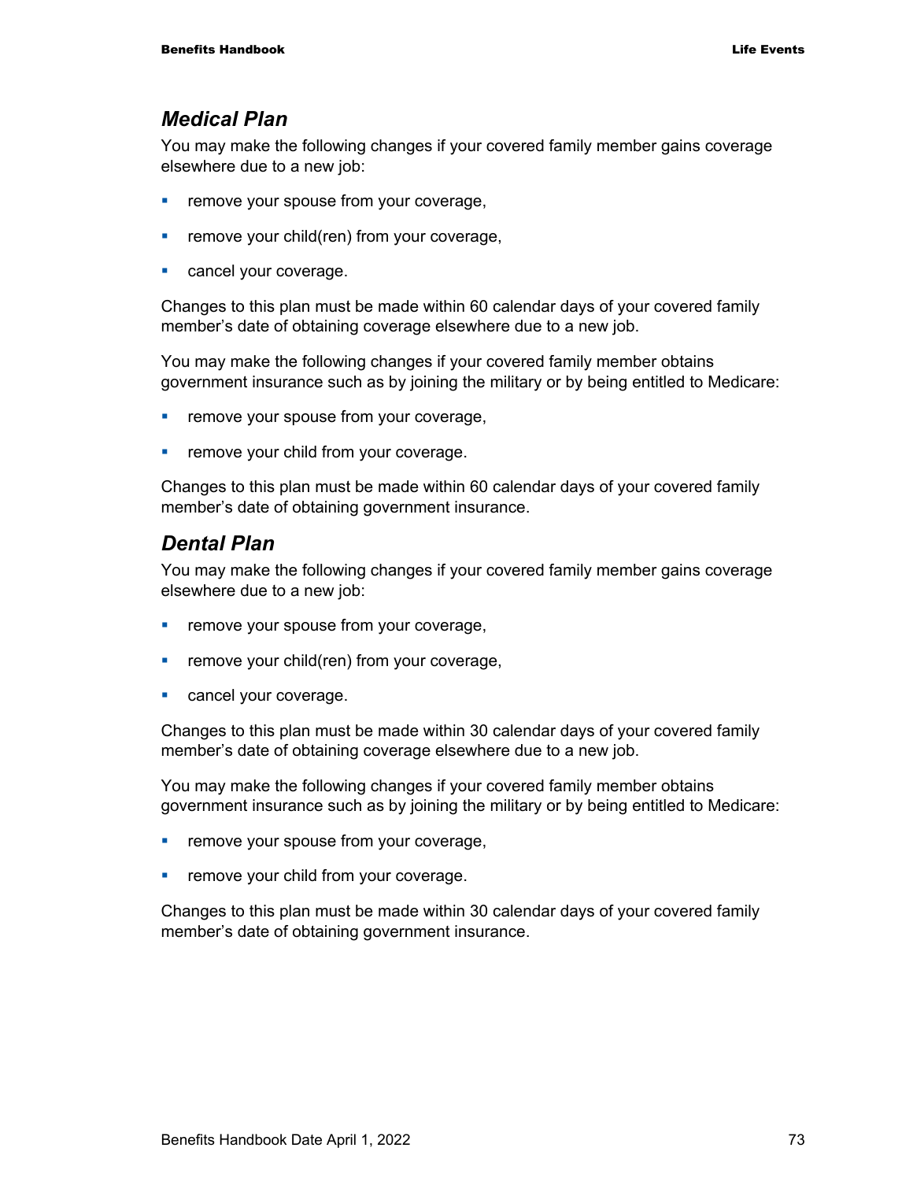## *Medical Plan*

You may make the following changes if your covered family member gains coverage elsewhere due to a new job:

- remove your spouse from your coverage,
- remove your child(ren) from your coverage,
- cancel your coverage.

Changes to this plan must be made within 60 calendar days of your covered family member's date of obtaining coverage elsewhere due to a new job.

You may make the following changes if your covered family member obtains government insurance such as by joining the military or by being entitled to Medicare:

- remove your spouse from your coverage,
- remove your child from your coverage.

Changes to this plan must be made within 60 calendar days of your covered family member's date of obtaining government insurance.

## *Dental Plan*

You may make the following changes if your covered family member gains coverage elsewhere due to a new job:

- remove your spouse from your coverage,
- remove your child(ren) from your coverage,
- cancel your coverage.

Changes to this plan must be made within 30 calendar days of your covered family member's date of obtaining coverage elsewhere due to a new job.

You may make the following changes if your covered family member obtains government insurance such as by joining the military or by being entitled to Medicare:

- remove your spouse from your coverage,
- remove your child from your coverage.

Changes to this plan must be made within 30 calendar days of your covered family member's date of obtaining government insurance.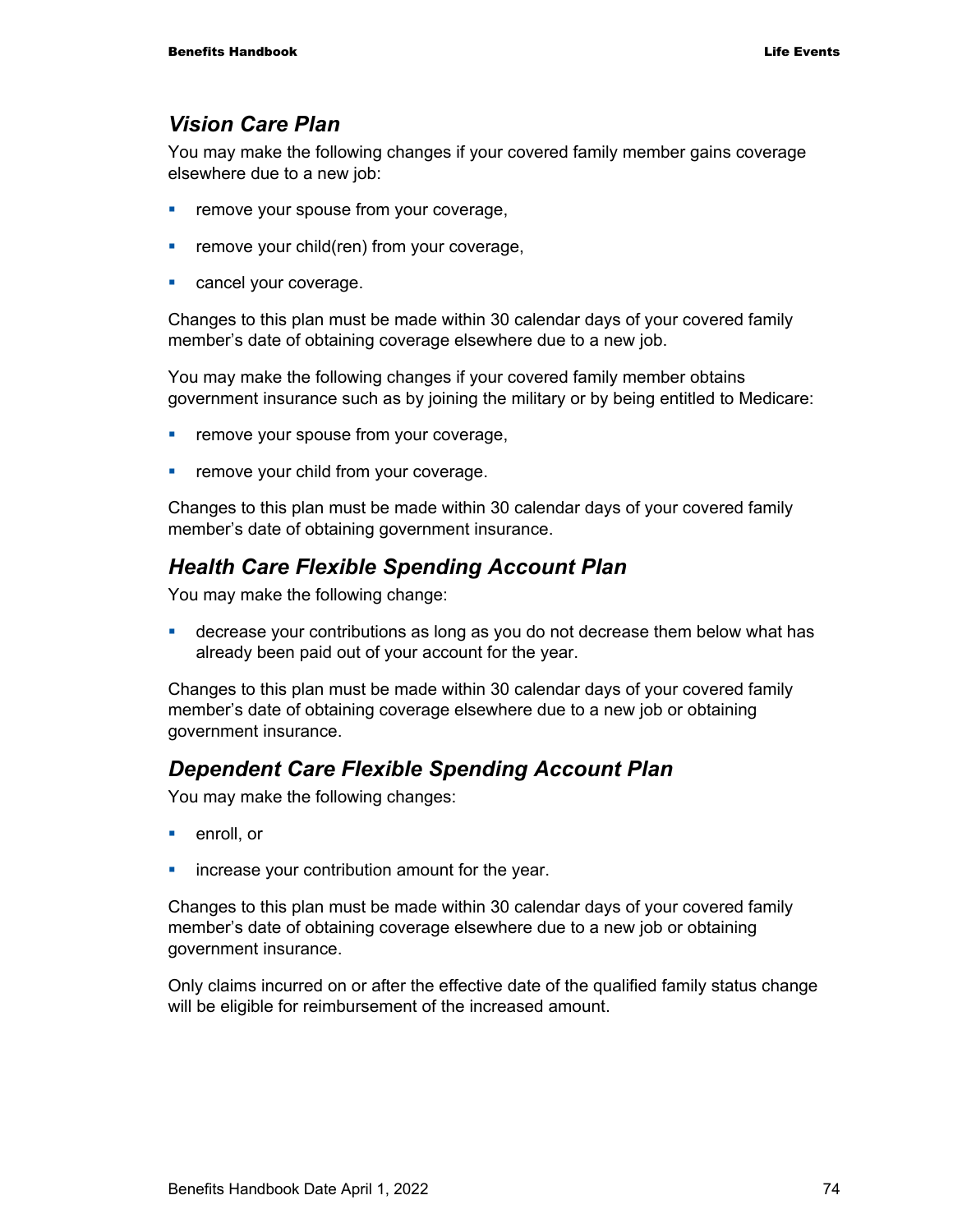### *Vision Care Plan*

You may make the following changes if your covered family member gains coverage elsewhere due to a new job:

- remove your spouse from your coverage,
- remove your child(ren) from your coverage,
- cancel your coverage.

Changes to this plan must be made within 30 calendar days of your covered family member's date of obtaining coverage elsewhere due to a new job.

You may make the following changes if your covered family member obtains government insurance such as by joining the military or by being entitled to Medicare:

- remove your spouse from your coverage,
- remove your child from your coverage.

Changes to this plan must be made within 30 calendar days of your covered family member's date of obtaining government insurance.

### *Health Care Flexible Spending Account Plan*

You may make the following change:

- decrease your contributions as long as you do not decrease them below what has already been paid out of your account for the year.

Changes to this plan must be made within 30 calendar days of your covered family member's date of obtaining coverage elsewhere due to a new job or obtaining government insurance.

### *Dependent Care Flexible Spending Account Plan*

You may make the following changes:

- enroll, or
- increase your contribution amount for the year.

Changes to this plan must be made within 30 calendar days of your covered family member's date of obtaining coverage elsewhere due to a new job or obtaining government insurance.

Only claims incurred on or after the effective date of the qualified family status change will be eligible for reimbursement of the increased amount.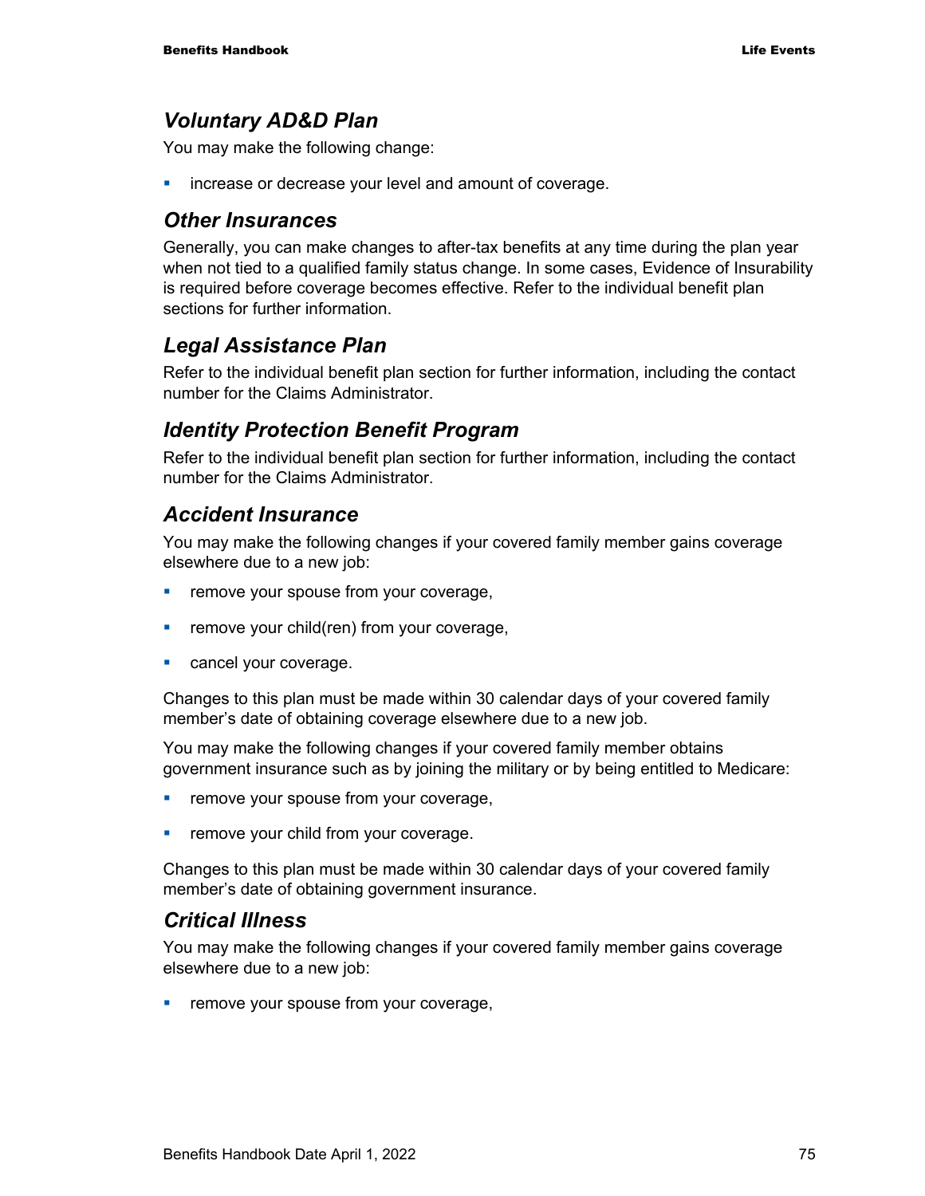### *Voluntary AD&D Plan*

You may make the following change:

- increase or decrease your level and amount of coverage.

### *Other Insurances*

Generally, you can make changes to after-tax benefits at any time during the plan year when not tied to a qualified family status change. In some cases, Evidence of Insurability is required before coverage becomes effective. Refer to the individual benefit plan sections for further information.

### *Legal Assistance Plan*

Refer to the individual benefit plan section for further information, including the contact number for the Claims Administrator.

### *Identity Protection Benefit Program*

Refer to the individual benefit plan section for further information, including the contact number for the Claims Administrator.

### *Accident Insurance*

You may make the following changes if your covered family member gains coverage elsewhere due to a new job:

- remove your spouse from your coverage,
- remove your child(ren) from your coverage,
- cancel your coverage.

Changes to this plan must be made within 30 calendar days of your covered family member's date of obtaining coverage elsewhere due to a new job.

You may make the following changes if your covered family member obtains government insurance such as by joining the military or by being entitled to Medicare:

- remove your spouse from your coverage,
- remove your child from your coverage.

Changes to this plan must be made within 30 calendar days of your covered family member's date of obtaining government insurance.

### *Critical Illness*

You may make the following changes if your covered family member gains coverage elsewhere due to a new job:

- remove your spouse from your coverage,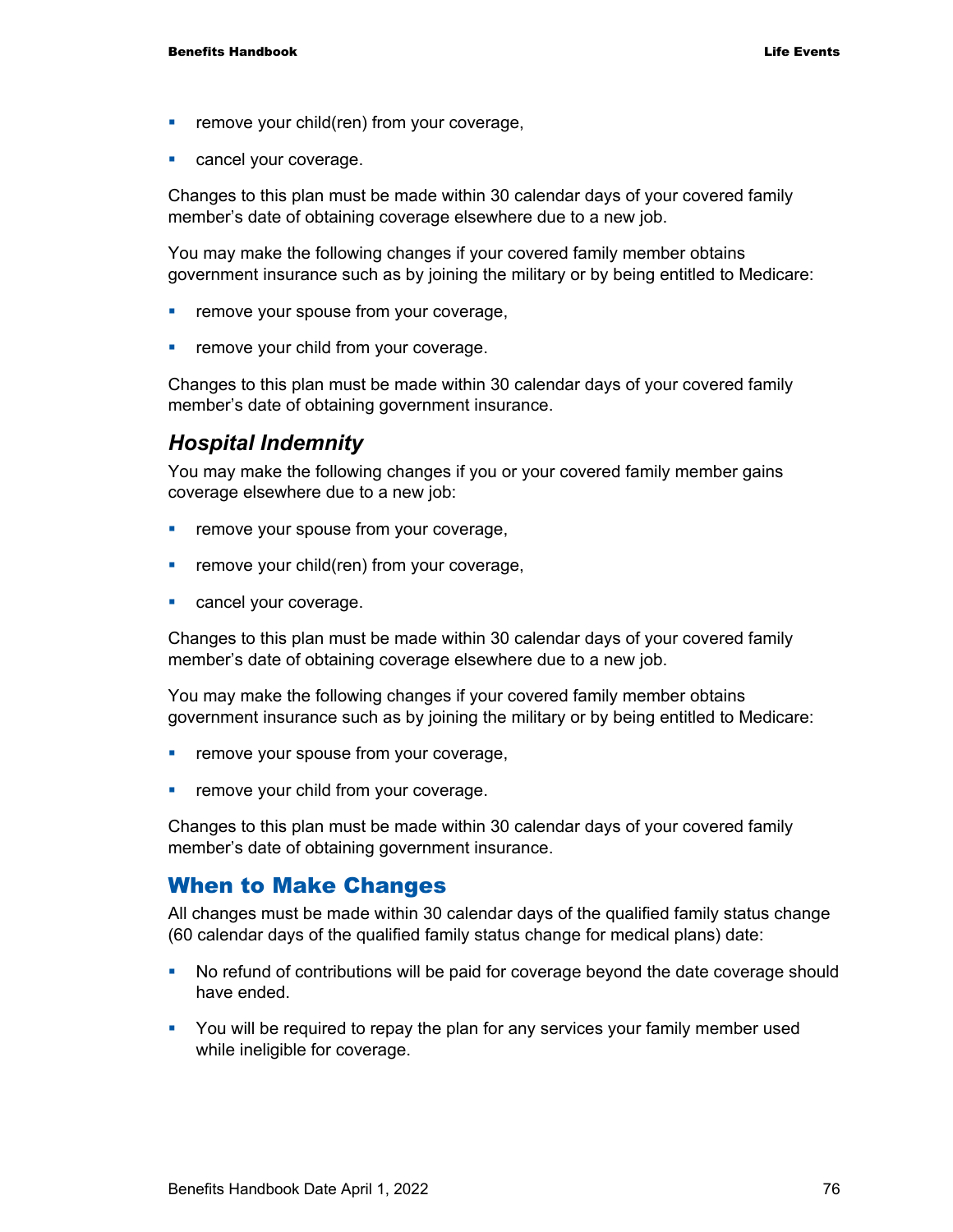- remove your child(ren) from your coverage,
- cancel your coverage.

Changes to this plan must be made within 30 calendar days of your covered family member's date of obtaining coverage elsewhere due to a new job.

You may make the following changes if your covered family member obtains government insurance such as by joining the military or by being entitled to Medicare:

- remove your spouse from your coverage,
- remove your child from your coverage.

Changes to this plan must be made within 30 calendar days of your covered family member's date of obtaining government insurance.

### *Hospital Indemnity*

You may make the following changes if you or your covered family member gains coverage elsewhere due to a new job:

- remove your spouse from your coverage,
- remove your child(ren) from your coverage,
- cancel your coverage.

Changes to this plan must be made within 30 calendar days of your covered family member's date of obtaining coverage elsewhere due to a new job.

You may make the following changes if your covered family member obtains government insurance such as by joining the military or by being entitled to Medicare:

- remove your spouse from your coverage,
- remove your child from your coverage.

Changes to this plan must be made within 30 calendar days of your covered family member's date of obtaining government insurance.

## When to Make Changes

All changes must be made within 30 calendar days of the qualified family status change (60 calendar days of the qualified family status change for medical plans) date:

- No refund of contributions will be paid for coverage beyond the date coverage should have ended.
- You will be required to repay the plan for any services your family member used while ineligible for coverage.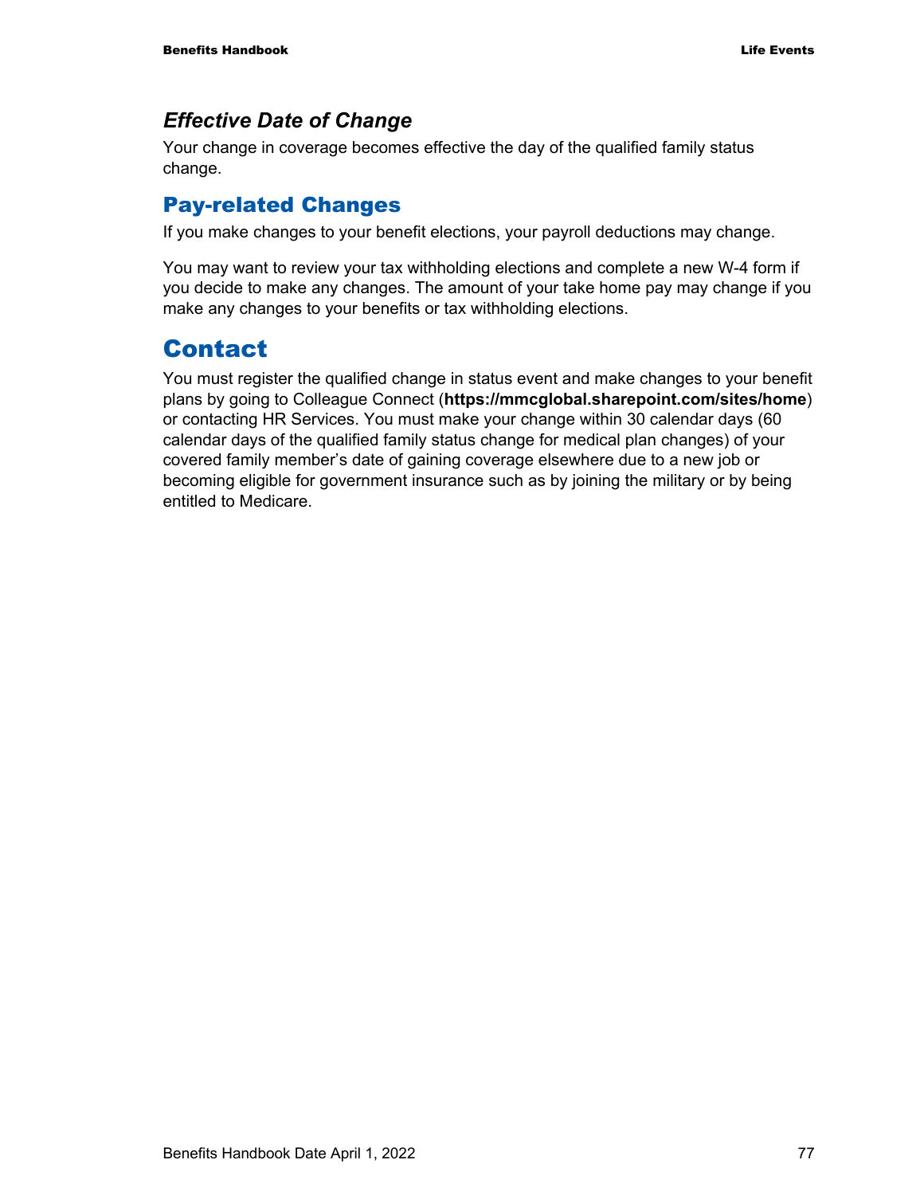### *Effective Date of Change*

Your change in coverage becomes effective the day of the qualified family status change.

## Pay-related Changes

If you make changes to your benefit elections, your payroll deductions may change.

You may want to review your tax withholding elections and complete a new W-4 form if you decide to make any changes. The amount of your take home pay may change if you make any changes to your benefits or tax withholding elections.

# Contact

You must register the qualified change in status event and make changes to your benefit plans by going to Colleague Connect (**https://mmcglobal.sharepoint.com/sites/home**) or contacting HR Services. You must make your change within 30 calendar days (60 calendar days of the qualified family status change for medical plan changes) of your covered family member's date of gaining coverage elsewhere due to a new job or becoming eligible for government insurance such as by joining the military or by being entitled to Medicare.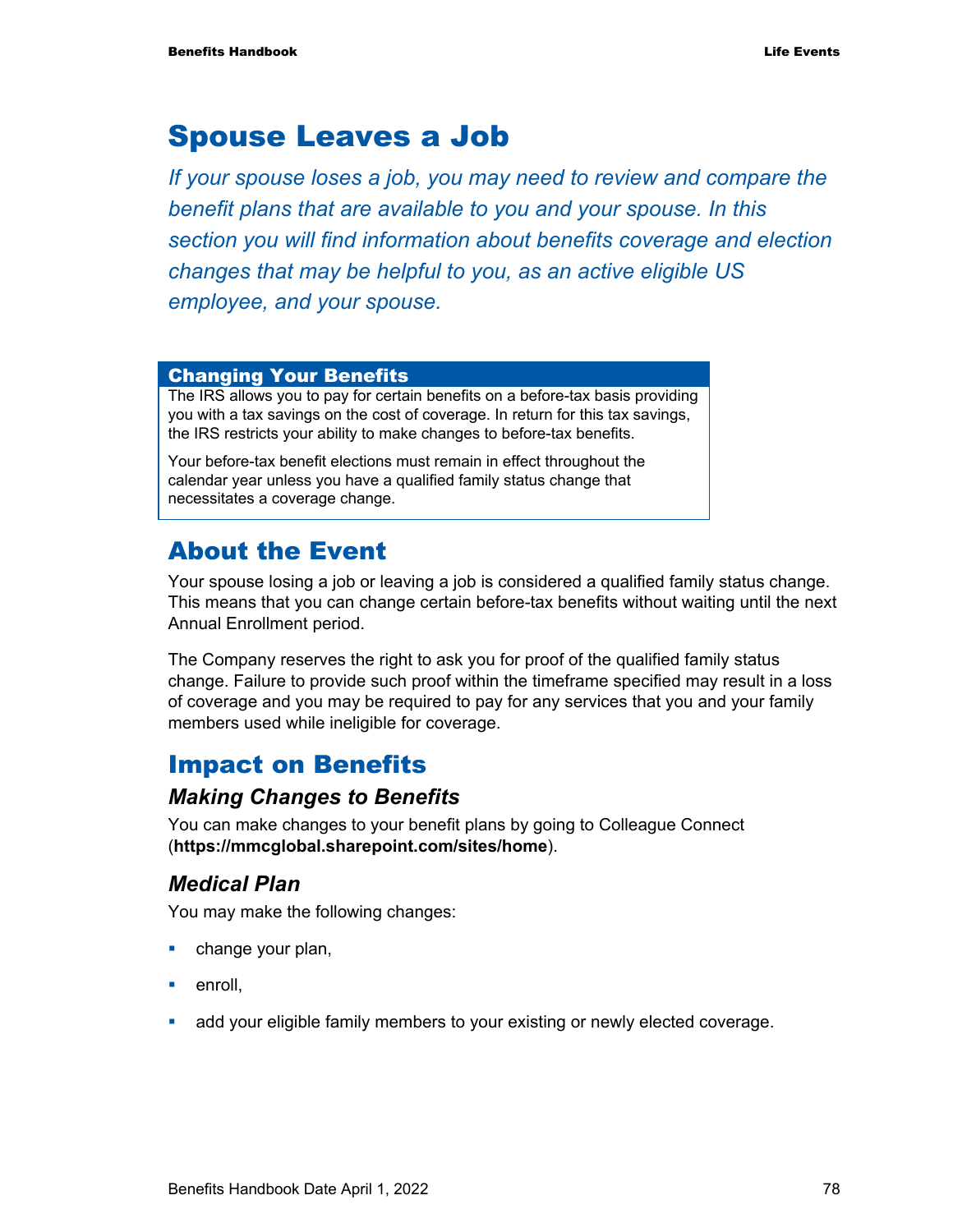# Spouse Leaves a Job

*If your spouse loses a job, you may need to review and compare the benefit plans that are available to you and your spouse. In this section you will find information about benefits coverage and election changes that may be helpful to you, as an active eligible US employee, and your spouse.*

> **Changing Your Benefits**
>
> The IRS allows you to pay for certain benefits on a before-tax basis providing you with a tax savings on the cost of coverage. In return for this tax savings, the IRS restricts your ability to make changes to before-tax benefits.
>
> Your before-tax benefit elections must remain in effect throughout the calendar year unless you have a qualified family status change that necessitates a coverage change.

## About the Event

Your spouse losing a job or leaving a job is considered a qualified family status change. This means that you can change certain before-tax benefits without waiting until the next Annual Enrollment period.

The Company reserves the right to ask you for proof of the qualified family status change. Failure to provide such proof within the timeframe specified may result in a loss of coverage and you may be required to pay for any services that you and your family members used while ineligible for coverage.

## Impact on Benefits

### *Making Changes to Benefits*

You can make changes to your benefit plans by going to Colleague Connect (**https://mmcglobal.sharepoint.com/sites/home**).

### *Medical Plan*

You may make the following changes:

- change your plan,
- enroll,
- add your eligible family members to your existing or newly elected coverage.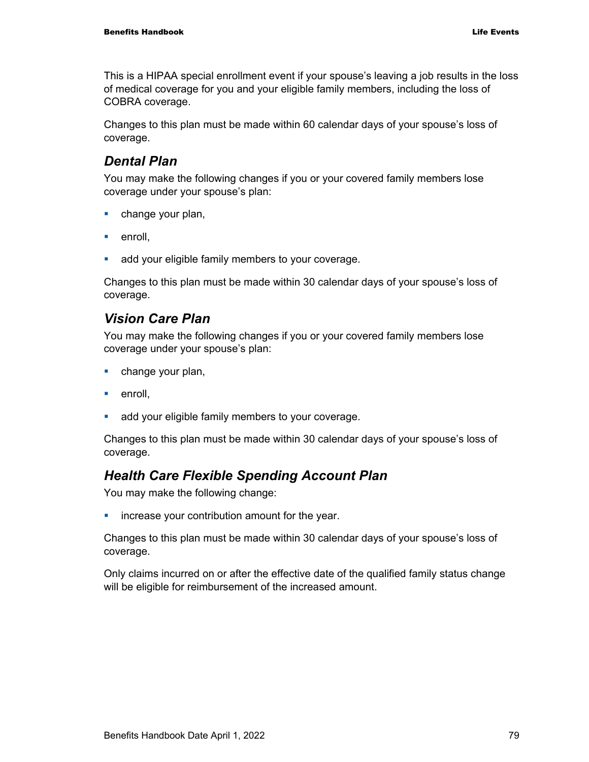This is a HIPAA special enrollment event if your spouse's leaving a job results in the loss of medical coverage for you and your eligible family members, including the loss of COBRA coverage.

Changes to this plan must be made within 60 calendar days of your spouse's loss of coverage.

## *Dental Plan*

You may make the following changes if you or your covered family members lose coverage under your spouse's plan:

- change your plan,
- enroll,
- add your eligible family members to your coverage.

Changes to this plan must be made within 30 calendar days of your spouse's loss of coverage.

## *Vision Care Plan*

You may make the following changes if you or your covered family members lose coverage under your spouse's plan:

- change your plan,
- enroll,
- add your eligible family members to your coverage.

Changes to this plan must be made within 30 calendar days of your spouse's loss of coverage.

## *Health Care Flexible Spending Account Plan*

You may make the following change:

- increase your contribution amount for the year.

Changes to this plan must be made within 30 calendar days of your spouse's loss of coverage.

Only claims incurred on or after the effective date of the qualified family status change will be eligible for reimbursement of the increased amount.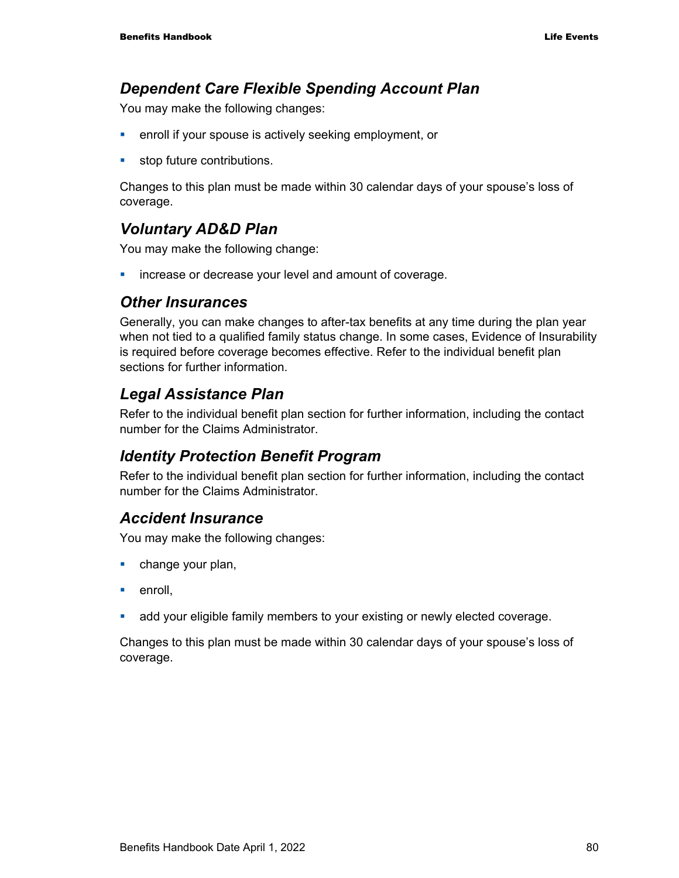### *Dependent Care Flexible Spending Account Plan*

You may make the following changes:

- enroll if your spouse is actively seeking employment, or
- stop future contributions.

Changes to this plan must be made within 30 calendar days of your spouse's loss of coverage.

### *Voluntary AD&D Plan*

You may make the following change:

- increase or decrease your level and amount of coverage.

### *Other Insurances*

Generally, you can make changes to after-tax benefits at any time during the plan year when not tied to a qualified family status change. In some cases, Evidence of Insurability is required before coverage becomes effective. Refer to the individual benefit plan sections for further information.

### *Legal Assistance Plan*

Refer to the individual benefit plan section for further information, including the contact number for the Claims Administrator.

### *Identity Protection Benefit Program*

Refer to the individual benefit plan section for further information, including the contact number for the Claims Administrator.

### *Accident Insurance*

You may make the following changes:

- change your plan,
- enroll,
- add your eligible family members to your existing or newly elected coverage.

Changes to this plan must be made within 30 calendar days of your spouse's loss of coverage.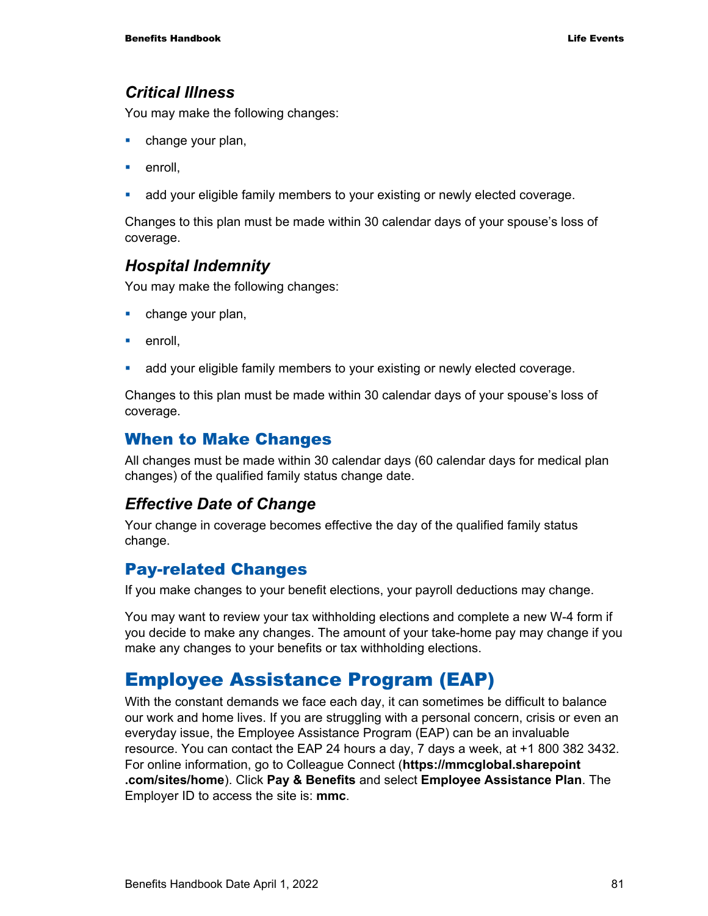### Critical Illness

You may make the following changes:

- change your plan,
- enroll,
- add your eligible family members to your existing or newly elected coverage.

Changes to this plan must be made within 30 calendar days of your spouse's loss of coverage.

### Hospital Indemnity

You may make the following changes:

- change your plan,
- enroll,
- add your eligible family members to your existing or newly elected coverage.

Changes to this plan must be made within 30 calendar days of your spouse's loss of coverage.

## When to Make Changes

All changes must be made within 30 calendar days (60 calendar days for medical plan changes) of the qualified family status change date.

### Effective Date of Change

Your change in coverage becomes effective the day of the qualified family status change.

## Pay-related Changes

If you make changes to your benefit elections, your payroll deductions may change.

You may want to review your tax withholding elections and complete a new W-4 form if you decide to make any changes. The amount of your take-home pay may change if you make any changes to your benefits or tax withholding elections.

# Employee Assistance Program (EAP)

With the constant demands we face each day, it can sometimes be difficult to balance our work and home lives. If you are struggling with a personal concern, crisis or even an everyday issue, the Employee Assistance Program (EAP) can be an invaluable resource. You can contact the EAP 24 hours a day, 7 days a week, at +1 800 382 3432. For online information, go to Colleague Connect (**https://mmcglobal.sharepoint.com/sites/home**). Click **Pay & Benefits** and select **Employee Assistance Plan**. The Employer ID to access the site is: **mmc**.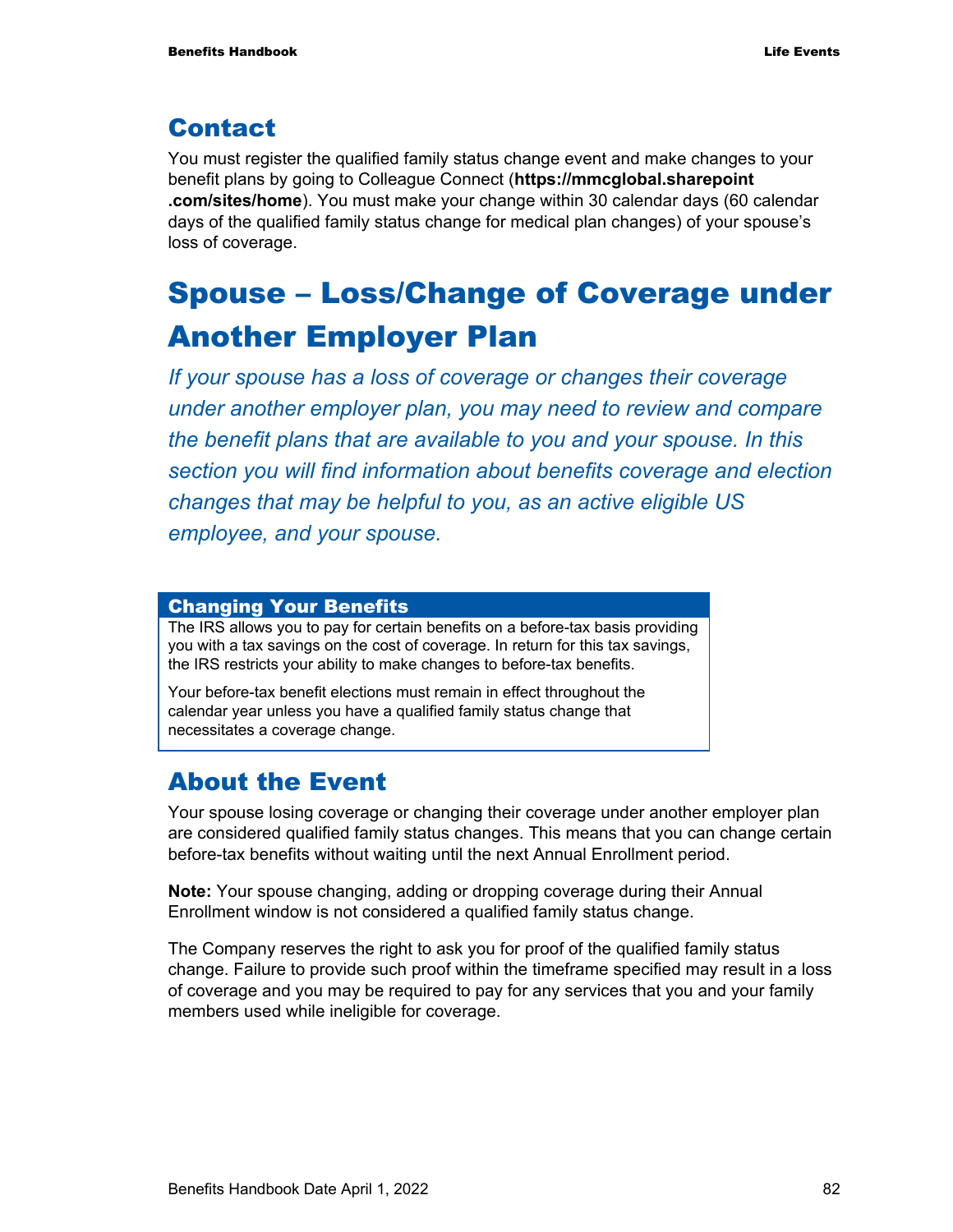## Contact

You must register the qualified family status change event and make changes to your benefit plans by going to Colleague Connect (**https://mmcglobal.sharepoint.com/sites/home**). You must make your change within 30 calendar days (60 calendar days of the qualified family status change for medical plan changes) of your spouse's loss of coverage.

# Spouse – Loss/Change of Coverage under Another Employer Plan

*If your spouse has a loss of coverage or changes their coverage under another employer plan, you may need to review and compare the benefit plans that are available to you and your spouse. In this section you will find information about benefits coverage and election changes that may be helpful to you, as an active eligible US employee, and your spouse.*

| Changing Your Benefits |
| --- |
| The IRS allows you to pay for certain benefits on a before-tax basis providing you with a tax savings on the cost of coverage. In return for this tax savings, the IRS restricts your ability to make changes to before-tax benefits.<br><br>Your before-tax benefit elections must remain in effect throughout the calendar year unless you have a qualified family status change that necessitates a coverage change. |

## About the Event

Your spouse losing coverage or changing their coverage under another employer plan are considered qualified family status changes. This means that you can change certain before-tax benefits without waiting until the next Annual Enrollment period.

**Note:** Your spouse changing, adding or dropping coverage during their Annual Enrollment window is not considered a qualified family status change.

The Company reserves the right to ask you for proof of the qualified family status change. Failure to provide such proof within the timeframe specified may result in a loss of coverage and you may be required to pay for any services that you and your family members used while ineligible for coverage.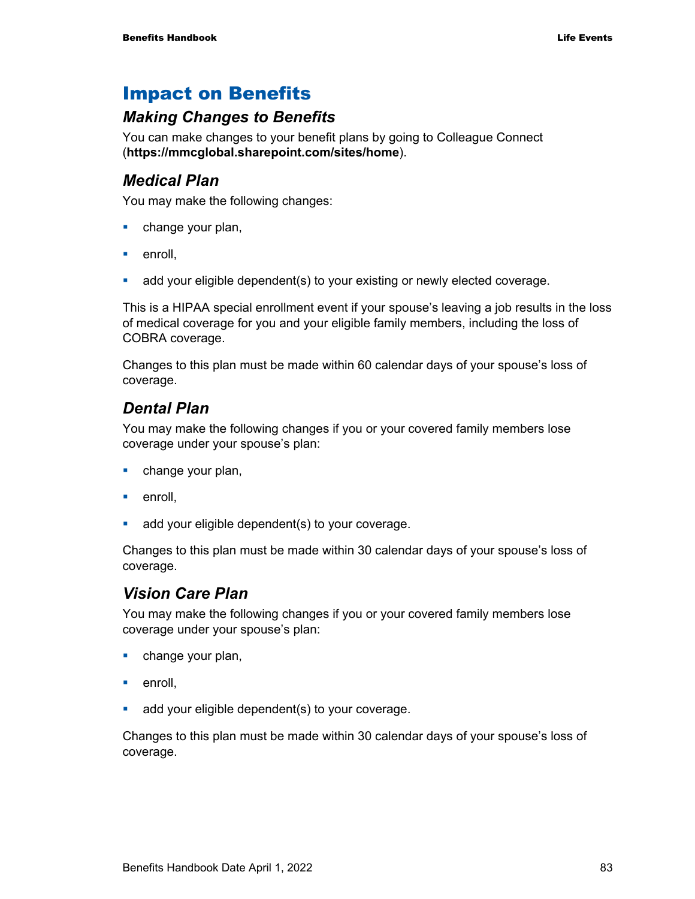# Impact on Benefits

## *Making Changes to Benefits*

You can make changes to your benefit plans by going to Colleague Connect (**https://mmcglobal.sharepoint.com/sites/home**).

## *Medical Plan*

You may make the following changes:

- change your plan,
- enroll,
- add your eligible dependent(s) to your existing or newly elected coverage.

This is a HIPAA special enrollment event if your spouse's leaving a job results in the loss of medical coverage for you and your eligible family members, including the loss of COBRA coverage.

Changes to this plan must be made within 60 calendar days of your spouse's loss of coverage.

## *Dental Plan*

You may make the following changes if you or your covered family members lose coverage under your spouse's plan:

- change your plan,
- enroll,
- add your eligible dependent(s) to your coverage.

Changes to this plan must be made within 30 calendar days of your spouse's loss of coverage.

## *Vision Care Plan*

You may make the following changes if you or your covered family members lose coverage under your spouse's plan:

- change your plan,
- enroll,
- add your eligible dependent(s) to your coverage.

Changes to this plan must be made within 30 calendar days of your spouse's loss of coverage.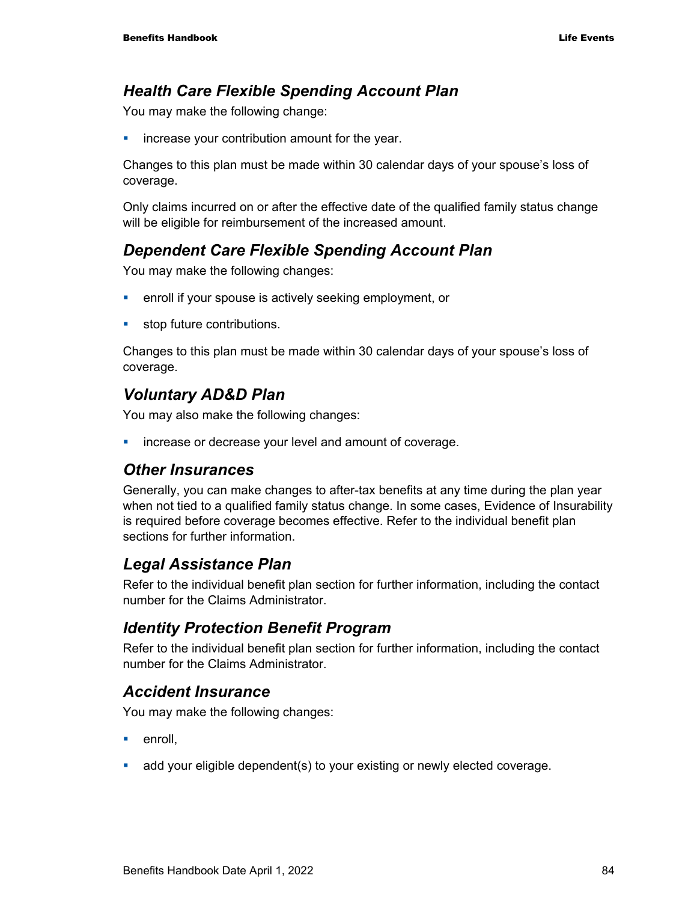### *Health Care Flexible Spending Account Plan*

You may make the following change:

- increase your contribution amount for the year.

Changes to this plan must be made within 30 calendar days of your spouse's loss of coverage.

Only claims incurred on or after the effective date of the qualified family status change will be eligible for reimbursement of the increased amount.

### *Dependent Care Flexible Spending Account Plan*

You may make the following changes:

- enroll if your spouse is actively seeking employment, or
- stop future contributions.

Changes to this plan must be made within 30 calendar days of your spouse's loss of coverage.

### *Voluntary AD&D Plan*

You may also make the following changes:

- increase or decrease your level and amount of coverage.

### *Other Insurances*

Generally, you can make changes to after-tax benefits at any time during the plan year when not tied to a qualified family status change. In some cases, Evidence of Insurability is required before coverage becomes effective. Refer to the individual benefit plan sections for further information.

### *Legal Assistance Plan*

Refer to the individual benefit plan section for further information, including the contact number for the Claims Administrator.

### *Identity Protection Benefit Program*

Refer to the individual benefit plan section for further information, including the contact number for the Claims Administrator.

### *Accident Insurance*

You may make the following changes:

- enroll,
- add your eligible dependent(s) to your existing or newly elected coverage.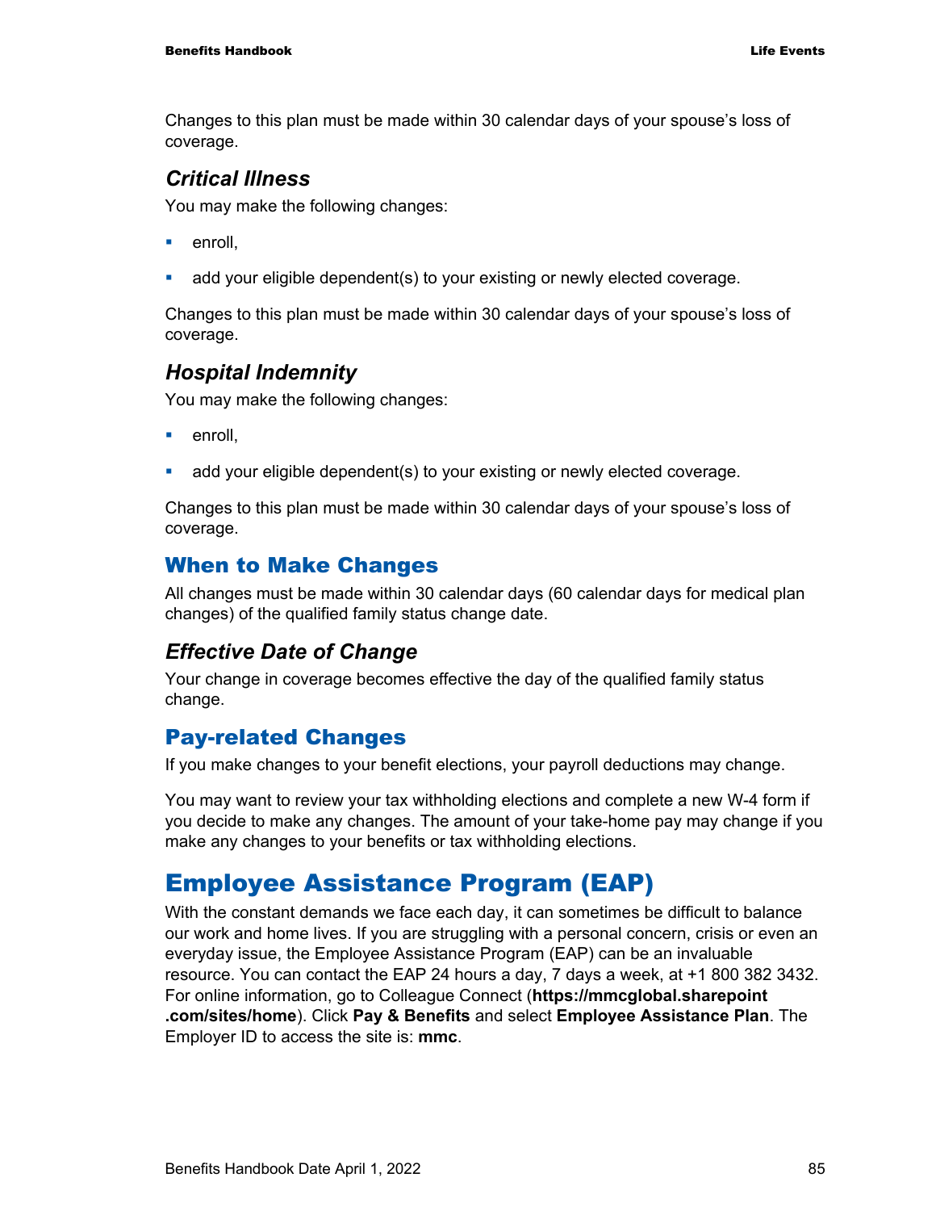Changes to this plan must be made within 30 calendar days of your spouse's loss of coverage.

### *Critical Illness*

You may make the following changes:

- enroll,
- add your eligible dependent(s) to your existing or newly elected coverage.

Changes to this plan must be made within 30 calendar days of your spouse's loss of coverage.

### *Hospital Indemnity*

You may make the following changes:

- enroll,
- add your eligible dependent(s) to your existing or newly elected coverage.

Changes to this plan must be made within 30 calendar days of your spouse's loss of coverage.

## When to Make Changes

All changes must be made within 30 calendar days (60 calendar days for medical plan changes) of the qualified family status change date.

### *Effective Date of Change*

Your change in coverage becomes effective the day of the qualified family status change.

## Pay-related Changes

If you make changes to your benefit elections, your payroll deductions may change.

You may want to review your tax withholding elections and complete a new W-4 form if you decide to make any changes. The amount of your take-home pay may change if you make any changes to your benefits or tax withholding elections.

# Employee Assistance Program (EAP)

With the constant demands we face each day, it can sometimes be difficult to balance our work and home lives. If you are struggling with a personal concern, crisis or even an everyday issue, the Employee Assistance Program (EAP) can be an invaluable resource. You can contact the EAP 24 hours a day, 7 days a week, at +1 800 382 3432. For online information, go to Colleague Connect (**https://mmcglobal.sharepoint.com/sites/home**). Click **Pay & Benefits** and select **Employee Assistance Plan**. The Employer ID to access the site is: **mmc**.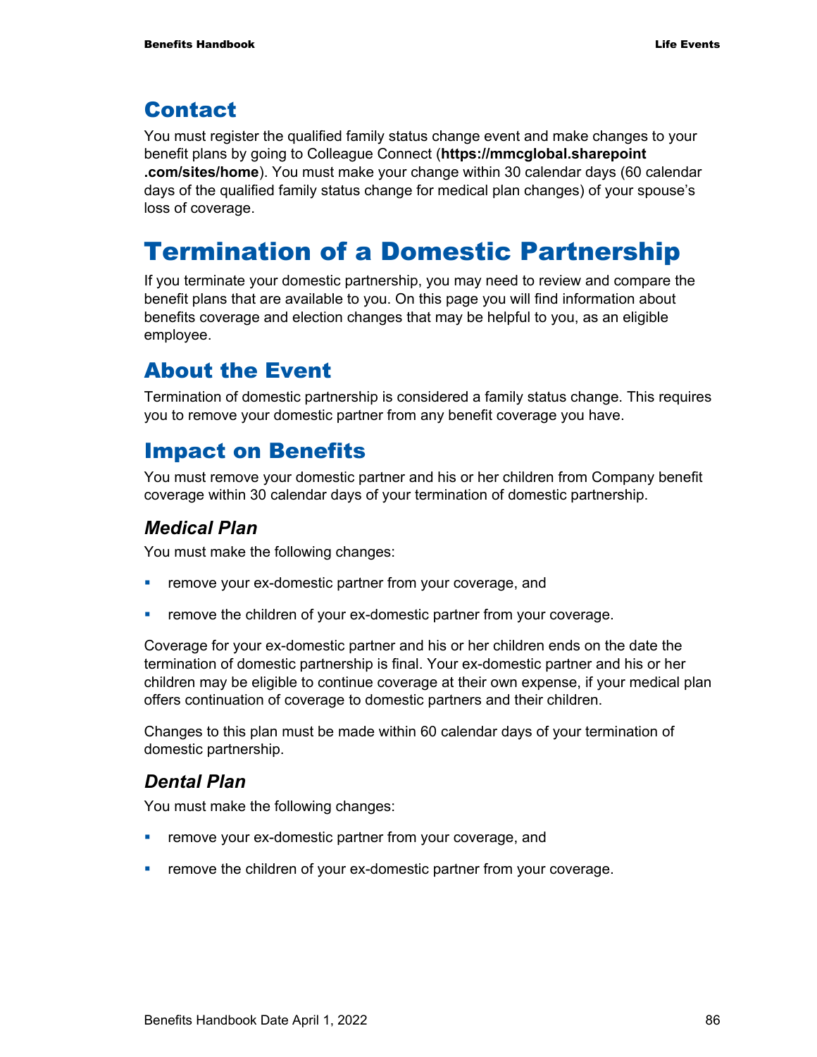## Contact

You must register the qualified family status change event and make changes to your benefit plans by going to Colleague Connect (**https://mmcglobal.sharepoint .com/sites/home**). You must make your change within 30 calendar days (60 calendar days of the qualified family status change for medical plan changes) of your spouse's loss of coverage.

# Termination of a Domestic Partnership

If you terminate your domestic partnership, you may need to review and compare the benefit plans that are available to you. On this page you will find information about benefits coverage and election changes that may be helpful to you, as an eligible employee.

## About the Event

Termination of domestic partnership is considered a family status change. This requires you to remove your domestic partner from any benefit coverage you have.

## Impact on Benefits

You must remove your domestic partner and his or her children from Company benefit coverage within 30 calendar days of your termination of domestic partnership.

### *Medical Plan*

You must make the following changes:

- remove your ex-domestic partner from your coverage, and
- remove the children of your ex-domestic partner from your coverage.

Coverage for your ex-domestic partner and his or her children ends on the date the termination of domestic partnership is final. Your ex-domestic partner and his or her children may be eligible to continue coverage at their own expense, if your medical plan offers continuation of coverage to domestic partners and their children.

Changes to this plan must be made within 60 calendar days of your termination of domestic partnership.

### *Dental Plan*

You must make the following changes:

- remove your ex-domestic partner from your coverage, and
- remove the children of your ex-domestic partner from your coverage.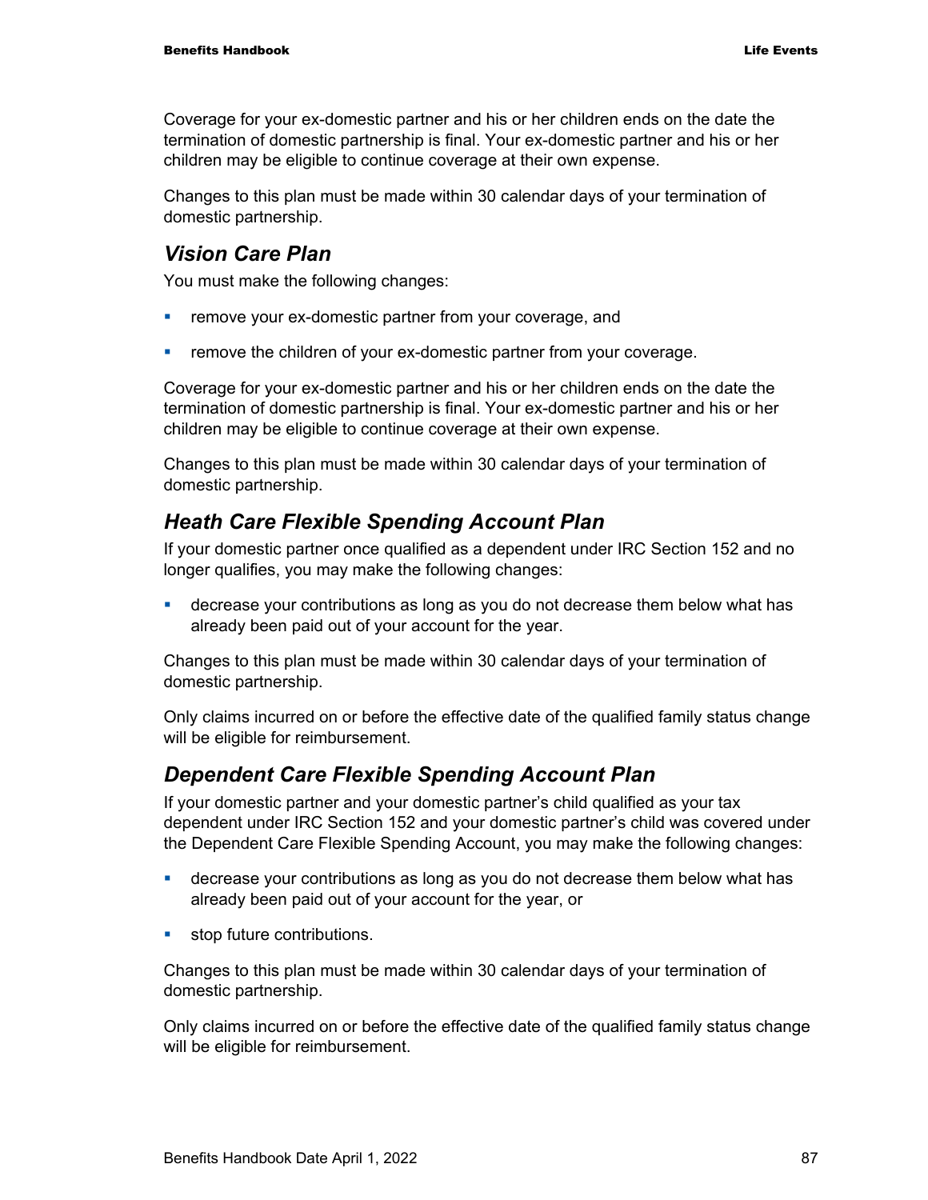Coverage for your ex-domestic partner and his or her children ends on the date the termination of domestic partnership is final. Your ex-domestic partner and his or her children may be eligible to continue coverage at their own expense.

Changes to this plan must be made within 30 calendar days of your termination of domestic partnership.

## *Vision Care Plan*

You must make the following changes:

- remove your ex-domestic partner from your coverage, and
- remove the children of your ex-domestic partner from your coverage.

Coverage for your ex-domestic partner and his or her children ends on the date the termination of domestic partnership is final. Your ex-domestic partner and his or her children may be eligible to continue coverage at their own expense.

Changes to this plan must be made within 30 calendar days of your termination of domestic partnership.

## *Heath Care Flexible Spending Account Plan*

If your domestic partner once qualified as a dependent under IRC Section 152 and no longer qualifies, you may make the following changes:

- decrease your contributions as long as you do not decrease them below what has already been paid out of your account for the year.

Changes to this plan must be made within 30 calendar days of your termination of domestic partnership.

Only claims incurred on or before the effective date of the qualified family status change will be eligible for reimbursement.

## *Dependent Care Flexible Spending Account Plan*

If your domestic partner and your domestic partner's child qualified as your tax dependent under IRC Section 152 and your domestic partner's child was covered under the Dependent Care Flexible Spending Account, you may make the following changes:

- decrease your contributions as long as you do not decrease them below what has already been paid out of your account for the year, or
- stop future contributions.

Changes to this plan must be made within 30 calendar days of your termination of domestic partnership.

Only claims incurred on or before the effective date of the qualified family status change will be eligible for reimbursement.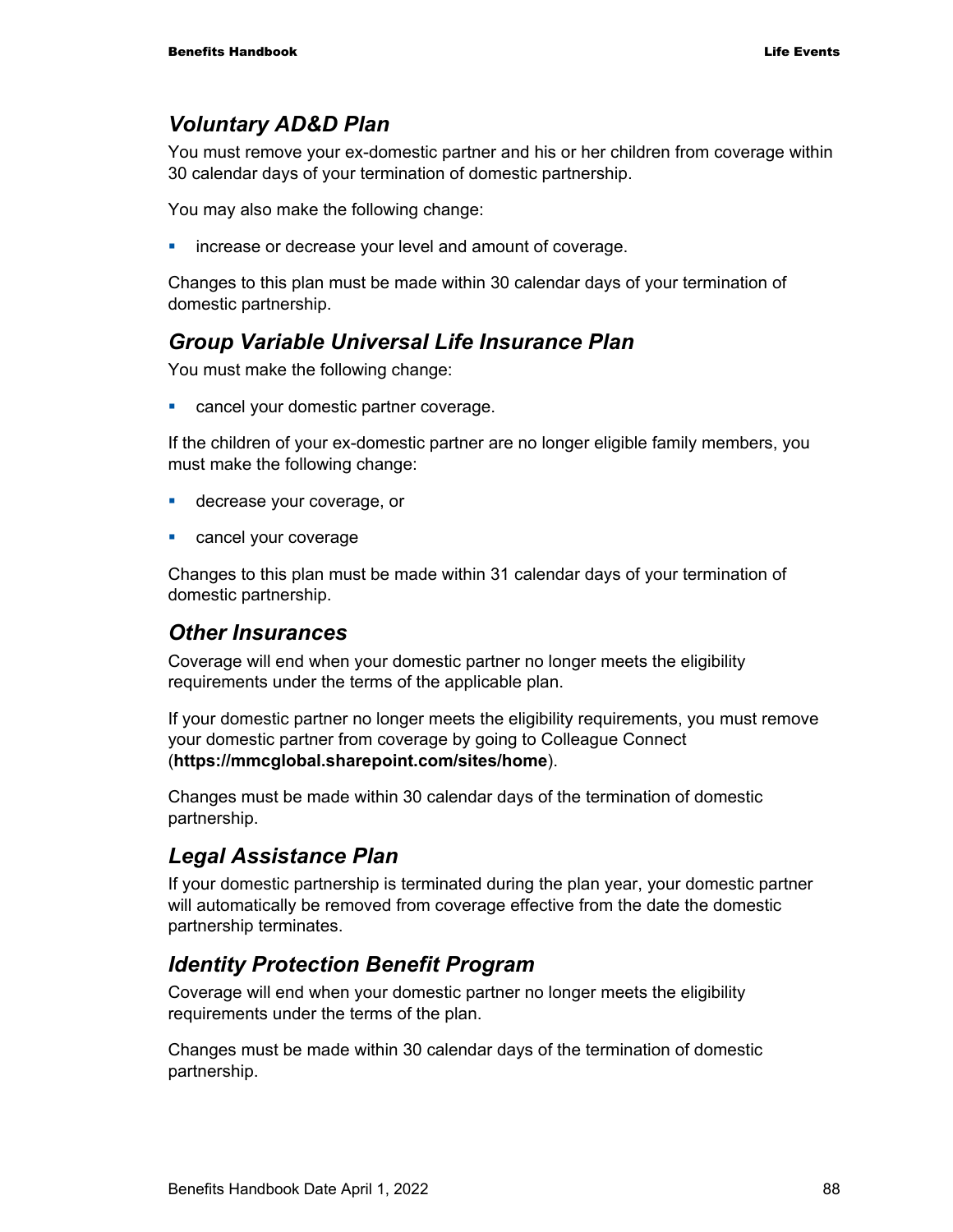## *Voluntary AD&D Plan*

You must remove your ex-domestic partner and his or her children from coverage within 30 calendar days of your termination of domestic partnership.

You may also make the following change:

- increase or decrease your level and amount of coverage.

Changes to this plan must be made within 30 calendar days of your termination of domestic partnership.

## *Group Variable Universal Life Insurance Plan*

You must make the following change:

- cancel your domestic partner coverage.

If the children of your ex-domestic partner are no longer eligible family members, you must make the following change:

- decrease your coverage, or
- cancel your coverage

Changes to this plan must be made within 31 calendar days of your termination of domestic partnership.

## *Other Insurances*

Coverage will end when your domestic partner no longer meets the eligibility requirements under the terms of the applicable plan.

If your domestic partner no longer meets the eligibility requirements, you must remove your domestic partner from coverage by going to Colleague Connect (**https://mmcglobal.sharepoint.com/sites/home**).

Changes must be made within 30 calendar days of the termination of domestic partnership.

## *Legal Assistance Plan*

If your domestic partnership is terminated during the plan year, your domestic partner will automatically be removed from coverage effective from the date the domestic partnership terminates.

## *Identity Protection Benefit Program*

Coverage will end when your domestic partner no longer meets the eligibility requirements under the terms of the plan.

Changes must be made within 30 calendar days of the termination of domestic partnership.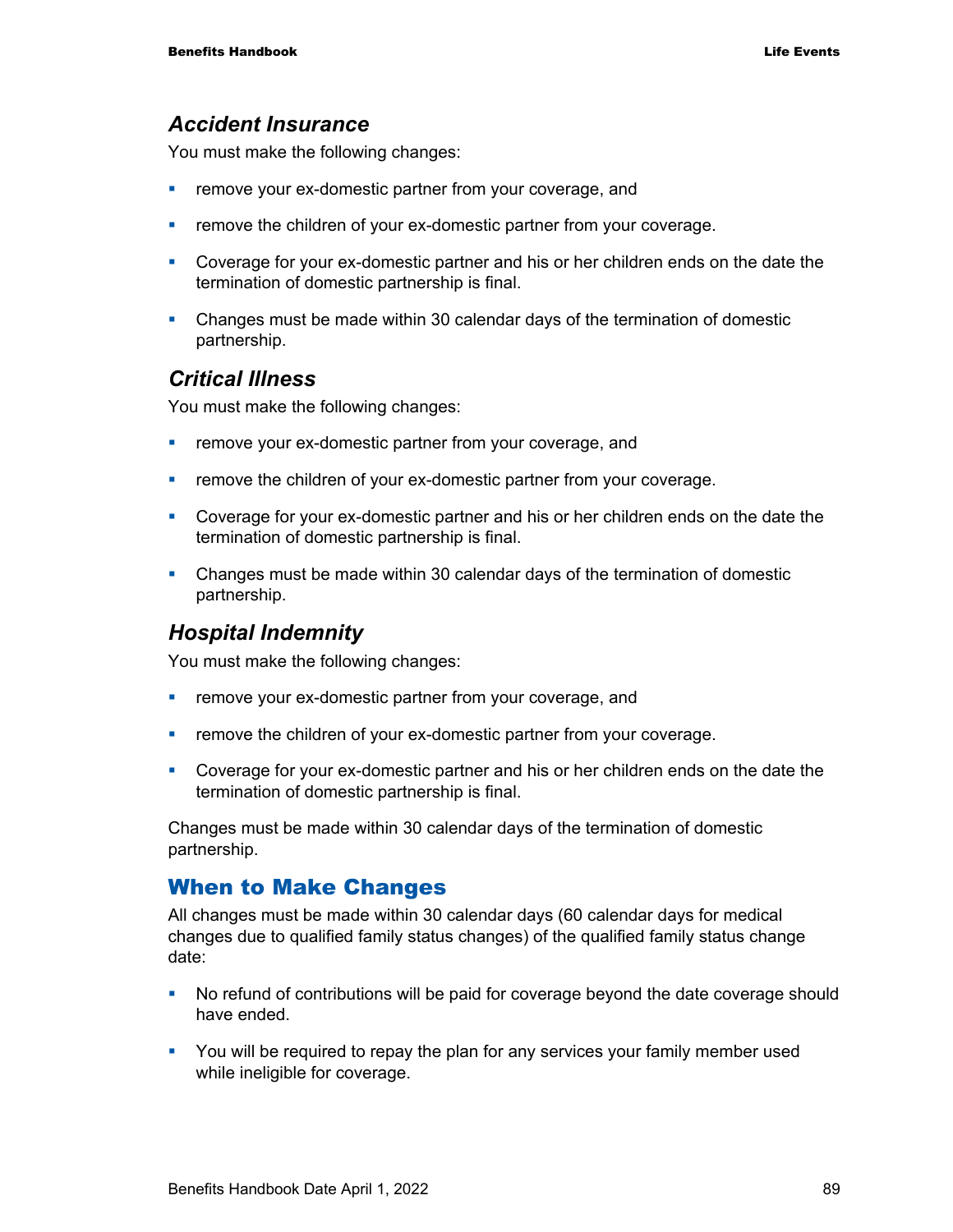### *Accident Insurance*

You must make the following changes:

- remove your ex-domestic partner from your coverage, and
- remove the children of your ex-domestic partner from your coverage.
- Coverage for your ex-domestic partner and his or her children ends on the date the termination of domestic partnership is final.
- Changes must be made within 30 calendar days of the termination of domestic partnership.

### *Critical Illness*

You must make the following changes:

- remove your ex-domestic partner from your coverage, and
- remove the children of your ex-domestic partner from your coverage.
- Coverage for your ex-domestic partner and his or her children ends on the date the termination of domestic partnership is final.
- Changes must be made within 30 calendar days of the termination of domestic partnership.

### *Hospital Indemnity*

You must make the following changes:

- remove your ex-domestic partner from your coverage, and
- remove the children of your ex-domestic partner from your coverage.
- Coverage for your ex-domestic partner and his or her children ends on the date the termination of domestic partnership is final.

Changes must be made within 30 calendar days of the termination of domestic partnership.

## When to Make Changes

All changes must be made within 30 calendar days (60 calendar days for medical changes due to qualified family status changes) of the qualified family status change date:

- No refund of contributions will be paid for coverage beyond the date coverage should have ended.
- You will be required to repay the plan for any services your family member used while ineligible for coverage.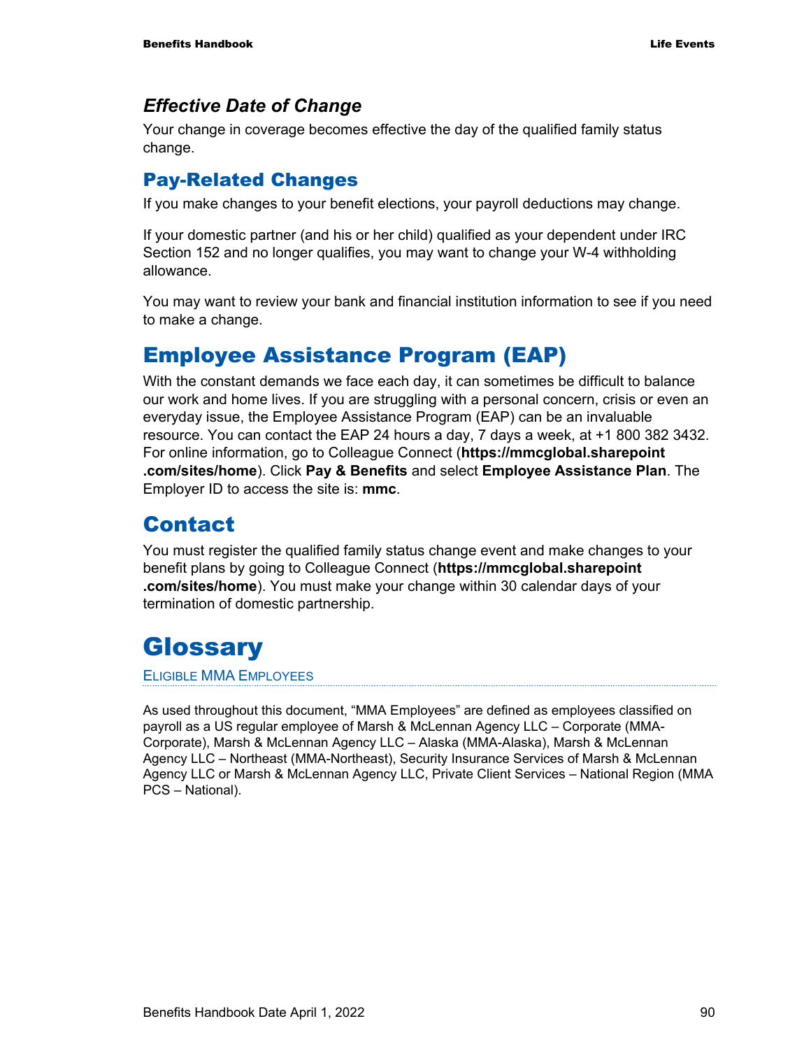### *Effective Date of Change*

Your change in coverage becomes effective the day of the qualified family status change.

## Pay-Related Changes

If you make changes to your benefit elections, your payroll deductions may change.

If your domestic partner (and his or her child) qualified as your dependent under IRC Section 152 and no longer qualifies, you may want to change your W-4 withholding allowance.

You may want to review your bank and financial institution information to see if you need to make a change.

# Employee Assistance Program (EAP)

With the constant demands we face each day, it can sometimes be difficult to balance our work and home lives. If you are struggling with a personal concern, crisis or even an everyday issue, the Employee Assistance Program (EAP) can be an invaluable resource. You can contact the EAP 24 hours a day, 7 days a week, at +1 800 382 3432. For online information, go to Colleague Connect (**https://mmcglobal.sharepoint.com/sites/home**). Click **Pay & Benefits** and select **Employee Assistance Plan**. The Employer ID to access the site is: **mmc**.

# Contact

You must register the qualified family status change event and make changes to your benefit plans by going to Colleague Connect (**https://mmcglobal.sharepoint.com/sites/home**). You must make your change within 30 calendar days of your termination of domestic partnership.

# Glossary

ELIGIBLE MMA EMPLOYEES

As used throughout this document, "MMA Employees" are defined as employees classified on payroll as a US regular employee of Marsh & McLennan Agency LLC – Corporate (MMA-Corporate), Marsh & McLennan Agency LLC – Alaska (MMA-Alaska), Marsh & McLennan Agency LLC – Northeast (MMA-Northeast), Security Insurance Services of Marsh & McLennan Agency LLC or Marsh & McLennan Agency LLC, Private Client Services – National Region (MMA PCS – National).